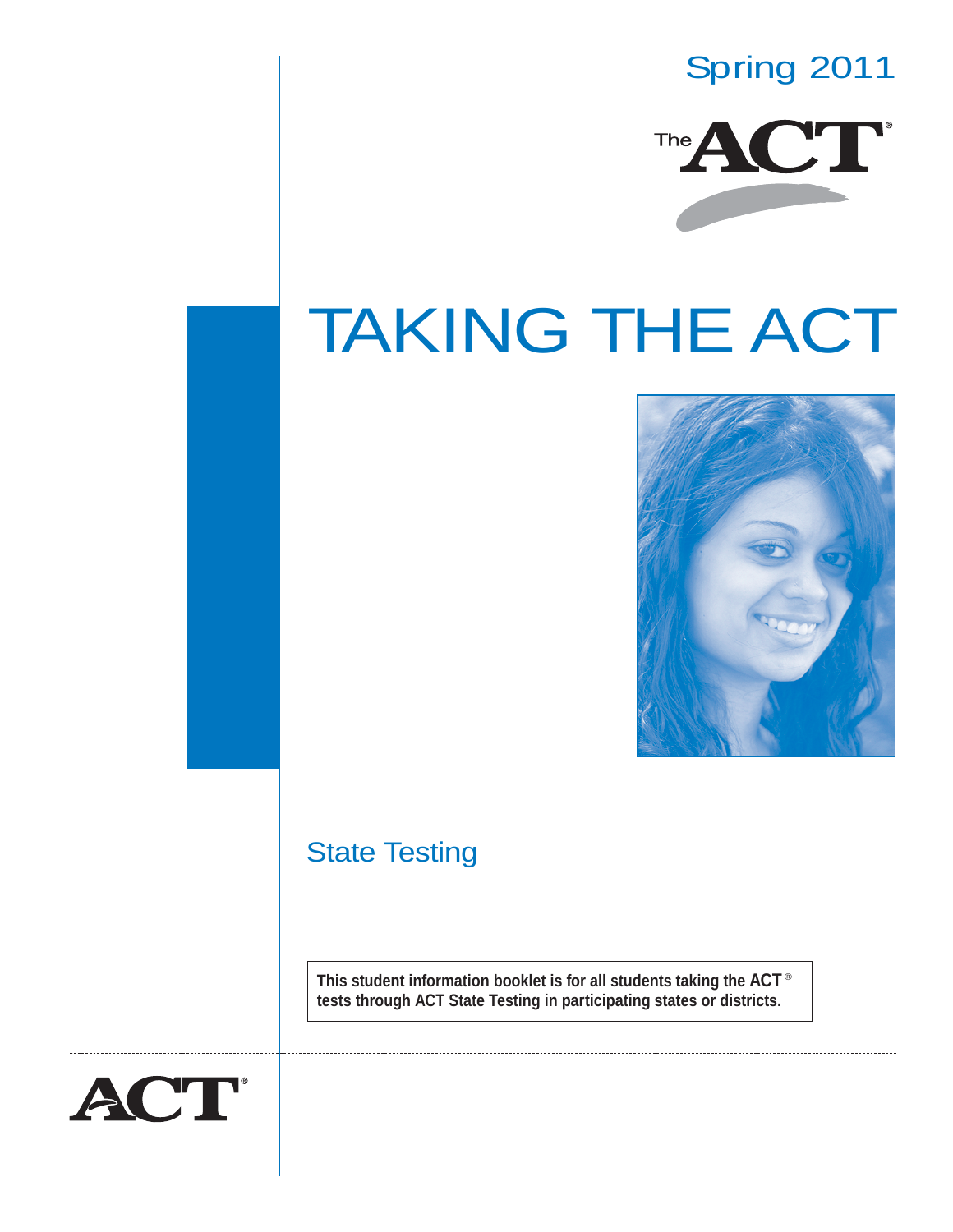Spring 2011

The ACT®

# TAKING THE ACT

## State Testing

**This student information booklet is for all students taking the ACT® tests through ACT State Testing in participating states or districts.**

ACT®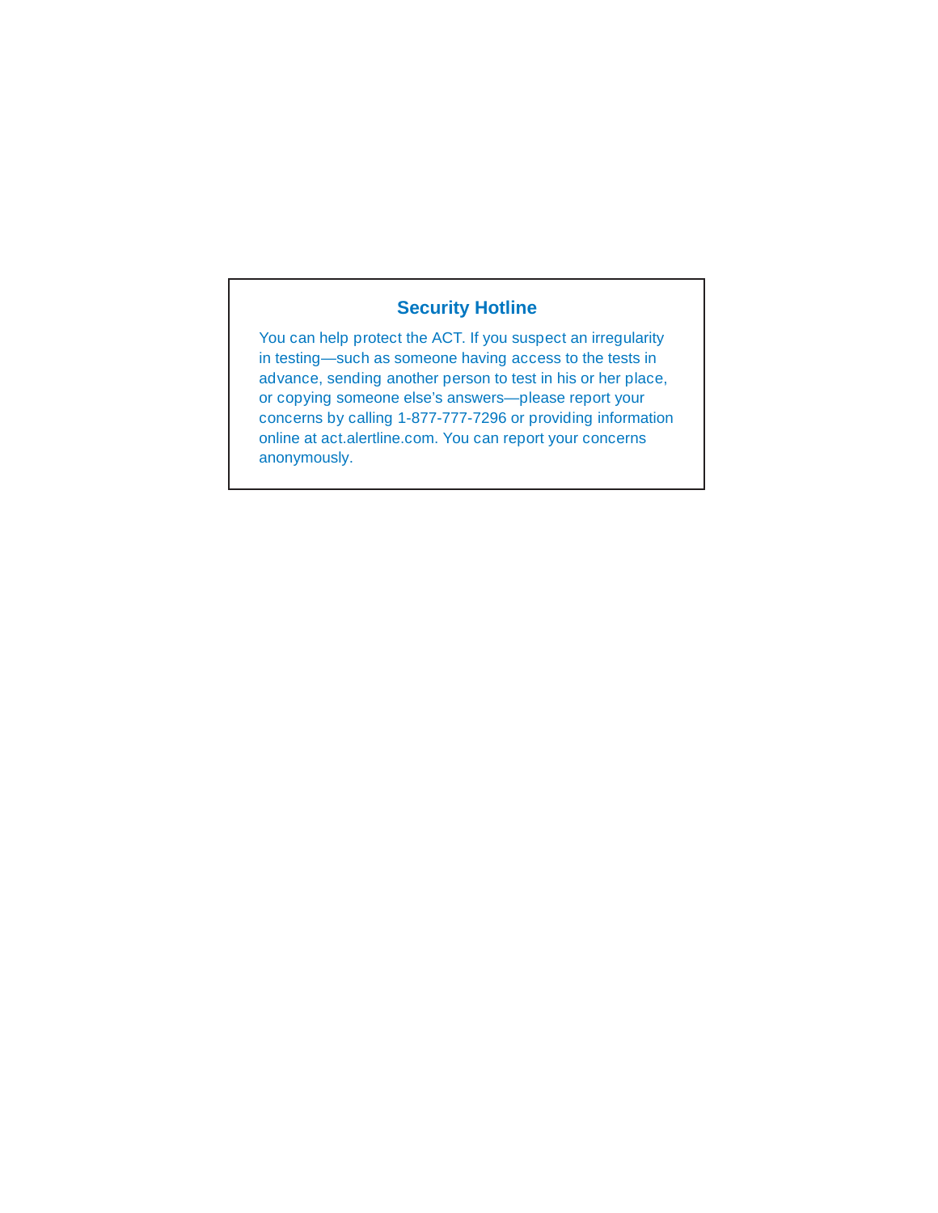## Security Hotline

You can help protect the ACT. If you suspect an irregularity in testing—such as someone having access to the tests in advance, sending another person to test in his or her place, or copying someone else's answers—please report your concerns by calling 1-877-777-7296 or providing information online at act.alertline.com. You can report your concerns anonymously.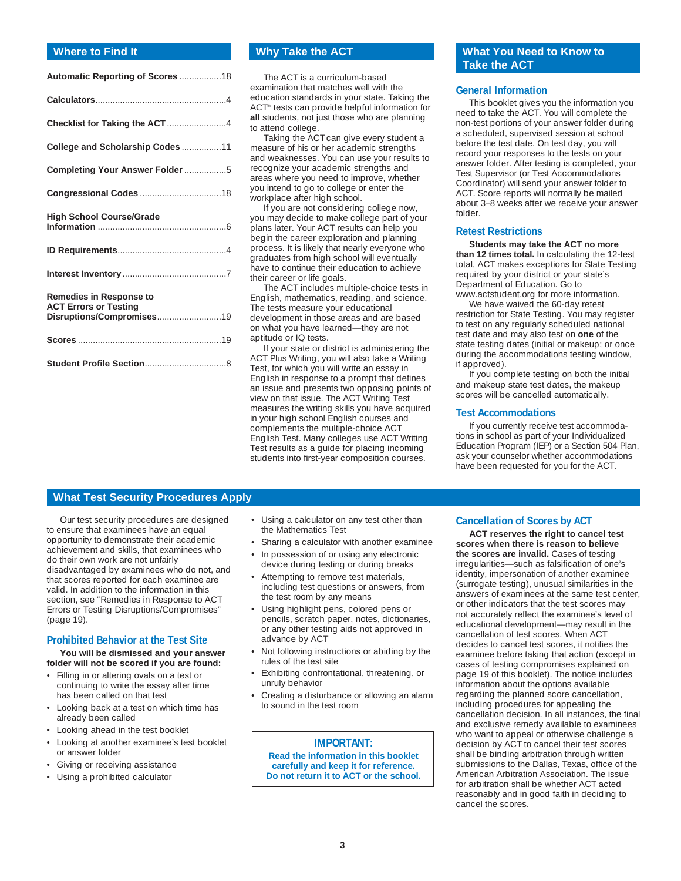## Where to Find It

| | |
|---|---|
| **Automatic Reporting of Scores** | 18 |
| **Calculators** | 4 |
| **Checklist for Taking the ACT** | 4 |
| **College and Scholarship Codes** | 11 |
| **Completing Your Answer Folder** | 5 |
| **Congressional Codes** | 18 |
| **High School Course/Grade Information** | 6 |
| **ID Requirements** | 4 |
| **Interest Inventory** | 7 |
| **Remedies in Response to ACT Errors or Testing Disruptions/Compromises** | 19 |
| **Scores** | 19 |
| **Student Profile Section** | 8 |

## Why Take the ACT

The ACT is a curriculum-based examination that matches well with the education standards in your state. Taking the ACT® tests can provide helpful information for **all** students, not just those who are planning to attend college.

Taking the ACT can give every student a measure of his or her academic strengths and weaknesses. You can use your results to recognize your academic strengths and areas where you need to improve, whether you intend to go to college or enter the workplace after high school.

If you are not considering college now, you may decide to make college part of your plans later. Your ACT results can help you begin the career exploration and planning process. It is likely that nearly everyone who graduates from high school will eventually have to continue their education to achieve their career or life goals.

The ACT includes multiple-choice tests in English, mathematics, reading, and science. The tests measure your educational development in those areas and are based on what you have learned—they are not aptitude or IQ tests.

If your state or district is administering the ACT Plus Writing, you will also take a Writing Test, for which you will write an essay in English in response to a prompt that defines an issue and presents two opposing points of view on that issue. The ACT Writing Test measures the writing skills you have acquired in your high school English courses and complements the multiple-choice ACT English Test. Many colleges use ACT Writing Test results as a guide for placing incoming students into first-year composition courses.

## What You Need to Know to Take the ACT

### General Information

This booklet gives you the information you need to take the ACT. You will complete the non-test portions of your answer folder during a scheduled, supervised session at school before the test date. On test day, you will record your responses to the tests on your answer folder. After testing is completed, your Test Supervisor (or Test Accommodations Coordinator) will send your answer folder to ACT. Score reports will normally be mailed about 3–8 weeks after we receive your answer folder.

### Retest Restrictions

**Students may take the ACT no more than 12 times total.** In calculating the 12-test total, ACT makes exceptions for State Testing required by your district or your state's Department of Education. Go to www.actstudent.org for more information.

We have waived the 60-day retest restriction for State Testing. You may register to test on any regularly scheduled national test date and may also test on **one** of the state testing dates (initial or makeup; or once during the accommodations testing window, if approved).

If you complete testing on both the initial and makeup state test dates, the makeup scores will be cancelled automatically.

### Test Accommodations

If you currently receive test accommodations in school as part of your Individualized Education Program (IEP) or a Section 504 Plan, ask your counselor whether accommodations have been requested for you for the ACT.

## What Test Security Procedures Apply

Our test security procedures are designed to ensure that examinees have an equal opportunity to demonstrate their academic achievement and skills, that examinees who do their own work are not unfairly disadvantaged by examinees who do not, and that scores reported for each examinee are valid. In addition to the information in this section, see "Remedies in Response to ACT Errors or Testing Disruptions/Compromises" (page 19).

### Prohibited Behavior at the Test Site

**You will be dismissed and your answer folder will not be scored if you are found:**

- Filling in or altering ovals on a test or continuing to write the essay after time has been called on that test
- Looking back at a test on which time has already been called
- Looking ahead in the test booklet
- Looking at another examinee's test booklet or answer folder
- Giving or receiving assistance
- Using a prohibited calculator
- Using a calculator on any test other than the Mathematics Test
- Sharing a calculator with another examinee
- In possession of or using any electronic device during testing or during breaks
- Attempting to remove test materials, including test questions or answers, from the test room by any means
- Using highlight pens, colored pens or pencils, scratch paper, notes, dictionaries, or any other testing aids not approved in advance by ACT
- Not following instructions or abiding by the rules of the test site
- Exhibiting confrontational, threatening, or unruly behavior
- Creating a disturbance or allowing an alarm to sound in the test room

> **IMPORTANT:**
> **Read the information in this booklet carefully and keep it for reference. Do not return it to ACT or the school.**

### Cancellation of Scores by ACT

**ACT reserves the right to cancel test scores when there is reason to believe the scores are invalid.** Cases of testing irregularities—such as falsification of one's identity, impersonation of another examinee (surrogate testing), unusual similarities in the answers of examinees at the same test center, or other indicators that the test scores may not accurately reflect the examinee's level of educational development—may result in the cancellation of test scores. When ACT decides to cancel test scores, it notifies the examinee before taking that action (except in cases of testing compromises explained on page 19 of this booklet). The notice includes information about the options available regarding the planned score cancellation, including procedures for appealing the cancellation decision. In all instances, the final and exclusive remedy available to examinees who want to appeal or otherwise challenge a decision by ACT to cancel their test scores shall be binding arbitration through written submissions to the Dallas, Texas, office of the American Arbitration Association. The issue for arbitration shall be whether ACT acted reasonably and in good faith in deciding to cancel the scores.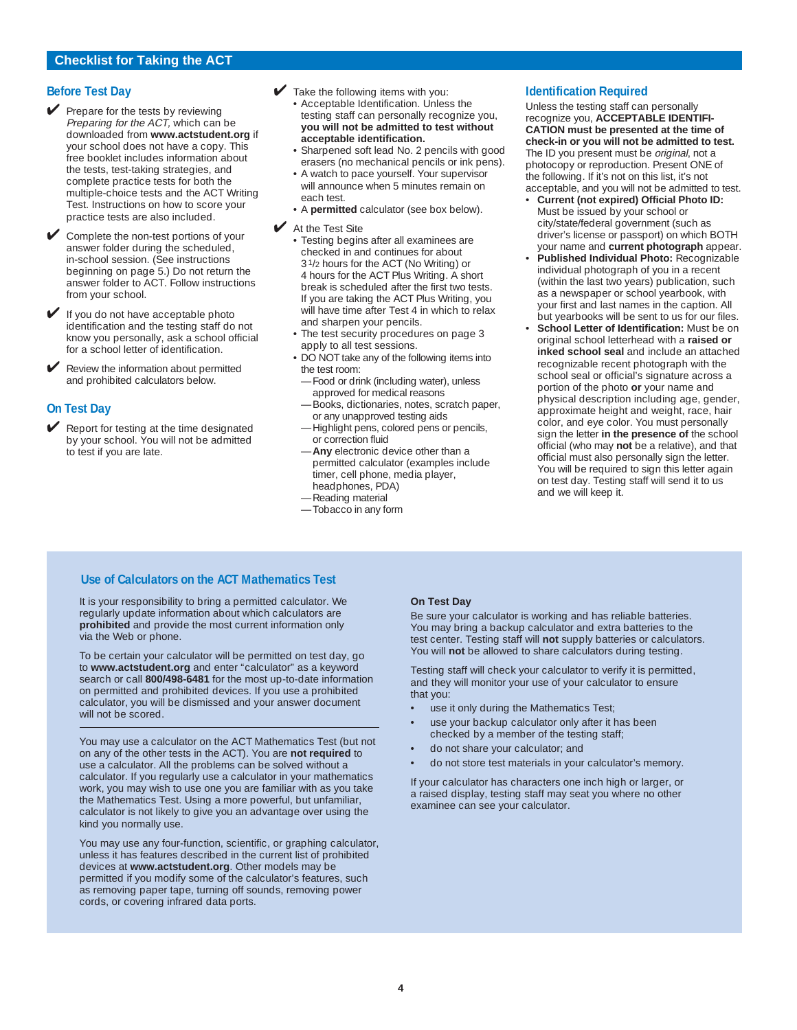## Checklist for Taking the ACT

### Before Test Day

- ✔ Prepare for the tests by reviewing *Preparing for the ACT,* which can be downloaded from **www.actstudent.org** if your school does not have a copy. This free booklet includes information about the tests, test-taking strategies, and complete practice tests for both the multiple-choice tests and the ACT Writing Test. Instructions on how to score your practice tests are also included.
- ✔ Complete the non-test portions of your answer folder during the scheduled, in-school session. (See instructions beginning on page 5.) Do not return the answer folder to ACT. Follow instructions from your school.
- ✔ If you do not have acceptable photo identification and the testing staff do not know you personally, ask a school official for a school letter of identification.
- ✔ Review the information about permitted and prohibited calculators below.

### On Test Day

- ✔ Report for testing at the time designated by your school. You will not be admitted to test if you are late.
- ✔ Take the following items with you:
  - Acceptable Identification. Unless the testing staff can personally recognize you, **you will not be admitted to test without acceptable identification.**
  - Sharpened soft lead No. 2 pencils with good erasers (no mechanical pencils or ink pens).
  - A watch to pace yourself. Your supervisor will announce when 5 minutes remain on each test.
  - A **permitted** calculator (see box below).
- ✔ At the Test Site
  - Testing begins after all examinees are checked in and continues for about 3 1/2 hours for the ACT (No Writing) or 4 hours for the ACT Plus Writing. A short break is scheduled after the first two tests. If you are taking the ACT Plus Writing, you will have time after Test 4 in which to relax and sharpen your pencils.
  - The test security procedures on page 3 apply to all test sessions.
  - DO NOT take any of the following items into the test room:
    - —Food or drink (including water), unless approved for medical reasons
    - —Books, dictionaries, notes, scratch paper, or any unapproved testing aids
    - —Highlight pens, colored pens or pencils, or correction fluid
    - —**Any** electronic device other than a permitted calculator (examples include timer, cell phone, media player, headphones, PDA)
    - —Reading material
    - —Tobacco in any form

### Identification Required

Unless the testing staff can personally recognize you, **ACCEPTABLE IDENTIFICATION must be presented at the time of check-in or you will not be admitted to test.** The ID you present must be *original*, not a photocopy or reproduction. Present ONE of the following. If it's not on this list, it's not acceptable, and you will not be admitted to test.

- **Current (not expired) Official Photo ID:** Must be issued by your school or city/state/federal government (such as driver's license or passport) on which BOTH your name and **current photograph** appear.
- **Published Individual Photo:** Recognizable individual photograph of you in a recent (within the last two years) publication, such as a newspaper or school yearbook, with your first and last names in the caption. All but yearbooks will be sent to us for our files.
- **School Letter of Identification:** Must be on original school letterhead with a **raised or inked school seal** and include an attached recognizable recent photograph with the school seal or official's signature across a portion of the photo **or** your name and physical description including age, gender, approximate height and weight, race, hair color, and eye color. You must personally sign the letter **in the presence of** the school official (who may **not** be a relative), and that official must also personally sign the letter. You will be required to sign this letter again on test day. Testing staff will send it to us and we will keep it.

### Use of Calculators on the ACT Mathematics Test

It is your responsibility to bring a permitted calculator. We regularly update information about which calculators are **prohibited** and provide the most current information only via the Web or phone.

To be certain your calculator will be permitted on test day, go to **www.actstudent.org** and enter "calculator" as a keyword search or call **800/498-6481** for the most up-to-date information on permitted and prohibited devices. If you use a prohibited calculator, you will be dismissed and your answer document will not be scored.

You may use a calculator on the ACT Mathematics Test (but not on any of the other tests in the ACT). You are **not required** to use a calculator. All the problems can be solved without a calculator. If you regularly use a calculator in your mathematics work, you may wish to use one you are familiar with as you take the Mathematics Test. Using a more powerful, but unfamiliar, calculator is not likely to give you an advantage over using the kind you normally use.

You may use any four-function, scientific, or graphing calculator, unless it has features described in the current list of prohibited devices at **www.actstudent.org**. Other models may be permitted if you modify some of the calculator's features, such as removing paper tape, turning off sounds, removing power cords, or covering infrared data ports.

**On Test Day**

Be sure your calculator is working and has reliable batteries. You may bring a backup calculator and extra batteries to the test center. Testing staff will **not** supply batteries or calculators. You will **not** be allowed to share calculators during testing.

Testing staff will check your calculator to verify it is permitted, and they will monitor your use of your calculator to ensure that you:

- use it only during the Mathematics Test;
- use your backup calculator only after it has been checked by a member of the testing staff;
- do not share your calculator; and
- do not store test materials in your calculator's memory.

If your calculator has characters one inch high or larger, or a raised display, testing staff may seat you where no other examinee can see your calculator.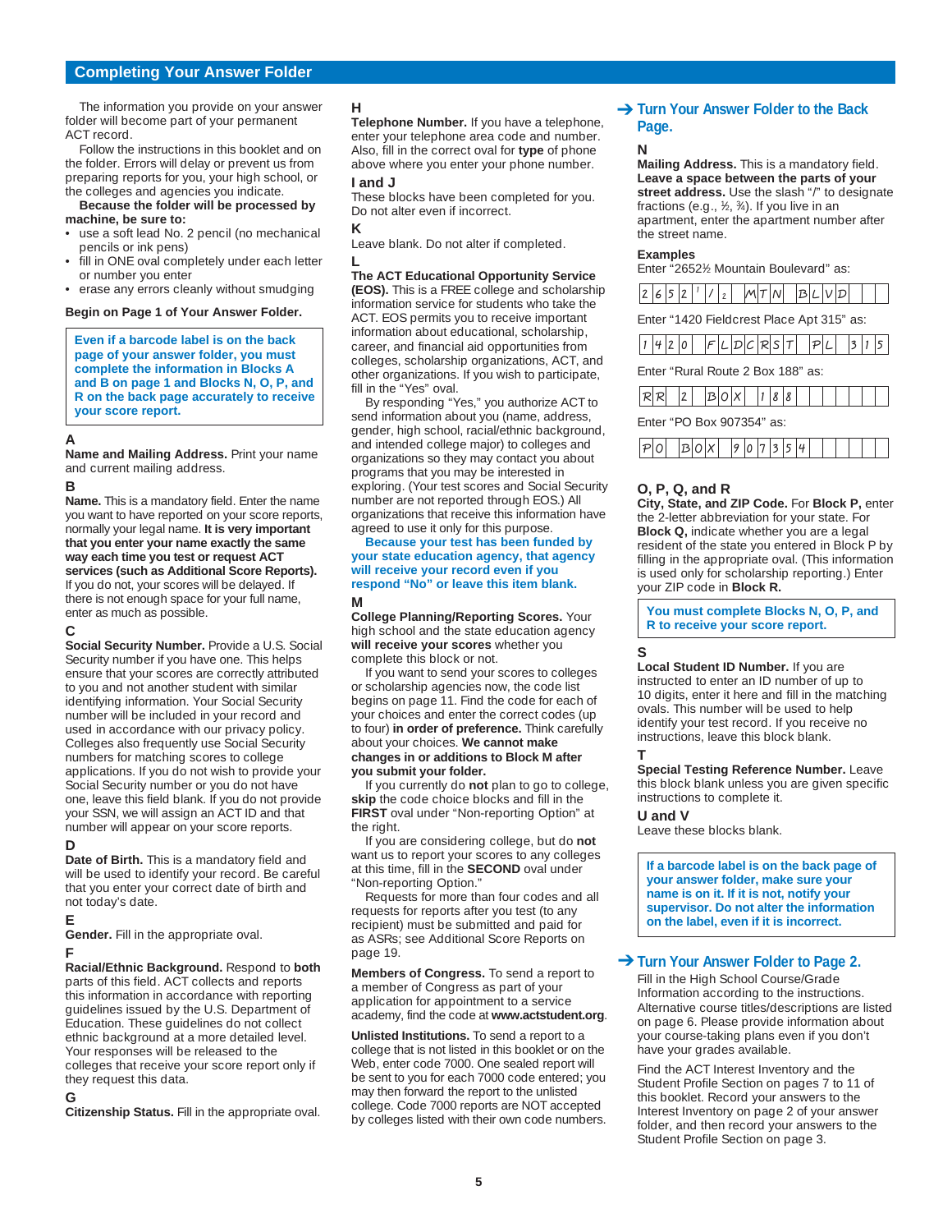## Completing Your Answer Folder

The information you provide on your answer folder will become part of your permanent ACT record.

Follow the instructions in this booklet and on the folder. Errors will delay or prevent us from preparing reports for you, your high school, or the colleges and agencies you indicate.

**Because the folder will be processed by machine, be sure to:**

- use a soft lead No. 2 pencil (no mechanical pencils or ink pens)
- fill in ONE oval completely under each letter or number you enter
- erase any errors cleanly without smudging

**Begin on Page 1 of Your Answer Folder.**

> **Even if a barcode label is on the back page of your answer folder, you must complete the information in Blocks A and B on page 1 and Blocks N, O, P, and R on the back page accurately to receive your score report.**

**A**

**Name and Mailing Address.** Print your name and current mailing address.

**B**

**Name.** This is a mandatory field. Enter the name you want to have reported on your score reports, normally your legal name. **It is very important that you enter your name exactly the same way each time you test or request ACT services (such as Additional Score Reports).** If you do not, your scores will be delayed. If there is not enough space for your full name, enter as much as possible.

**C**

**Social Security Number.** Provide a U.S. Social Security number if you have one. This helps ensure that your scores are correctly attributed to you and not another student with similar identifying information. Your Social Security number will be included in your record and used in accordance with our privacy policy. Colleges also frequently use Social Security numbers for matching scores to college applications. If you do not wish to provide your Social Security number or you do not have one, leave this field blank. If you do not provide your SSN, we will assign an ACT ID and that number will appear on your score reports.

**D**

**Date of Birth.** This is a mandatory field and will be used to identify your record. Be careful that you enter your correct date of birth and not today's date.

**E**

**Gender.** Fill in the appropriate oval.

**F**

**Racial/Ethnic Background.** Respond to **both** parts of this field. ACT collects and reports this information in accordance with reporting guidelines issued by the U.S. Department of Education. These guidelines do not collect ethnic background at a more detailed level. Your responses will be released to the colleges that receive your score report only if they request this data.

**G**

**Citizenship Status.** Fill in the appropriate oval.

**H**

**Telephone Number.** If you have a telephone, enter your telephone area code and number. Also, fill in the correct oval for **type** of phone above where you enter your phone number.

**I and J**

These blocks have been completed for you. Do not alter even if incorrect.

**K**

Leave blank. Do not alter if completed.

**L**

**The ACT Educational Opportunity Service (EOS).** This is a FREE college and scholarship information service for students who take the ACT. EOS permits you to receive important information about educational, scholarship, career, and financial aid opportunities from colleges, scholarship organizations, ACT, and other organizations. If you wish to participate, fill in the "Yes" oval.

By responding "Yes," you authorize ACT to send information about you (name, address, gender, high school, racial/ethnic background, and intended college major) to colleges and organizations so they may contact you about programs that you may be interested in exploring. (Your test scores and Social Security number are not reported through EOS.) All organizations that receive this information have agreed to use it only for this purpose.

**Because your test has been funded by your state education agency, that agency will receive your record even if you respond "No" or leave this item blank.**

**M**

**College Planning/Reporting Scores.** Your high school and the state education agency **will receive your scores** whether you complete this block or not.

If you want to send your scores to colleges or scholarship agencies now, the code list begins on page 11. Find the code for each of your choices and enter the correct codes (up to four) **in order of preference.** Think carefully about your choices. **We cannot make changes in or additions to Block M after you submit your folder.**

If you currently do **not** plan to go to college, **skip** the code choice blocks and fill in the **FIRST** oval under "Non-reporting Option" at the right.

If you are considering college, but do **not** want us to report your scores to any colleges at this time, fill in the **SECOND** oval under "Non-reporting Option."

Requests for more than four codes and all requests for reports after you test (to any recipient) must be submitted and paid for as ASRs; see Additional Score Reports on page 19.

**Members of Congress.** To send a report to a member of Congress as part of your application for appointment to a service academy, find the code at **www.actstudent.org**.

**Unlisted Institutions.** To send a report to a college that is not listed in this booklet or on the Web, enter code 7000. One sealed report will be sent to you for each 7000 code entered; you may then forward the report to the unlisted college. Code 7000 reports are NOT accepted by colleges listed with their own code numbers.

### → Turn Your Answer Folder to the Back Page.

**N**

**Mailing Address.** This is a mandatory field. **Leave a space between the parts of your street address.** Use the slash "/" to designate fractions (e.g., ½, ¾). If you live in an apartment, enter the apartment number after the street name.

**Examples**

Enter "2652½ Mountain Boulevard" as:

| 2 | 6 | 5 | 2 | ¹ | / | ₂ |  | M | T | N |  | B | L | V | D |  |  |  |
|---|---|---|---|---|---|---|---|---|---|---|---|---|---|---|---|---|---|---|

Enter "1420 Fieldcrest Place Apt 315" as:

| 1 | 4 | 2 | 0 |  | F | L | D | C | R | S | T |  | P | L |  | 3 | 1 | 5 |
|---|---|---|---|---|---|---|---|---|---|---|---|---|---|---|---|---|---|---|

Enter "Rural Route 2 Box 188" as:

| R | R |  | 2 |  | B | O | X |  | 1 | 8 | 8 |  |  |  |  |  |  |  |
|---|---|---|---|---|---|---|---|---|---|---|---|---|---|---|---|---|---|---|

Enter "PO Box 907354" as:

| P | O |  | B | O | X |  | 9 | 0 | 7 | 3 | 5 | 4 |  |  |  |  |  |  |
|---|---|---|---|---|---|---|---|---|---|---|---|---|---|---|---|---|---|---|

**O, P, Q, and R**

**City, State, and ZIP Code.** For **Block P,** enter the 2-letter abbreviation for your state. For **Block Q,** indicate whether you are a legal resident of the state you entered in Block P by filling in the appropriate oval. (This information is used only for scholarship reporting.) Enter your ZIP code in **Block R.**

> **You must complete Blocks N, O, P, and R to receive your score report.**

**S**

**Local Student ID Number.** If you are instructed to enter an ID number of up to 10 digits, enter it here and fill in the matching ovals. This number will be used to help identify your test record. If you receive no instructions, leave this block blank.

**T**

**Special Testing Reference Number.** Leave this block blank unless you are given specific instructions to complete it.

**U and V**

Leave these blocks blank.

> **If a barcode label is on the back page of your answer folder, make sure your name is on it. If it is not, notify your supervisor. Do not alter the information on the label, even if it is incorrect.**

### → Turn Your Answer Folder to Page 2.

Fill in the High School Course/Grade Information according to the instructions. Alternative course titles/descriptions are listed on page 6. Please provide information about your course-taking plans even if you don't have your grades available.

Find the ACT Interest Inventory and the Student Profile Section on pages 7 to 11 of this booklet. Record your answers to the Interest Inventory on page 2 of your answer folder, and then record your answers to the Student Profile Section on page 3.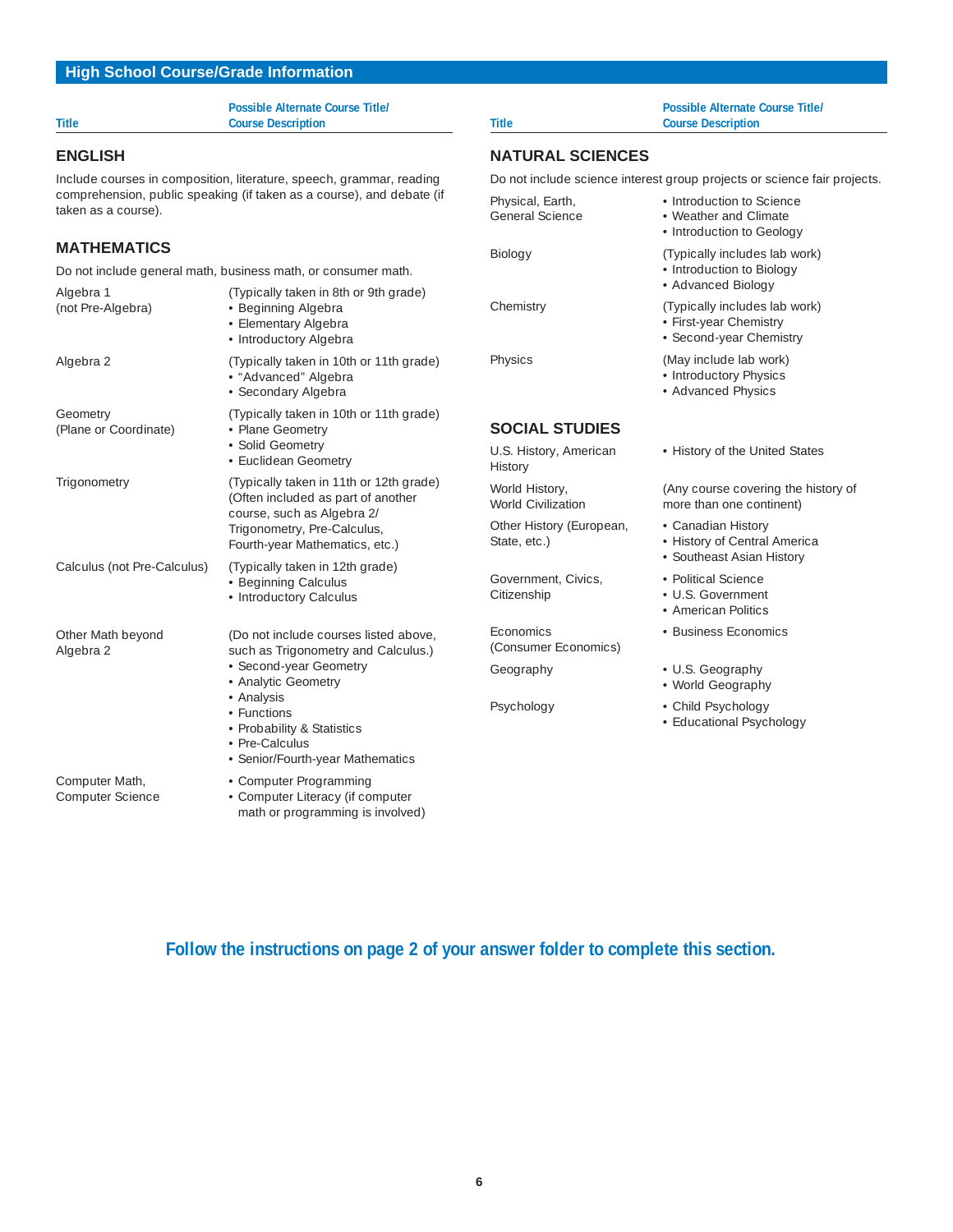## High School Course/Grade Information

### ENGLISH

| Title | Possible Alternate Course Title/ Course Description |
|---|---|

Include courses in composition, literature, speech, grammar, reading comprehension, public speaking (if taken as a course), and debate (if taken as a course).

### MATHEMATICS

Do not include general math, business math, or consumer math.

| Title | Possible Alternate Course Title/ Course Description |
|---|---|
| Algebra 1 (not Pre-Algebra) | (Typically taken in 8th or 9th grade)<br>• Beginning Algebra<br>• Elementary Algebra<br>• Introductory Algebra |
| Algebra 2 | (Typically taken in 10th or 11th grade)<br>• "Advanced" Algebra<br>• Secondary Algebra |
| Geometry (Plane or Coordinate) | (Typically taken in 10th or 11th grade)<br>• Plane Geometry<br>• Solid Geometry<br>• Euclidean Geometry |
| Trigonometry | (Typically taken in 11th or 12th grade) (Often included as part of another course, such as Algebra 2/ Trigonometry, Pre-Calculus, Fourth-year Mathematics, etc.) |
| Calculus (not Pre-Calculus) | (Typically taken in 12th grade)<br>• Beginning Calculus<br>• Introductory Calculus |
| Other Math beyond Algebra 2 | (Do not include courses listed above, such as Trigonometry and Calculus.)<br>• Second-year Geometry<br>• Analytic Geometry<br>• Analysis<br>• Functions<br>• Probability & Statistics<br>• Pre-Calculus<br>• Senior/Fourth-year Mathematics |
| Computer Math, Computer Science | • Computer Programming<br>• Computer Literacy (if computer math or programming is involved) |

### NATURAL SCIENCES

Do not include science interest group projects or science fair projects.

| Title | Possible Alternate Course Title/ Course Description |
|---|---|
| Physical, Earth, General Science | • Introduction to Science<br>• Weather and Climate<br>• Introduction to Geology |
| Biology | (Typically includes lab work)<br>• Introduction to Biology<br>• Advanced Biology |
| Chemistry | (Typically includes lab work)<br>• First-year Chemistry<br>• Second-year Chemistry |
| Physics | (May include lab work)<br>• Introductory Physics<br>• Advanced Physics |

### SOCIAL STUDIES

| Title | Possible Alternate Course Title/ Course Description |
|---|---|
| U.S. History, American History | • History of the United States |
| World History, World Civilization | (Any course covering the history of more than one continent) |
| Other History (European, State, etc.) | • Canadian History<br>• History of Central America<br>• Southeast Asian History |
| Government, Civics, Citizenship | • Political Science<br>• U.S. Government<br>• American Politics |
| Economics (Consumer Economics) | • Business Economics |
| Geography | • U.S. Geography<br>• World Geography |
| Psychology | • Child Psychology<br>• Educational Psychology |

**Follow the instructions on page 2 of your answer folder to complete this section.**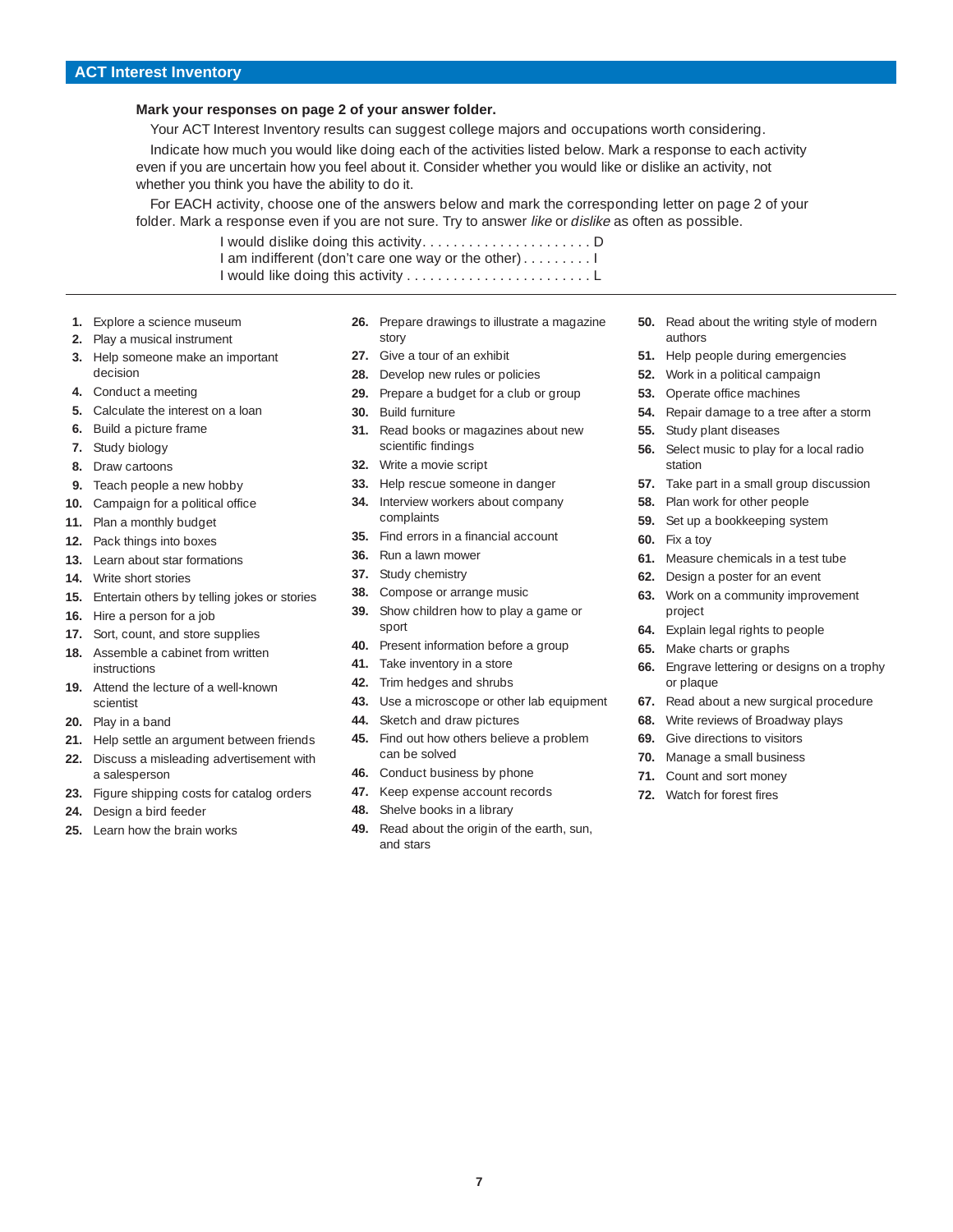## ACT Interest Inventory

**Mark your responses on page 2 of your answer folder.**

Your ACT Interest Inventory results can suggest college majors and occupations worth considering.

Indicate how much you would like doing each of the activities listed below. Mark a response to each activity even if you are uncertain how you feel about it. Consider whether you would like or dislike an activity, not whether you think you have the ability to do it.

For EACH activity, choose one of the answers below and mark the corresponding letter on page 2 of your folder. Mark a response even if you are not sure. Try to answer *like* or *dislike* as often as possible.

I would dislike doing this activity. . . . . . . . . . . . . . . . . . . . . . D
I am indifferent (don't care one way or the other) . . . . . . . . . I
I would like doing this activity . . . . . . . . . . . . . . . . . . . . . . . . L

---

1. Explore a science museum
2. Play a musical instrument
3. Help someone make an important decision
4. Conduct a meeting
5. Calculate the interest on a loan
6. Build a picture frame
7. Study biology
8. Draw cartoons
9. Teach people a new hobby
10. Campaign for a political office
11. Plan a monthly budget
12. Pack things into boxes
13. Learn about star formations
14. Write short stories
15. Entertain others by telling jokes or stories
16. Hire a person for a job
17. Sort, count, and store supplies
18. Assemble a cabinet from written instructions
19. Attend the lecture of a well-known scientist
20. Play in a band
21. Help settle an argument between friends
22. Discuss a misleading advertisement with a salesperson
23. Figure shipping costs for catalog orders
24. Design a bird feeder
25. Learn how the brain works
26. Prepare drawings to illustrate a magazine story
27. Give a tour of an exhibit
28. Develop new rules or policies
29. Prepare a budget for a club or group
30. Build furniture
31. Read books or magazines about new scientific findings
32. Write a movie script
33. Help rescue someone in danger
34. Interview workers about company complaints
35. Find errors in a financial account
36. Run a lawn mower
37. Study chemistry
38. Compose or arrange music
39. Show children how to play a game or sport
40. Present information before a group
41. Take inventory in a store
42. Trim hedges and shrubs
43. Use a microscope or other lab equipment
44. Sketch and draw pictures
45. Find out how others believe a problem can be solved
46. Conduct business by phone
47. Keep expense account records
48. Shelve books in a library
49. Read about the origin of the earth, sun, and stars
50. Read about the writing style of modern authors
51. Help people during emergencies
52. Work in a political campaign
53. Operate office machines
54. Repair damage to a tree after a storm
55. Study plant diseases
56. Select music to play for a local radio station
57. Take part in a small group discussion
58. Plan work for other people
59. Set up a bookkeeping system
60. Fix a toy
61. Measure chemicals in a test tube
62. Design a poster for an event
63. Work on a community improvement project
64. Explain legal rights to people
65. Make charts or graphs
66. Engrave lettering or designs on a trophy or plaque
67. Read about a new surgical procedure
68. Write reviews of Broadway plays
69. Give directions to visitors
70. Manage a small business
71. Count and sort money
72. Watch for forest fires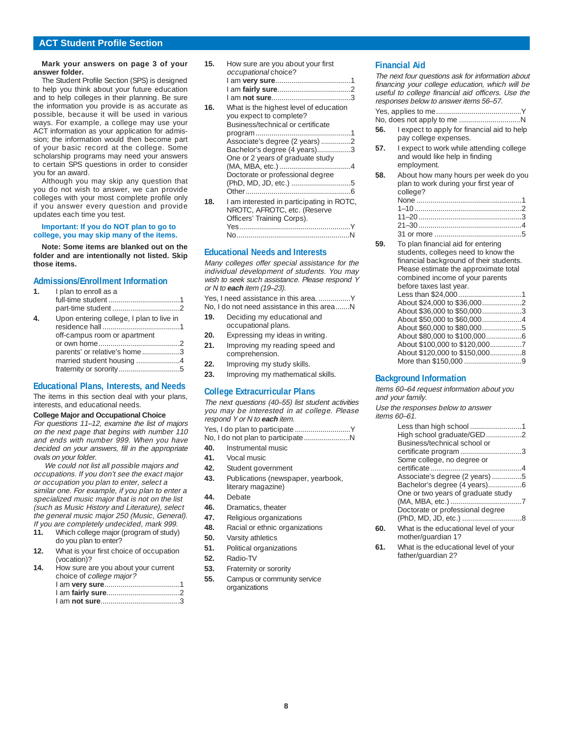## ACT Student Profile Section

**Mark your answers on page 3 of your answer folder.**

The Student Profile Section (SPS) is designed to help you think about your future education and to help colleges in their planning. Be sure the information you provide is as accurate as possible, because it will be used in various ways. For example, a college may use your ACT information as your application for admission; the information would then become part of your basic record at the college. Some scholarship programs may need your answers to certain SPS questions in order to consider you for an award.

Although you may skip any question that you do not wish to answer, we can provide colleges with your most complete profile only if you answer every question and provide updates each time you test.

**Important: If you do NOT plan to go to college, you may skip many of the items.**

**Note: Some items are blanked out on the folder and are intentionally not listed. Skip those items.**

### Admissions/Enrollment Information

**1.** I plan to enroll as a
- full-time student ....................................1
- part-time student ..................................2

**4.** Upon entering college, I plan to live in
- residence hall .......................................1
- off-campus room or apartment or own home .........................................2
- parents' or relative's home ...................3
- married student housing ......................4
- fraternity or sorority ..............................5

### Educational Plans, Interests, and Needs

The items in this section deal with your plans, interests, and educational needs.

**College Major and Occupational Choice**

*For questions 11–12, examine the list of majors on the next page that begins with number 110 and ends with number 999. When you have decided on your answers, fill in the appropriate ovals on your folder.*

*We could not list all possible majors and occupations. If you don't see the exact major or occupation you plan to enter, select a similar one. For example, if you plan to enter a specialized music major that is not on the list (such as Music History and Literature), select the general music major 250 (Music, General). If you are completely undecided, mark 999.*

**11.** Which college major (program of study) do you plan to enter?

**12.** What is your first choice of occupation (vocation)?

**14.** How sure are you about your current choice of *college major?*
- I am **very sure**......................................1
- I am **fairly sure**.....................................2
- I am **not sure**........................................3

**15.** How sure are you about your first *occupational* choice?
- I am **very sure**......................................1
- I am **fairly sure**.....................................2
- I am **not sure**........................................3

**16.** What is the highest level of education you expect to complete?
- Business/technical or certificate program ................................................1
- Associate's degree (2 years) ...............2
- Bachelor's degree (4 years).................3
- One or 2 years of graduate study (MA, MBA, etc.) ....................................4
- Doctorate or professional degree (PhD, MD, JD, etc.) ..............................5
- Other ....................................................6

**18.** I am interested in participating in ROTC, NROTC, AFROTC, etc. (Reserve Officers' Training Corps).
- Yes.......................................................Y
- No........................................................N

### Educational Needs and Interests

*Many colleges offer special assistance for the individual development of students. You may wish to seek such assistance. Please respond Y or N to* ***each*** *item (19–23).*

- Yes, I need assistance in this area. ................Y
- No, I do not need assistance in this area.......N

**19.** Deciding my educational and occupational plans.

**20.** Expressing my ideas in writing.

**21.** Improving my reading speed and comprehension.

**22.** Improving my study skills.

**23.** Improving my mathematical skills.

### College Extracurricular Plans

*The next questions (40–55) list student activities you may be interested in at college. Please respond Y or N to* ***each*** *item.*

- Yes, I do plan to participate ............................Y
- No, I do not plan to participate.......................N

**40.** Instrumental music

**41.** Vocal music

**42.** Student government

**43.** Publications (newspaper, yearbook, literary magazine)

**44.** Debate

**46.** Dramatics, theater

**47.** Religious organizations

**48.** Racial or ethnic organizations

**50.** Varsity athletics

**51.** Political organizations

**52.** Radio-TV

**53.** Fraternity or sorority

**55.** Campus or community service organizations

### Financial Aid

*The next four questions ask for information about financing your college education, which will be useful to college financial aid officers. Use the responses below to answer items 56–57.*

- Yes, applies to me...........................................Y
- No, does not apply to me ...............................N

**56.** I expect to apply for financial aid to help pay college expenses.

**57.** I expect to work while attending college and would like help in finding employment.

**58.** About how many hours per week do you plan to work during your first year of college?
- None .....................................................1
- 1–10 ......................................................2
- 11–20 ....................................................3
- 21–30 ....................................................4
- 31 or more ............................................5

**59.** To plan financial aid for entering students, colleges need to know the financial background of their students. Please estimate the approximate total combined income of your parents before taxes last year.
- Less than $24,000 ................................1
- About $24,000 to $36,000....................2
- About $36,000 to $50,000....................3
- About $50,000 to $60,000....................4
- About $60,000 to $80,000....................5
- About $80,000 to $100,000..................6
- About $100,000 to $120,000................7
- About $120,000 to $150,000................8
- More than $150,000 .............................9

### Background Information

*Items 60–64 request information about you and your family.*

*Use the responses below to answer items 60–61.*

- Less than high school ..........................1
- High school graduate/GED ..................2
- Business/technical school or certificate program ...............................3
- Some college, no degree or certificate ..............................................4
- Associate's degree (2 years) ...............5
- Bachelor's degree (4 years).................6
- One or two years of graduate study (MA, MBA, etc.) ....................................7
- Doctorate or professional degree (PhD, MD, JD, etc.) ..............................8

**60.** What is the educational level of your mother/guardian 1?

**61.** What is the educational level of your father/guardian 2?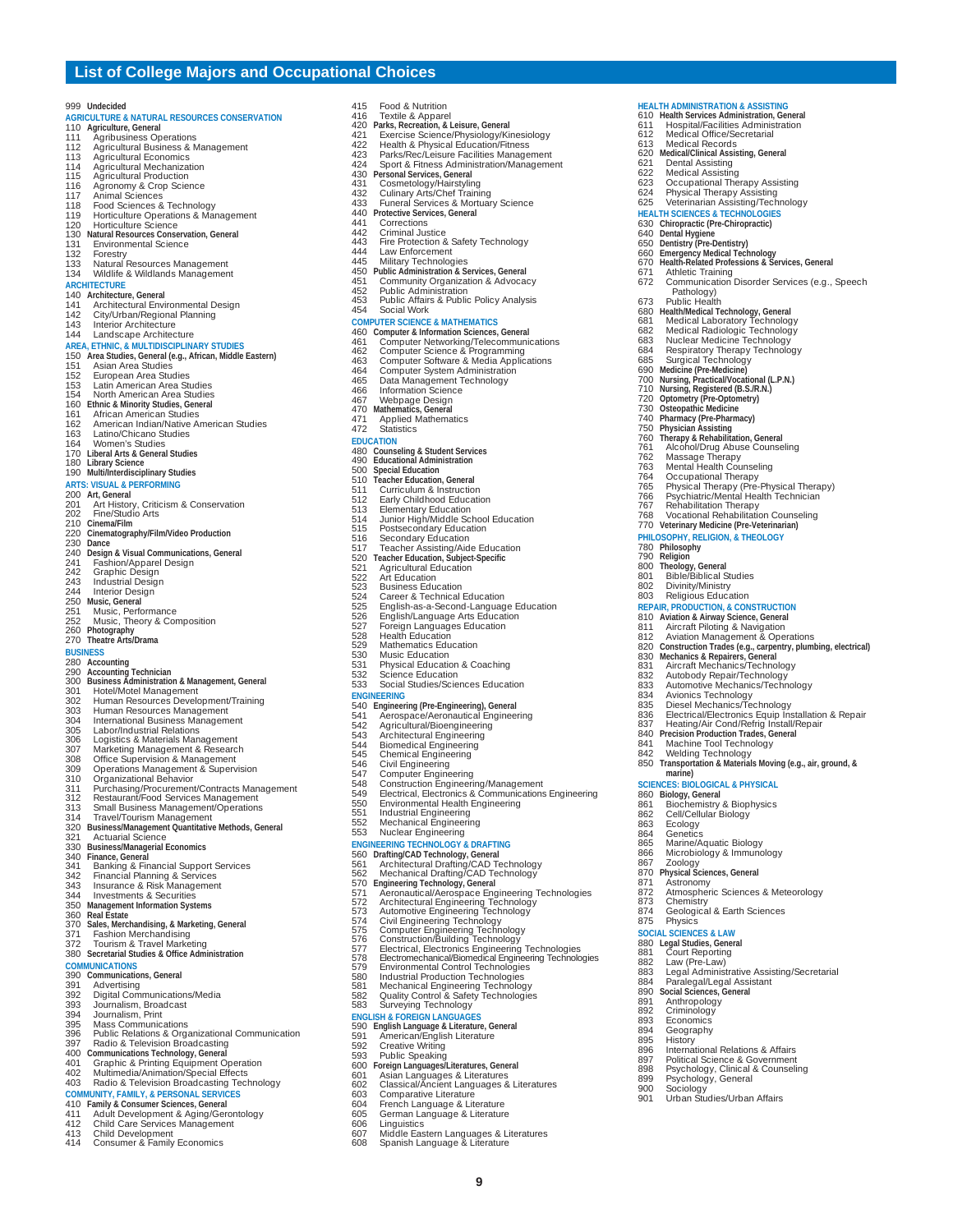# List of College Majors and Occupational Choices

999 **Undecided**

## AGRICULTURE & NATURAL RESOURCES CONSERVATION

110 **Agriculture, General**
111 Agribusiness Operations
112 Agricultural Business & Management
113 Agricultural Economics
114 Agricultural Mechanization
115 Agricultural Production
116 Agronomy & Crop Science
117 Animal Sciences
118 Food Sciences & Technology
119 Horticulture Operations & Management
120 Horticulture Science
130 **Natural Resources Conservation, General**
131 Environmental Science
132 Forestry
133 Natural Resources Management
134 Wildlife & Wildlands Management

## ARCHITECTURE

140 **Architecture, General**
141 Architectural Environmental Design
142 City/Urban/Regional Planning
143 Interior Architecture
144 Landscape Architecture

## AREA, ETHNIC, & MULTIDISCIPLINARY STUDIES

150 **Area Studies, General (e.g., African, Middle Eastern)**
151 Asian Area Studies
152 European Area Studies
153 Latin American Area Studies
154 North American Area Studies
160 **Ethnic & Minority Studies, General**
161 African American Studies
162 American Indian/Native American Studies
163 Latino/Chicano Studies
164 Women's Studies
170 **Liberal Arts & General Studies**
180 **Library Science**
190 **Multi/Interdisciplinary Studies**

## ARTS: VISUAL & PERFORMING

200 **Art, General**
201 Art History, Criticism & Conservation
202 Fine/Studio Arts
210 **Cinema/Film**
220 **Cinematography/Film/Video Production**
230 **Dance**
240 **Design & Visual Communications, General**
241 Fashion/Apparel Design
242 Graphic Design
243 Industrial Design
244 Interior Design
250 **Music, General**
251 Music, Performance
252 Music, Theory & Composition
260 **Photography**
270 **Theatre Arts/Drama**

## BUSINESS

280 **Accounting**
290 **Accounting Technician**
300 **Business Administration & Management, General**
301 Hotel/Motel Management
302 Human Resources Development/Training
303 Human Resources Management
304 International Business Management
305 Labor/Industrial Relations
306 Logistics & Materials Management
307 Marketing Management & Research
308 Office Supervision & Management
309 Operations Management & Supervision
310 Organizational Behavior
311 Purchasing/Procurement/Contracts Management
312 Restaurant/Food Services Management
313 Small Business Management/Operations
314 Travel/Tourism Management
320 **Business/Management Quantitative Methods, General**
321 Actuarial Science
330 **Business/Managerial Economics**
340 **Finance, General**
341 Banking & Financial Support Services
342 Financial Planning & Services
343 Insurance & Risk Management
344 Investments & Securities
350 **Management Information Systems**
360 **Real Estate**
370 **Sales, Merchandising, & Marketing, General**
371 Fashion Merchandising
372 Tourism & Travel Marketing
380 **Secretarial Studies & Office Administration**

## COMMUNICATIONS

390 **Communications, General**
391 Advertising
392 Digital Communications/Media
393 Journalism, Broadcast
394 Journalism, Print
395 Mass Communications
396 Public Relations & Organizational Communication
397 Radio & Television Broadcasting
400 **Communications Technology, General**
401 Graphic & Printing Equipment Operation
402 Multimedia/Animation/Special Effects
403 Radio & Television Broadcasting Technology

## COMMUNITY, FAMILY, & PERSONAL SERVICES

410 **Family & Consumer Sciences, General**
411 Adult Development & Aging/Gerontology
412 Child Care Services Management
413 Child Development
414 Consumer & Family Economics
415 Food & Nutrition
416 Textile & Apparel
420 **Parks, Recreation, & Leisure, General**
421 Exercise Science/Physiology/Kinesiology
422 Health & Physical Education/Fitness
423 Parks/Rec/Leisure Facilities Management
424 Sport & Fitness Administration/Management
430 **Personal Services, General**
431 Cosmetology/Hairstyling
432 Culinary Arts/Chef Training
433 Funeral Services & Mortuary Science
440 **Protective Services, General**
441 Corrections
442 Criminal Justice
443 Fire Protection & Safety Technology
444 Law Enforcement
445 Military Technologies
450 **Public Administration & Services, General**
451 Community Organization & Advocacy
452 Public Administration
453 Public Affairs & Public Policy Analysis
454 Social Work

## COMPUTER SCIENCE & MATHEMATICS

460 **Computer & Information Sciences, General**
461 Computer Networking/Telecommunications
462 Computer Science & Programming
463 Computer Software & Media Applications
464 Computer System Administration
465 Data Management Technology
466 Information Science
467 Webpage Design
470 **Mathematics, General**
471 Applied Mathematics
472 Statistics

## EDUCATION

480 **Counseling & Student Services**
490 **Educational Administration**
500 **Special Education**
510 **Teacher Education, General**
511 Curriculum & Instruction
512 Early Childhood Education
513 Elementary Education
514 Junior High/Middle School Education
515 Postsecondary Education
516 Secondary Education
517 Teacher Assisting/Aide Education
520 **Teacher Education, Subject-Specific**
521 Agricultural Education
522 Art Education
523 Business Education
524 Career & Technical Education
525 English-as-a-Second-Language Education
526 English/Language Arts Education
527 Foreign Languages Education
528 Health Education
529 Mathematics Education
530 Music Education
531 Physical Education & Coaching
532 Science Education
533 Social Studies/Sciences Education

## ENGINEERING

540 **Engineering (Pre-Engineering), General**
541 Aerospace/Aeronautical Engineering
542 Agricultural/Bioengineering
543 Architectural Engineering
544 Biomedical Engineering
545 Chemical Engineering
546 Civil Engineering
547 Computer Engineering
548 Construction Engineering/Management
549 Electrical, Electronics & Communications Engineering
550 Environmental Health Engineering
551 Industrial Engineering
552 Mechanical Engineering
553 Nuclear Engineering

## ENGINEERING TECHNOLOGY & DRAFTING

560 **Drafting/CAD Technology, General**
561 Architectural Drafting/CAD Technology
562 Mechanical Drafting/CAD Technology
570 **Engineering Technology, General**
571 Aeronautical/Aerospace Engineering Technologies
572 Architectural Engineering Technology
573 Automotive Engineering Technology
574 Civil Engineering Technology
575 Computer Engineering Technology
576 Construction/Building Technology
577 Electrical, Electronics Engineering Technologies
578 Electromechanical/Biomedical Engineering Technologies
579 Environmental Control Technologies
580 Industrial Production Technologies
581 Mechanical Engineering Technology
582 Quality Control & Safety Technologies
583 Surveying Technology

## ENGLISH & FOREIGN LANGUAGES

590 **English Language & Literature, General**
591 American/English Literature
592 Creative Writing
593 Public Speaking
600 **Foreign Languages/Literatures, General**
601 Asian Languages & Literatures
602 Classical/Ancient Languages & Literatures
603 Comparative Literature
604 French Language & Literature
605 German Language & Literature
606 Linguistics
607 Middle Eastern Languages & Literatures
608 Spanish Language & Literature

## HEALTH ADMINISTRATION & ASSISTING

610 **Health Services Administration, General**
611 Hospital/Facilities Administration
612 Medical Office/Secretarial
613 Medical Records
620 **Medical/Clinical Assisting, General**
621 Dental Assisting
622 Medical Assisting
623 Occupational Therapy Assisting
624 Physical Therapy Assisting
625 Veterinarian Assisting/Technology

## HEALTH SCIENCES & TECHNOLOGIES

630 **Chiropractic (Pre-Chiropractic)**
640 **Dental Hygiene**
650 **Dentistry (Pre-Dentistry)**
660 **Emergency Medical Technology**
670 **Health-Related Professions & Services, General**
671 Athletic Training
672 Communication Disorder Services (e.g., Speech Pathology)
673 Public Health
680 **Health/Medical Technology, General**
681 Medical Laboratory Technology
682 Medical Radiologic Technology
683 Nuclear Medicine Technology
684 Respiratory Therapy Technology
685 Surgical Technology
690 **Medicine (Pre-Medicine)**
700 **Nursing, Practical/Vocational (L.P.N.)**
710 **Nursing, Registered (B.S./R.N.)**
720 **Optometry (Pre-Optometry)**
730 **Osteopathic Medicine**
740 **Pharmacy (Pre-Pharmacy)**
750 **Physician Assisting**
760 **Therapy & Rehabilitation, General**
761 Alcohol/Drug Abuse Counseling
762 Massage Therapy
763 Mental Health Counseling
764 Occupational Therapy
765 Physical Therapy (Pre-Physical Therapy)
766 Psychiatric/Mental Health Technician
767 Rehabilitation Therapy
768 Vocational Rehabilitation Counseling
770 **Veterinary Medicine (Pre-Veterinarian)**

## PHILOSOPHY, RELIGION, & THEOLOGY

780 **Philosophy**
790 **Religion**
800 **Theology, General**
801 Bible/Biblical Studies
802 Divinity/Ministry
803 Religious Education

## REPAIR, PRODUCTION, & CONSTRUCTION

810 **Aviation & Airway Science, General**
811 Aircraft Piloting & Navigation
812 Aviation Management & Operations
820 **Construction Trades (e.g., carpentry, plumbing, electrical)**
830 **Mechanics & Repairers, General**
831 Aircraft Mechanics/Technology
832 Autobody Repair/Technology
833 Automotive Mechanics/Technology
834 Avionics Technology
835 Diesel Mechanics/Technology
836 Electrical/Electronics Equip Installation & Repair
837 Heating/Air Cond/Refrig Install/Repair
840 **Precision Production Trades, General**
841 Machine Tool Technology
842 Welding Technology
850 **Transportation & Materials Moving (e.g., air, ground, & marine)**

## SCIENCES: BIOLOGICAL & PHYSICAL

860 **Biology, General**
861 Biochemistry & Biophysics
862 Cell/Cellular Biology
863 Ecology
864 Genetics
865 Marine/Aquatic Biology
866 Microbiology & Immunology
867 Zoology
870 **Physical Sciences, General**
871 Astronomy
872 Atmospheric Sciences & Meteorology
873 Chemistry
874 Geological & Earth Sciences
875 Physics

## SOCIAL SCIENCES & LAW

880 **Legal Studies, General**
881 Court Reporting
882 Law (Pre-Law)
883 Legal Administrative Assisting/Secretarial
884 Paralegal/Legal Assistant
890 **Social Sciences, General**
891 Anthropology
892 Criminology
893 Economics
894 Geography
895 History
896 International Relations & Affairs
897 Political Science & Government
898 Psychology, Clinical & Counseling
899 Psychology, General
900 Sociology
901 Urban Studies/Urban Affairs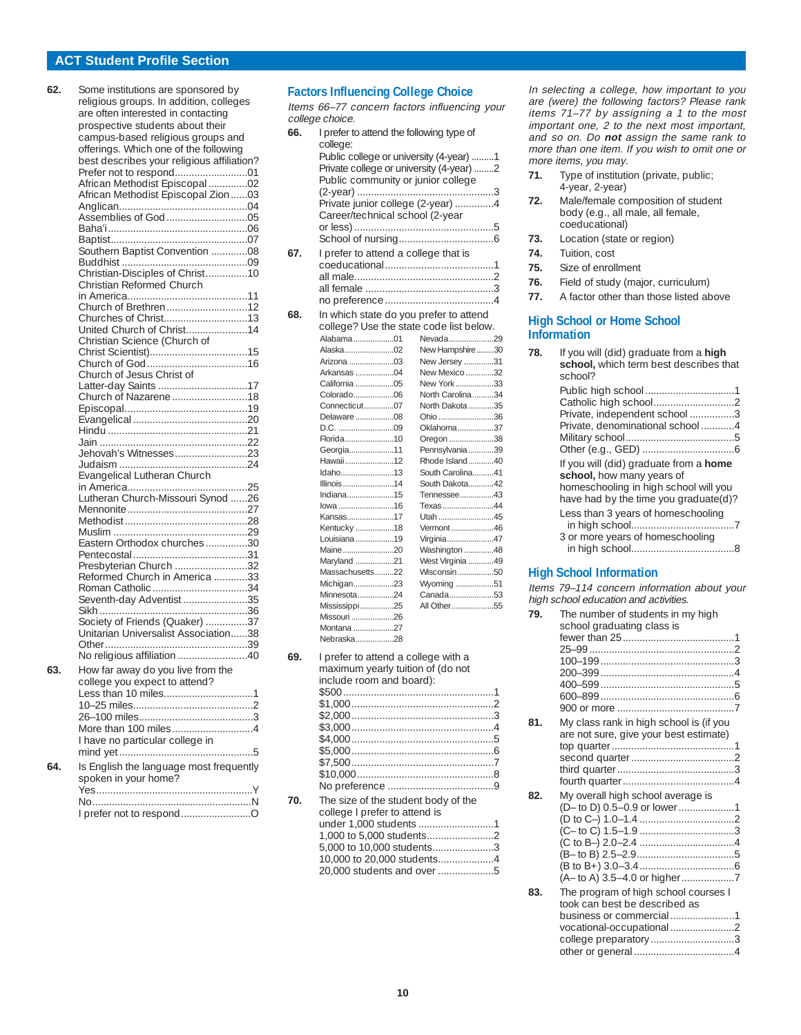## ACT Student Profile Section

**62.** Some institutions are sponsored by religious groups. In addition, colleges are often interested in contacting prospective students about their campus-based religious groups and offerings. Which one of the following best describes your religious affiliation?

- Prefer not to respond..........01
- African Methodist Episcopal..........02
- African Methodist Episcopal Zion..........03
- Anglican..........04
- Assemblies of God..........05
- Baha'i..........06
- Baptist..........07
- Southern Baptist Convention..........08
- Buddhist..........09
- Christian-Disciples of Christ..........10
- Christian Reformed Church in America..........11
- Church of Brethren..........12
- Churches of Christ..........13
- United Church of Christ..........14
- Christian Science (Church of Christ Scientist)..........15
- Church of God..........16
- Church of Jesus Christ of Latter-day Saints..........17
- Church of Nazarene..........18
- Episcopal..........19
- Evangelical..........20
- Hindu..........21
- Jain..........22
- Jehovah's Witnesses..........23
- Judaism..........24
- Evangelical Lutheran Church in America..........25
- Lutheran Church-Missouri Synod..........26
- Mennonite..........27
- Methodist..........28
- Muslim..........29
- Eastern Orthodox churches..........30
- Pentecostal..........31
- Presbyterian Church..........32
- Reformed Church in America..........33
- Roman Catholic..........34
- Seventh-day Adventist..........35
- Sikh..........36
- Society of Friends (Quaker)..........37
- Unitarian Universalist Association..........38
- Other..........39
- No religious affiliation..........40

**63.** How far away do you live from the college you expect to attend?

- Less than 10 miles..........1
- 10–25 miles..........2
- 26–100 miles..........3
- More than 100 miles..........4
- I have no particular college in mind yet..........5

**64.** Is English the language most frequently spoken in your home?

- Yes..........Y
- No..........N
- I prefer not to respond..........O

### Factors Influencing College Choice

*Items 66–77 concern factors influencing your college choice.*

**66.** I prefer to attend the following type of college:

- Public college or university (4-year)..........1
- Private college or university (4-year)..........2
- Public community or junior college (2-year)..........3
- Private junior college (2-year)..........4
- Career/technical school (2-year or less)..........5
- School of nursing..........6

**67.** I prefer to attend a college that is

- coeducational..........1
- all male..........2
- all female..........3
- no preference..........4

**68.** In which state do you prefer to attend college? Use the state code list below.

| State | Code | State | Code |
|---|---|---|---|
| Alabama | 01 | Nevada | 29 |
| Alaska | 02 | New Hampshire | 30 |
| Arizona | 03 | New Jersey | 31 |
| Arkansas | 04 | New Mexico | 32 |
| California | 05 | New York | 33 |
| Colorado | 06 | North Carolina | 34 |
| Connecticut | 07 | North Dakota | 35 |
| Delaware | 08 | Ohio | 36 |
| D.C. | 09 | Oklahoma | 37 |
| Florida | 10 | Oregon | 38 |
| Georgia | 11 | Pennsylvania | 39 |
| Hawaii | 12 | Rhode Island | 40 |
| Idaho | 13 | South Carolina | 41 |
| Illinois | 14 | South Dakota | 42 |
| Indiana | 15 | Tennessee | 43 |
| Iowa | 16 | Texas | 44 |
| Kansas | 17 | Utah | 45 |
| Kentucky | 18 | Vermont | 46 |
| Louisiana | 19 | Virginia | 47 |
| Maine | 20 | Washington | 48 |
| Maryland | 21 | West Virginia | 49 |
| Massachusetts | 22 | Wisconsin | 50 |
| Michigan | 23 | Wyoming | 51 |
| Minnesota | 24 | Canada | 53 |
| Mississippi | 25 | All Other | 55 |
| Missouri | 26 | | |
| Montana | 27 | | |
| Nebraska | 28 | | |

**69.** I prefer to attend a college with a maximum yearly tuition of (do not include room and board):

- $500..........1
- $1,000..........2
- $2,000..........3
- $3,000..........4
- $4,000..........5
- $5,000..........6
- $7,500..........7
- $10,000..........8
- No preference..........9

**70.** The size of the student body of the college I prefer to attend is

- under 1,000 students..........1
- 1,000 to 5,000 students..........2
- 5,000 to 10,000 students..........3
- 10,000 to 20,000 students..........4
- 20,000 students and over..........5

*In selecting a college, how important to you are (were) the following factors? Please rank items 71–77 by assigning a 1 to the most important one, 2 to the next most important, and so on. Do **not** assign the same rank to more than one item. If you wish to omit one or more items, you may.*

**71.** Type of institution (private, public; 4-year, 2-year)

**72.** Male/female composition of student body (e.g., all male, all female, coeducational)

**73.** Location (state or region)

**74.** Tuition, cost

**75.** Size of enrollment

**76.** Field of study (major, curriculum)

**77.** A factor other than those listed above

### High School or Home School Information

**78.** If you will (did) graduate from a **high school,** which term best describes that school?

- Public high school..........1
- Catholic high school..........2
- Private, independent school..........3
- Private, denominational school..........4
- Military school..........5
- Other (e.g., GED)..........6

If you will (did) graduate from a **home school,** how many years of homeschooling in high school will you have had by the time you graduate(d)?

- Less than 3 years of homeschooling in high school..........7
- 3 or more years of homeschooling in high school..........8

### High School Information

*Items 79–114 concern information about your high school education and activities.*

**79.** The number of students in my high school graduating class is

- fewer than 25..........1
- 25–99..........2
- 100–199..........3
- 200–399..........4
- 400–599..........5
- 600–899..........6
- 900 or more..........7

**81.** My class rank in high school is (if you are not sure, give your best estimate)

- top quarter..........1
- second quarter..........2
- third quarter..........3
- fourth quarter..........4

**82.** My overall high school average is

- (D– to D) 0.5–0.9 or lower..........1
- (D to C–) 1.0–1.4..........2
- (C– to C) 1.5–1.9..........3
- (C to B–) 2.0–2.4..........4
- (B– to B) 2.5–2.9..........5
- (B to B+) 3.0–3.4..........6
- (A– to A) 3.5–4.0 or higher..........7

**83.** The program of high school courses I took can best be described as

- business or commercial..........1
- vocational-occupational..........2
- college preparatory..........3
- other or general..........4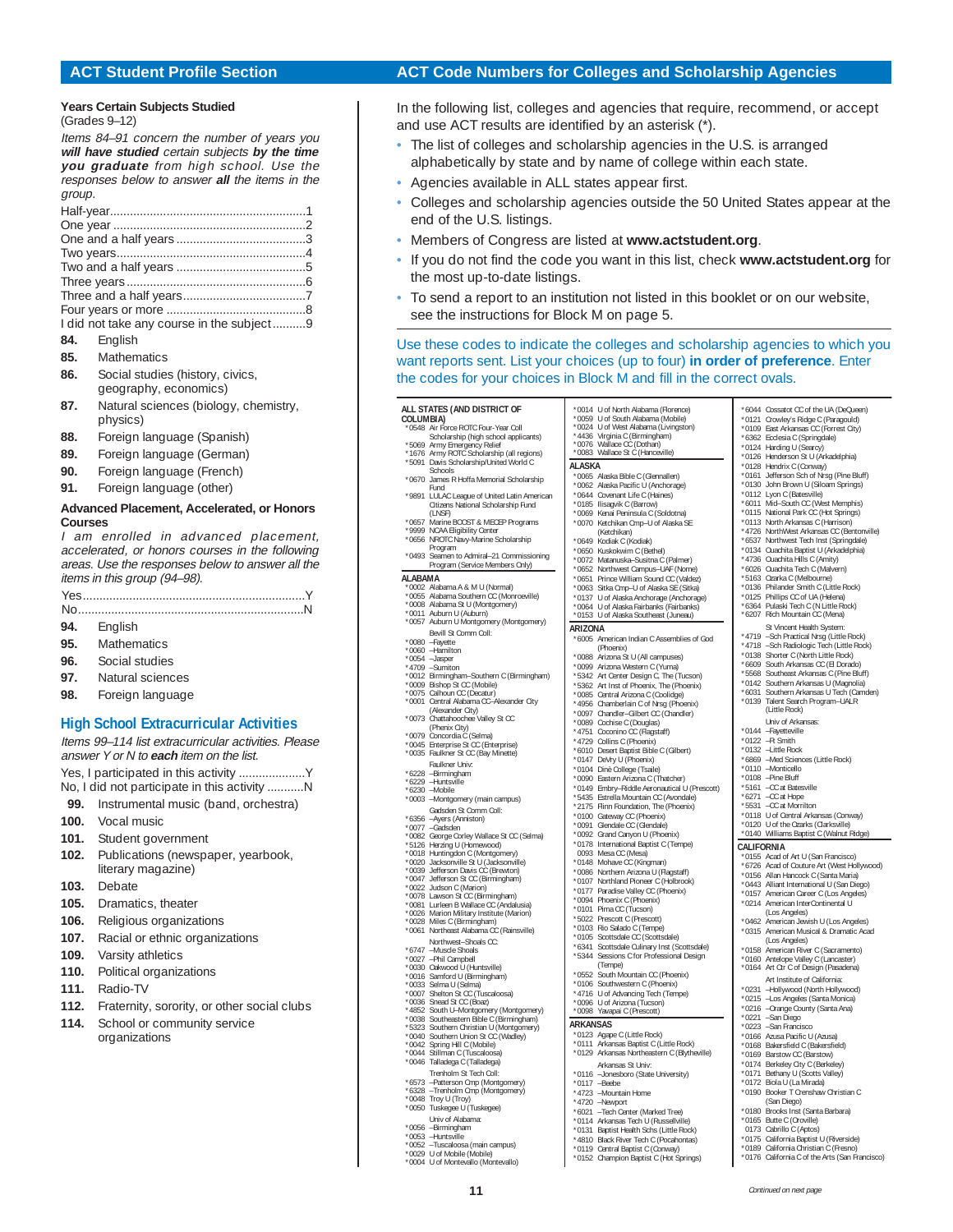## ACT Student Profile Section

### Years Certain Subjects Studied
(Grades 9–12)

*Items 84–91 concern the number of years you **will have studied** certain subjects **by the time you graduate** from high school. Use the responses below to answer **all** the items in the group.*

Half-year...........................................................1
One year ..........................................................2
One and a half years .......................................3
Two years.........................................................4
Two and a half years .......................................5
Three years ......................................................6
Three and a half years.....................................7
Four years or more ..........................................8
I did not take any course in the subject..........9

**84.** English
**85.** Mathematics
**86.** Social studies (history, civics, geography, economics)
**87.** Natural sciences (biology, chemistry, physics)
**88.** Foreign language (Spanish)
**89.** Foreign language (German)
**90.** Foreign language (French)
**91.** Foreign language (other)

### Advanced Placement, Accelerated, or Honors Courses

*I am enrolled in advanced placement, accelerated, or honors courses in the following areas. Use the responses below to answer all the items in this group (94–98).*

Yes...................................................................Y
No....................................................................N

**94.** English
**95.** Mathematics
**96.** Social studies
**97.** Natural sciences
**98.** Foreign language

### High School Extracurricular Activities

*Items 99–114 list extracurricular activities. Please answer Y or N to **each** item on the list.*

Yes, I participated in this activity ....................Y
No, I did not participate in this activity ...........N

**99.** Instrumental music (band, orchestra)
**100.** Vocal music
**101.** Student government
**102.** Publications (newspaper, yearbook, literary magazine)
**103.** Debate
**105.** Dramatics, theater
**106.** Religious organizations
**107.** Racial or ethnic organizations
**109.** Varsity athletics
**110.** Political organizations
**111.** Radio-TV
**112.** Fraternity, sorority, or other social clubs
**114.** School or community service organizations

## ACT Code Numbers for Colleges and Scholarship Agencies

In the following list, colleges and agencies that require, recommend, or accept and use ACT results are identified by an asterisk (*).

- The list of colleges and scholarship agencies in the U.S. is arranged alphabetically by state and by name of college within each state.
- Agencies available in ALL states appear first.
- Colleges and scholarship agencies outside the 50 United States appear at the end of the U.S. listings.
- Members of Congress are listed at **www.actstudent.org**.
- If you do not find the code you want in this list, check **www.actstudent.org** for the most up-to-date listings.
- To send a report to an institution not listed in this booklet or on our website, see the instructions for Block M on page 5.

Use these codes to indicate the colleges and scholarship agencies to which you want reports sent. List your choices (up to four) **in order of preference**. Enter the codes for your choices in Block M and fill in the correct ovals.

**ALL STATES (AND DISTRICT OF COLUMBIA)**
*0548 Air Force ROTC Four-Year Coll Scholarship (high school applicants)
*5069 Army Emergency Relief
*1676 Army ROTC Scholarship (all regions)
*5091 Davis Scholarship/United World C Schools
*0670 James R Hoffa Memorial Scholarship Fund
*9891 LULAC League of United Latin American Citizens National Scholarship Fund (LNSF)
*0657 Marine BOOST & MECEP Programs
*9999 NCAA Eligibility Center
*0656 NROTC Navy-Marine Scholarship Program
*0493 Seamen to Admiral–21 Commissioning Program (Service Members Only)

**ALABAMA**
*0002 Alabama A & M U (Normal)
*0055 Alabama Southern CC (Monroeville)
*0008 Alabama St U (Montgomery)
*0011 Auburn U (Auburn)
*0057 Auburn U Montgomery (Montgomery)
Bevill St Comm Coll:
*0080 –Fayette
*0060 –Hamilton
*0054 –Jasper
*4709 –Sumiton
*0012 Birmingham–Southern C (Birmingham)
*0009 Bishop St CC (Mobile)
*0075 Calhoun CC (Decatur)
*0001 Central Alabama CC–Alexander City (Alexander City)
*0073 Chattahoochee Valley St CC (Phenix City)
*0079 Concordia C (Selma)
*0045 Enterprise St CC (Enterprise)
*0035 Faulkner St CC (Bay Minette)
Faulkner Univ:
*6228 –Birmingham
*6229 –Huntsville
*6230 –Mobile
*0003 –Montgomery (main campus)
Gadsden St Comm Coll:
*6356 –Ayers (Anniston)
*0077 –Gadsden
*0082 George Corley Wallace St CC (Selma)
*5126 Herzing U (Homewood)
*0018 Huntingdon C (Montgomery)
*0020 Jacksonville St U (Jacksonville)
*0039 Jefferson Davis CC (Brewton)
*0047 Jefferson St CC (Birmingham)
*0022 Judson C (Marion)
*0078 Lawson St CC (Birmingham)
*0081 Lurleen B Wallace CC (Andalusia)
*0026 Marion Military Institute (Marion)
*0028 Miles C (Birmingham)
*0061 Northeast Alabama CC (Rainsville)
Northwest–Shoals CC:
*6747 –Muscle Shoals
*0027 –Phil Campbell
*0030 Oakwood U (Huntsville)
*0016 Samford U (Birmingham)
*0033 Selma U (Selma)
*0007 Shelton St CC (Tuscaloosa)
*0036 Snead St CC (Boaz)
*4852 South U–Montgomery (Montgomery)
*0038 Southeastern Bible C (Birmingham)
*5323 Southern Christian U (Montgomery)
*0040 Southern Union St CC (Wadley)
*0042 Spring Hill C (Mobile)
*0044 Stillman C (Tuscaloosa)
*0046 Talladega C (Talladega)
Trenholm St Tech Coll:
*6573 –Patterson Cmp (Montgomery)
*6328 –Trenholm Cmp (Montgomery)
*0048 Troy U (Troy)
*0050 Tuskegee U (Tuskegee)
Univ of Alabama:
*0056 –Birmingham
*0053 –Huntsville
*0052 –Tuscaloosa (main campus)
*0029 U of Mobile (Mobile)
*0004 U of Montevallo (Montevallo)
*0014 U of North Alabama (Florence)
*0059 U of South Alabama (Mobile)
*0024 U of West Alabama (Livingston)
*4436 Virginia C (Birmingham)
*0076 Wallace CC (Dothan)
*0083 Wallace St C (Hanceville)

**ALASKA**
*0065 Alaska Bible C (Glennallen)
*0062 Alaska Pacific U (Anchorage)
*0644 Covenant Life C (Haines)
*0185 Ilisagvik C (Barrow)
*0069 Kenai Peninsula C (Soldotna)
*0070 Ketchikan Cmp–U of Alaska SE (Ketchikan)
*0649 Kodiak C (Kodiak)
*0650 Kuskokwim C (Bethel)
*0072 Matanuska–Susitna C (Palmer)
*0652 Northwest Campus–UAF (Nome)
*0651 Prince William Sound CC (Valdez)
*0063 Sitka Cmp–U of Alaska SE (Sitka)
*0137 U of Alaska Anchorage (Anchorage)
*0064 U of Alaska Fairbanks (Fairbanks)
*0153 U of Alaska Southeast (Juneau)

**ARIZONA**
*6005 American Indian C Assemblies of God (Phoenix)
*0088 Arizona St U (All campuses)
*0099 Arizona Western C (Yuma)
*5342 Art Center Design C, The (Tucson)
*5362 Art Inst of Phoenix, The (Phoenix)
*0085 Central Arizona C (Coolidge)
*4956 Chamberlain C of Nrsg (Phoenix)
*0097 Chandler–Gilbert CC (Chandler)
*0089 Cochise C (Douglas)
*4751 Coconino CC (Flagstaff)
*4729 Collins C (Phoenix)
*6010 Desert Baptist Bible C (Gilbert)
*0147 DeVry U (Phoenix)
*0104 Diné College (Tsaile)
*0090 Eastern Arizona C (Thatcher)
*0149 Embry–Riddle Aeronautical U (Prescott)
*5435 Estrella Mountain CC (Avondale)
*2175 Flinn Foundation, The (Phoenix)
*0100 Gateway CC (Phoenix)
*0091 Glendale CC (Glendale)
*0092 Grand Canyon U (Phoenix)
*0178 International Baptist C (Tempe)
0093 Mesa CC (Mesa)
*0148 Mohave CC (Kingman)
*0086 Northern Arizona U (Flagstaff)
*0107 Northland Pioneer C (Holbrook)
*0177 Paradise Valley CC (Phoenix)
*0094 Phoenix C (Phoenix)
*0101 Pima CC (Tucson)
*5022 Prescott C (Prescott)
*0103 Rio Salado C (Tempe)
*0105 Scottsdale CC (Scottsdale)
*6341 Scottsdale Culinary Inst (Scottsdale)
*5344 Sessions C for Professional Design (Tempe)
*0552 South Mountain CC (Phoenix)
*0106 Southwestern C (Phoenix)
*4716 U of Advancing Tech (Tempe)
*0096 U of Arizona (Tucson)
*0098 Yavapai C (Prescott)

**ARKANSAS**
*0123 Agape C (Little Rock)
*0111 Arkansas Baptist C (Little Rock)
*0129 Arkansas Northeastern C (Blytheville)
Arkansas St Univ:
*0116 –Jonesboro (State University)
*0117 –Beebe
*4723 –Mountain Home
*4720 –Newport
*6021 –Tech Center (Marked Tree)
*0114 Arkansas Tech U (Russellville)
*0131 Baptist Health Schs (Little Rock)
*4810 Black River Tech C (Pocahontas)
*0119 Central Baptist C (Conway)
*0152 Champion Baptist C (Hot Springs)
*6044 Cossatot CC of the UA (DeQueen)
*0121 Crowley's Ridge C (Paragould)
*0109 East Arkansas CC (Forrest City)
*6362 Ecclesia C (Springdale)
*0124 Harding U (Searcy)
*0126 Henderson St U (Arkadelphia)
*0128 Hendrix C (Conway)
*0161 Jefferson Sch of Nrsg (Pine Bluff)
*0130 John Brown U (Siloam Springs)
*0112 Lyon C (Batesville)
*6011 Mid–South CC (West Memphis)
*0115 National Park CC (Hot Springs)
*0113 North Arkansas C (Harrison)
*4726 NorthWest Arkansas CC (Bentonville)
*6537 Northwest Tech Inst (Springdale)
*0134 Ouachita Baptist U (Arkadelphia)
*4736 Ouachita Hills C (Amity)
*6026 Ouachita Tech C (Malvern)
*5163 Ozarka C (Melbourne)
*0136 Philander Smith C (Little Rock)
*0125 Phillips CC of UA (Helena)
*6364 Pulaski Tech C (N Little Rock)
*6207 Rich Mountain CC (Mena)
St Vincent Health System:
*4719 –Sch Practical Nrsg (Little Rock)
*4718 –Sch Radiologic Tech (Little Rock)
*0138 Shorter C (North Little Rock)
*6609 South Arkansas CC (El Dorado)
*5568 Southeast Arkansas C (Pine Bluff)
*0142 Southern Arkansas U (Magnolia)
*6031 Southern Arkansas U Tech (Camden)
*0139 Talent Search Program–UALR (Little Rock)
Univ of Arkansas:
*0144 –Fayetteville
*0122 –Ft Smith
*0132 –Little Rock
*6869 –Med Sciences (Little Rock)
*0110 –Monticello
*0108 –Pine Bluff
*5161 –CC at Batesville
*6271 –CC at Hope
*5531 –CC at Morrilton
*0118 U of Central Arkansas (Conway)
*0120 U of the Ozarks (Clarksville)
*0140 Williams Baptist C (Walnut Ridge)

**CALIFORNIA**
*0155 Acad of Art U (San Francisco)
*6726 Acad of Couture Art (West Hollywood)
*0156 Allan Hancock C (Santa Maria)
*0443 Alliant International U (San Diego)
*0157 American Career C (Los Angeles)
*0214 American InterContinental U (Los Angeles)
*0462 American Jewish U (Los Angeles)
*0315 American Musical & Dramatic Acad (Los Angeles)
*0158 American River C (Sacramento)
*0160 Antelope Valley C (Lancaster)
*0164 Art Ctr C of Design (Pasadena)
Art Institute of California:
*0231 –Hollywood (North Hollywood)
*0215 –Los Angeles (Santa Monica)
*0216 –Orange County (Santa Ana)
*0221 –San Diego
*0223 –San Francisco
*0166 Azusa Pacific U (Azusa)
*0168 Bakersfield C (Bakersfield)
*0169 Barstow CC (Barstow)
*0174 Berkeley City C (Berkeley)
*0171 Bethany U (Scotts Valley)
*0172 Biola U (La Mirada)
*0190 Booker T Crenshaw Christian C (San Diego)
*0180 Brooks Inst (Santa Barbara)
*0165 Butte C (Oroville)
0173 Cabrillo C (Aptos)
*0175 California Baptist U (Riverside)
*0189 California Christian C (Fresno)
*0176 California C of the Arts (San Francisco)

*Continued on next page*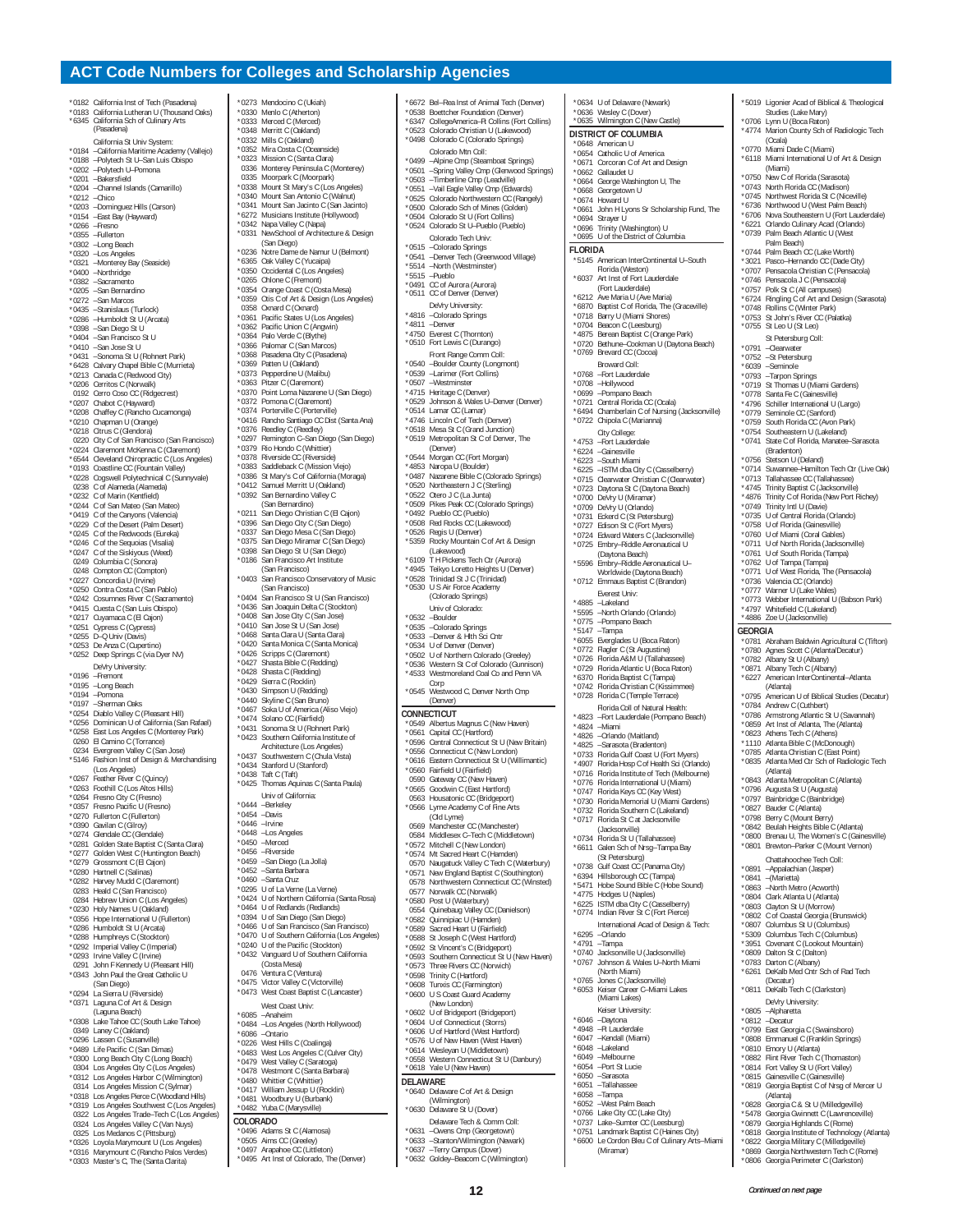# ACT Code Numbers for Colleges and Scholarship Agencies

*0182 California Inst of Tech (Pasadena)
*0183 California Lutheran U (Thousand Oaks)
*6345 California Sch of Culinary Arts (Pasadena)

California St Univ System:
*0184 –California Maritime Academy (Vallejo)
*0188 –Polytech St U–San Luis Obispo
*0202 –Polytech U–Pomona
*0201 –Bakersfield
*0204 –Channel Islands (Camarillo)
*0212 –Chico
*0203 –Dominguez Hills (Carson)
*0154 –East Bay (Hayward)
*0266 –Fresno
*0355 –Fullerton
*0302 –Long Beach
*0320 –Los Angeles
*0321 –Monterey Bay (Seaside)
*0400 –Northridge
*0382 –Sacramento
*0205 –San Bernardino
*0272 –San Marcos
*0435 –Stanislaus (Turlock)
*0286 –Humboldt St U (Arcata)
*0398 –San Diego St U
*0404 –San Francisco St U
*0410 –San Jose St U
*0431 –Sonoma St U (Rohnert Park)
*6428 Calvary Chapel Bible C (Murrieta)
*0213 Canada C (Redwood City)
*0206 Cerritos C (Norwalk)
0192 Cerro Coso CC (Ridgecrest)
*0207 Chabot C (Hayward)
*0208 Chaffey C (Rancho Cucamonga)
*0210 Chapman U (Orange)
*0218 Citrus C (Glendora)
0220 City C of San Francisco (San Francisco)
*0224 Claremont McKenna C (Claremont)
*6544 Cleveland Chiropractic C (Los Angeles)
*0193 Coastline CC (Fountain Valley)
*0228 Cogswell Polytechnical C (Sunnyvale)
0238 C of Alameda (Alameda)
*0232 C of Marin (Kentfield)
*0244 C of San Mateo (San Mateo)
*0419 C of the Canyons (Valencia)
*0229 C of the Desert (Palm Desert)
*0245 C of the Redwoods (Eureka)
*0246 C of the Sequoias (Visalia)
*0247 C of the Siskiyous (Weed)
0249 Columbia C (Sonora)
0248 Compton CC (Compton)
*0227 Concordia U (Irvine)
*0250 Contra Costa C (San Pablo)
*0242 Cosumnes River C (Sacramento)
*0415 Cuesta C (San Luis Obispo)
*0217 Cuyamaca C (El Cajon)
*0251 Cypress C (Cypress)
*0255 D–Q Univ (Davis)
*0253 De Anza C (Cupertino)
*0252 Deep Springs C (via Dyer NV)

DeVry University:
*0196 –Fremont
*0195 –Long Beach
*0194 –Pomona
*0197 –Sherman Oaks
*0254 Diablo Valley C (Pleasant Hill)
*0256 Dominican U of California (San Rafael)
*0258 East Los Angeles C (Monterey Park)
0260 El Camino C (Torrance)
0234 Evergreen Valley C (San Jose)
*5146 Fashion Inst of Design & Merchandising (Los Angeles)
*0267 Feather River C (Quincy)
*0263 Foothill C (Los Altos Hills)
*0264 Fresno City C (Fresno)
*0357 Fresno Pacific U (Fresno)
*0270 Fullerton C (Fullerton)
*0390 Gavilan C (Gilroy)
*0274 Glendale CC (Glendale)
*0281 Golden State Baptist C (Santa Clara)
*0277 Golden West C (Huntington Beach)
*0279 Grossmont C (El Cajon)
*0280 Hartnell C (Salinas)
*0282 Harvey Mudd C (Claremont)
0283 Heald C (San Francisco)
0284 Hebrew Union C (Los Angeles)
*0230 Holy Names U (Oakland)
*0356 Hope International U (Fullerton)
*0286 Humboldt St U (Arcata)
*0288 Humphreys C (Stockton)
*0292 Imperial Valley C (Imperial)
*0293 Irvine Valley C (Irvine)
0291 John F Kennedy U (Pleasant Hill)
*0343 John Paul the Great Catholic U (San Diego)
*0294 La Sierra U (Riverside)
*0371 Laguna C of Art & Design (Laguna Beach)
*0308 Lake Tahoe CC (South Lake Tahoe)
0349 Laney C (Oakland)
*0296 Lassen C (Susanville)
*0489 Life Pacific C (San Dimas)
*0300 Long Beach City C (Long Beach)
0304 Los Angeles City C (Los Angeles)
*0312 Los Angeles Harbor C (Wilmington)
0314 Los Angeles Mission C (Sylmar)
*0318 Los Angeles Pierce C (Woodland Hills)
*0319 Los Angeles Southwest C (Los Angeles)
0322 Los Angeles Trade–Tech C (Los Angeles)
0324 Los Angeles Valley C (Van Nuys)
0325 Los Medanos C (Pittsburg)
*0326 Loyola Marymount U (Los Angeles)
*0316 Marymount C (Rancho Palos Verdes)
*0303 Master's C, The (Santa Clarita)
*0273 Mendocino C (Ukiah)
*0330 Menlo C (Atherton)
*0333 Merced C (Merced)
*0348 Merritt C (Oakland)
*0332 Mills C (Oakland)
*0352 Mira Costa C (Oceanside)
*0323 Mission C (Santa Clara)
0336 Monterey Peninsula C (Monterey)
0335 Moorpark C (Moorpark)
*0338 Mount St Mary's C (Los Angeles)
*0340 Mount San Antonio C (Walnut)
*0341 Mount San Jacinto C (San Jacinto)
*6272 Musicians Institute (Hollywood)
*0342 Napa Valley C (Napa)
*0331 NewSchool of Architecture & Design (San Diego)
*0236 Notre Dame de Namur U (Belmont)
*6365 Oak Valley C (Yucaipa)
*0350 Occidental C (Los Angeles)
*0265 Ohlone C (Fremont)
*0354 Orange Coast C (Costa Mesa)
*0359 Otis C of Art & Design (Los Angeles)
0358 Oxnard C (Oxnard)
*0361 Pacific States U (Los Angeles)
*0362 Pacific Union C (Angwin)
*0364 Palo Verde C (Blythe)
*0366 Palomar C (San Marcos)
*0368 Pasadena City C (Pasadena)
*0369 Patten U (Oakland)
*0373 Pepperdine U (Malibu)
*0363 Pitzer C (Claremont)
*0370 Point Loma Nazarene U (San Diego)
*0372 Pomona C (Claremont)
*0374 Porterville C (Porterville)
*0416 Rancho Santiago CC Dist (Santa Ana)
*0376 Reedley C (Reedley)
*0297 Remington C–San Diego (San Diego)
*0379 Rio Hondo C (Whittier)
*0378 Riverside CC (Riverside)
*0383 Saddleback C (Mission Viejo)
*0386 St Mary's C of California (Moraga)
*0412 Samuel Merritt U (Oakland)
*0392 San Bernardino Valley C (San Bernardino)
*0211 San Diego Christian C (El Cajon)
*0396 San Diego City C (San Diego)
*0337 San Diego Mesa C (San Diego)
*0375 San Diego Miramar C (San Diego)
*0398 San Diego St U (San Diego)
*0186 San Francisco Art Institute (San Francisco)
*0403 San Francisco Conservatory of Music (San Francisco)
*0404 San Francisco St U (San Francisco)
*0436 San Joaquin Delta C (Stockton)
*0408 San Jose City C (San Jose)
*0410 San Jose St U (San Jose)
*0468 Santa Clara U (Santa Clara)
*0420 Santa Monica C (Santa Monica)
*0426 Scripps C (Claremont)
*0427 Shasta Bible C (Redding)
*0428 Shasta C (Redding)
*0429 Sierra C (Rocklin)
*0430 Simpson U (Redding)
*0440 Skyline C (San Bruno)
*0467 Soka U of America (Aliso Viejo)
*0474 Solano CC (Fairfield)
*0431 Sonoma St U (Rohnert Park)
*0423 Southern California Institute of Architecture (Los Angeles)
*0437 Southwestern C (Chula Vista)
*0434 Stanford U (Stanford)
*0438 Taft C (Taft)
*0425 Thomas Aquinas C (Santa Paula)

Univ of California:
*0444 –Berkeley
*0454 –Davis
*0446 –Irvine
*0448 –Los Angeles
*0450 –Merced
*0456 –Riverside
*0459 –San Diego (La Jolla)
*0452 –Santa Barbara
*0460 –Santa Cruz
*0295 U of La Verne (La Verne)
*0424 U of Northern California (Santa Rosa)
*0464 U of Redlands (Redlands)
*0394 U of San Diego (San Diego)
*0466 U of San Francisco (San Francisco)
*0470 U of Southern California (Los Angeles)
*0240 U of the Pacific (Stockton)
*0432 Vanguard U of Southern California (Costa Mesa)
0476 Ventura C (Ventura)
*0475 Victor Valley C (Victorville)
*0473 West Coast Baptist C (Lancaster)

West Coast Univ:
*6085 –Anaheim
*0484 –Los Angeles (North Hollywood)
*6086 –Ontario
*0226 West Hills C (Coalinga)
*0483 West Los Angeles C (Culver City)
*0479 West Valley C (Saratoga)
*0478 Westmont C (Santa Barbara)
*0480 Whittier C (Whittier)
*0417 William Jessup U (Rocklin)
*0481 Woodbury U (Burbank)
*0482 Yuba C (Marysville)

## COLORADO

*0496 Adams St C (Alamosa)
*0505 Aims CC (Greeley)
*0497 Arapahoe CC (Littleton)
*0495 Art Inst of Colorado, The (Denver)
*6672 Bel–Rea Inst of Animal Tech (Denver)
*0538 Boettcher Foundation (Denver)
*6347 CollegeAmerica–Ft Collins (Fort Collins)
*0523 Colorado Christian U (Lakewood)
*0498 Colorado C (Colorado Springs)

Colorado Mtn Coll:
*0499 –Alpine Cmp (Steamboat Springs)
*0501 –Spring Valley Cmp (Glenwood Springs)
*0503 –Timberline Cmp (Leadville)
*0551 –Vail Eagle Valley Cmp (Edwards)
*0525 Colorado Northwestern CC (Rangely)
*0500 Colorado Sch of Mines (Golden)
*0504 Colorado St U (Fort Collins)
*0524 Colorado St U–Pueblo (Pueblo)

Colorado Tech Univ:
*0515 –Colorado Springs
*0541 –Denver Tech (Greenwood Village)
*5514 –North (Westminster)
*5515 –Pueblo
*0491 CC of Aurora (Aurora)
*0511 CC of Denver (Denver)

DeVry University:
*4816 –Colorado Springs
*4811 –Denver
*4750 Everest C (Thornton)
*0510 Fort Lewis C (Durango)

Front Range Comm Coll:
*0540 –Boulder County (Longmont)
*0539 –Larimer (Fort Collins)
*0507 –Westminster
*4715 Heritage C (Denver)
*0529 Johnson & Wales U–Denver (Denver)
*0514 Lamar CC (Lamar)
*4746 Lincoln C of Tech (Denver)
*0518 Mesa St C (Grand Junction)
*0519 Metropolitan St C of Denver, The (Denver)
*0544 Morgan CC (Fort Morgan)
*4853 Naropa U (Boulder)
*0487 Nazarene Bible C (Colorado Springs)
*0520 Northeastern J C (Sterling)
*0522 Otero J C (La Junta)
*0509 Pikes Peak CC (Colorado Springs)
*0492 Pueblo CC (Pueblo)
*0508 Red Rocks CC (Lakewood)
*0526 Regis U (Denver)
*5359 Rocky Mountain C of Art & Design (Lakewood)
*6109 T H Pickens Tech Ctr (Aurora)
*4945 Teikyo Loretto Heights U (Denver)
*0528 Trinidad St J C (Trinidad)
*0530 U S Air Force Academy (Colorado Springs)

Univ of Colorado:
*0532 –Boulder
*0535 –Colorado Springs
*0533 –Denver & Hlth Sci Cntr
*0534 U of Denver (Denver)
*0502 U of Northern Colorado (Greeley)
*0536 Western St C of Colorado (Gunnison)
*4533 Westmoreland Coal Co and Penn VA Corp
*0545 Westwood C, Denver North Cmp (Denver)

## CONNECTICUT

*0549 Albertus Magnus C (New Haven)
*0561 Capital CC (Hartford)
*0596 Central Connecticut St U (New Britain)
*0556 Connecticut C (New London)
*0616 Eastern Connecticut St U (Willimantic)
*0560 Fairfield U (Fairfield)
0590 Gateway CC (New Haven)
*0565 Goodwin C (East Hartford)
0563 Housatonic CC (Bridgeport)
*0566 Lyme Academy C of Fine Arts (Old Lyme)
0569 Manchester CC (Manchester)
0584 Middlesex C–Tech C (Middletown)
*0572 Mitchell C (New London)
*0574 Mt Sacred Heart C (Hamden)
0570 Naugatuck Valley C Tech C (Waterbury)
*0571 New England Baptist C (Southington)
0578 Northwestern Connecticut CC (Winsted)
0577 Norwalk CC (Norwalk)
*0580 Post U (Waterbury)
0554 Quinebaug Valley CC (Danielson)
*0582 Quinnipiac U (Hamden)
*0589 Sacred Heart U (Fairfield)
*0588 St Joseph C (West Hartford)
*0592 St Vincent's C (Bridgeport)
*0593 Southern Connecticut St U (New Haven)
*0573 Three Rivers CC (Norwich)
*0598 Trinity C (Hartford)
*0608 Tunxis CC (Farmington)
*0600 U S Coast Guard Academy (New London)
*0602 U of Bridgeport (Bridgeport)
*0604 U of Connecticut (Storrs)
*0606 U of Hartford (West Hartford)
*0576 U of New Haven (West Haven)
*0614 Wesleyan U (Middletown)
*0558 Western Connecticut St U (Danbury)
*0618 Yale U (New Haven)

## DELAWARE

*0640 Delaware C of Art & Design (Wilmington)
*0630 Delaware St U (Dover)

Delaware Tech & Comm Coll:
*0631 –Owens Cmp (Georgetown)
*0633 –Stanton/Wilmington (Newark)
*0637 –Terry Campus (Dover)
*0632 Goldey–Beacom C (Wilmington)
*0634 U of Delaware (Newark)
*0636 Wesley C (Dover)
*0635 Wilmington C (New Castle)

## DISTRICT OF COLUMBIA

*0648 American U
*0654 Catholic U of America
*0671 Corcoran C of Art and Design
*0662 Gallaudet U
*0664 George Washington U, The
*0668 Georgetown U
*0674 Howard U
*0661 John H Lyons Sr Scholarship Fund, The
*0694 Strayer U
*0696 Trinity (Washington) U
*0695 U of the District of Columbia

## FLORIDA

*5145 American InterContinental U–South Florida (Weston)
*6037 Art Inst of Fort Lauderdale (Fort Lauderdale)
*6212 Ave Maria U (Ave Maria)
*6870 Baptist C of Florida, The (Graceville)
*0718 Barry U (Miami Shores)
*0704 Beacon C (Leesburg)
*4875 Berean Baptist C (Orange Park)
*0720 Bethune–Cookman U (Daytona Beach)
*0769 Brevard CC (Cocoa)

Broward Coll:
*0768 –Fort Lauderdale
*0708 –Hollywood
*0699 –Pompano Beach
*0721 Central Florida CC (Ocala)
*6494 Chamberlain C of Nursing (Jacksonville)
*0722 Chipola C (Marianna)

City College:
*4753 –Fort Lauderdale
*6224 –Gainesville
*6223 –South Miami
*6225 –ISTM dba City C (Casselberry)
*0715 Clearwater Christian C (Clearwater)
*0723 Daytona St C (Daytona Beach)
*0700 DeVry U (Miramar)
*0709 DeVry U (Orlando)
*0731 Eckerd C (St Petersburg)
*0727 Edison St C (Fort Myers)
*0724 Edward Waters C (Jacksonville)
*0725 Embry–Riddle Aeronautical U (Daytona Beach)
*5596 Embry–Riddle Aeronautical U–Worldwide (Daytona Beach)
*0712 Emmaus Baptist C (Brandon)

Everest Univ:
*4885 –Lakeland
*5595 –North Orlando (Orlando)
*0775 –Pompano Beach
*5147 –Tampa
*6055 Everglades U (Boca Raton)
*0772 Flagler C (St Augustine)
*0726 Florida A&M U (Tallahassee)
*0729 Florida Atlantic U (Boca Raton)
*6370 Florida Baptist C (Tampa)
*0742 Florida Christian C (Kissimmee)
*0728 Florida C (Temple Terrace)

Florida Coll of Natural Health:
*4823 –Fort Lauderdale (Pompano Beach)
*4824 –Miami
*4826 –Orlando (Maitland)
*4825 –Sarasota (Bradenton)
*0733 Florida Gulf Coast U (Fort Myers)
*4907 Florida Hosp C of Health Sci (Orlando)
*0716 Florida Institute of Tech (Melbourne)
*0776 Florida International U (Miami)
*0747 Florida Keys CC (Key West)
*0730 Florida Memorial U (Miami Gardens)
*0732 Florida Southern C (Lakeland)
*0717 Florida St C at Jacksonville (Jacksonville)
*0734 Florida St U (Tallahassee)
*6611 Galen Sch of Nrsg–Tampa Bay (St Petersburg)
*0738 Gulf Coast CC (Panama City)
*6394 Hillsborough CC (Tampa)
*5471 Hobe Sound Bible C (Hobe Sound)
*4775 Hodges U (Naples)
*6225 ISTM dba City C (Casselberry)
*0774 Indian River St C (Fort Pierce)

International Acad of Design & Tech:
*6295 –Orlando
*4791 –Tampa
*0740 Jacksonville U (Jacksonville)
*0767 Johnson & Wales U–North Miami (North Miami)
*0765 Jones C (Jacksonville)
*6053 Keiser Career C–Miami Lakes (Miami Lakes)

Keiser University:
*6046 –Daytona
*4948 –Ft Lauderdale
*6047 –Kendall (Miami)
*6048 –Lakeland
*6049 –Melbourne
*6054 –Port St Lucie
*6050 –Sarasota
*6051 –Tallahassee
*6058 –Tampa
*6052 –West Palm Beach
*0766 Lake City CC (Lake City)
*0737 Lake–Sumter CC (Leesburg)
*0751 Landmark Baptist C (Haines City)
*6600 Le Cordon Bleu C of Culinary Arts–Miami (Miramar)
*5019 Ligonier Acad of Biblical & Theological Studies (Lake Mary)
*0706 Lynn U (Boca Raton)
*4774 Marion County Sch of Radiologic Tech (Ocala)
*0770 Miami Dade C (Miami)
*6118 Miami International U of Art & Design (Miami)
*0750 New C of Florida (Sarasota)
*0743 North Florida CC (Madison)
*0745 Northwest Florida St C (Niceville)
*6736 Northwood U (West Palm Beach)
*6706 Nova Southeastern U (Fort Lauderdale)
*6221 Orlando Culinary Acad (Orlando)
*0739 Palm Beach Atlantic U (West Palm Beach)
*0744 Palm Beach CC (Lake Worth)
*3021 Pasco–Hernando CC (Dade City)
*0707 Pensacola Christian C (Pensacola)
*0746 Pensacola J C (Pensacola)
*0757 Polk St C (All campuses)
*6724 Ringling C of Art and Design (Sarasota)
*0748 Rollins C (Winter Park)
*0753 St John's River CC (Palatka)
*0755 St Leo U (St Leo)

St Petersburg Coll:
*0791 –Clearwater
*0752 –St Petersburg
*6039 –Seminole
*0793 –Tarpon Springs
*0719 St Thomas U (Miami Gardens)
*0778 Santa Fe C (Gainesville)
*4796 Schiller International U (Largo)
*0779 Seminole CC (Sanford)
*0759 South Florida CC (Avon Park)
*0754 Southeastern U (Lakeland)
*0741 State C of Florida, Manatee–Sarasota (Bradenton)
*0756 Stetson U (Deland)
*0714 Suwannee–Hamilton Tech Ctr (Live Oak)
*0713 Tallahassee CC (Tallahassee)
*4745 Trinity Baptist C (Jacksonville)
*4876 Trinity C of Florida (New Port Richey)
*0749 Trinity Intl U (Davie)
*0735 U of Central Florida (Orlando)
*0758 U of Florida (Gainesville)
*0760 U of Miami (Coral Gables)
*0711 U of North Florida (Jacksonville)
*0761 U of South Florida (Tampa)
*0762 U of Tampa (Tampa)
*0771 U of West Florida, The (Pensacola)
*0736 Valencia CC (Orlando)
*0777 Warner U (Lake Wales)
*0773 Webber International U (Babson Park)
*4797 Whitefield C (Lakeland)
*4886 Zoe U (Jacksonville)

## GEORGIA

*0781 Abraham Baldwin Agricultural C (Tifton)
*0780 Agnes Scott C (Atlanta/Decatur)
*0782 Albany St U (Albany)
*0871 Albany Tech C (Albany)
*6227 American InterContinental–Atlanta (Atlanta)
*0795 American U of Biblical Studies (Decatur)
*0784 Andrew C (Cuthbert)
*0786 Armstrong Atlantic St U (Savannah)
*0859 Art Inst of Atlanta, The (Atlanta)
*0823 Athens Tech C (Athens)
*1110 Atlanta Bible C (McDonough)
*0785 Atlanta Christian C (East Point)
*0835 Atlanta Med Ctr Sch of Radiologic Tech (Atlanta)
*0843 Atlanta Metropolitan C (Atlanta)
*0796 Augusta St U (Augusta)
*0797 Bainbridge C (Bainbridge)
*0827 Bauder C (Atlanta)
*0798 Berry C (Mount Berry)
*0842 Beulah Heights Bible C (Atlanta)
*0800 Brenau U, The Women's C (Gainesville)
*0801 Brewton–Parker C (Mount Vernon)

Chattahoochee Tech Coll:
*0891 –Appalachian (Jasper)
*0841 –(Marietta)
*0863 –North Metro (Acworth)
*0804 Clark Atlanta U (Atlanta)
*0803 Clayton St U (Morrow)
*0802 C of Coastal Georgia (Brunswick)
*0807 Columbus St U (Columbus)
*5309 Columbus Tech C (Columbus)
*3951 Covenant C (Lookout Mountain)
*0809 Dalton St C (Dalton)
*0783 Darton C (Albany)
*6261 DeKalb Med Cntr Sch of Rad Tech (Decatur)
*0811 DeKalb Tech C (Clarkston)

DeVry University:
*0805 –Alpharetta
*0812 –Decatur
*0799 East Georgia C (Swainsboro)
*0808 Emmanuel C (Franklin Springs)
*0810 Emory U (Atlanta)
*0882 Flint River Tech C (Thomaston)
*0814 Fort Valley St U (Fort Valley)
*0815 Gainesville C (Gainesville)
*0819 Georgia Baptist C of Nrsg of Mercer U (Atlanta)
*0820 Georgia C& St U (Milledgeville)
*5478 Georgia Gwinnett C (Lawrenceville)
*0879 Georgia Highlands C (Rome)
*0818 Georgia Institute of Technology (Atlanta)
*0822 Georgia Military C (Milledgeville)
*0869 Georgia Northwestern Tech C (Rome)
*0806 Georgia Perimeter C (Clarkston)

*Continued on next page*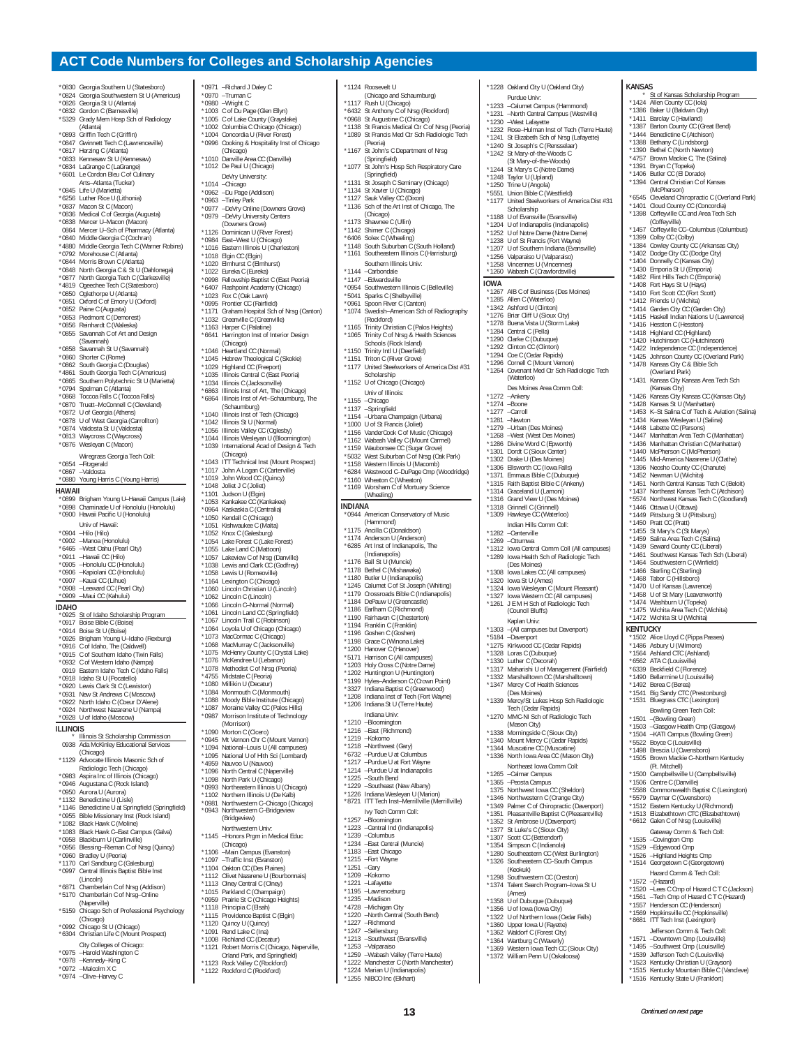# ACT Code Numbers for Colleges and Scholarship Agencies

*0830 Georgia Southern U (Statesboro)
*0824 Georgia Southwestern St U (Americus)
*0826 Georgia St U (Atlanta)
*0832 Gordon C (Barnesville)
*5329 Grady Mem Hosp Sch of Radiology (Atlanta)
*0893 Griffin Tech C (Griffin)
*0847 Gwinnett Tech C (Lawrenceville)
*0817 Herzing C (Atlanta)
*0833 Kennesaw St U (Kennesaw)
*0834 LaGrange C (LaGrange)
*6601 Le Cordon Bleu C of Culinary Arts–Atlanta (Tucker)
*0845 Life U (Marietta)
*6256 Luther Rice U (Lithonia)
*0837 Macon St C (Macon)
*0836 Medical C of Georgia (Augusta)
*0838 Mercer U–Macon (Macon)
0864 Mercer U–Sch of Pharmacy (Atlanta)
*0840 Middle Georgia C (Cochran)
*4880 Middle Georgia Tech C (Warner Robins)
*0792 Morehouse C (Atlanta)
*0844 Morris Brown C (Atlanta)
*0848 North Georgia C & St U (Dahlonega)
*0877 North Georgia Tech C (Clarkesville)
*4819 Ogeechee Tech C (Statesboro)
*0850 Oglethorpe U (Atlanta)
*0851 Oxford C of Emory U (Oxford)
*0852 Paine C (Augusta)
*0853 Piedmont C (Demorest)
*0856 Reinhardt C (Waleska)
*0855 Savannah C of Art and Design (Savannah)
*0858 Savannah St U (Savannah)
*0860 Shorter C (Rome)
*0862 South Georgia C (Douglas)
*4861 South Georgia Tech C (Americus)
*0865 Southern Polytechnic St U (Marietta)
*0794 Spelman C (Atlanta)
*0868 Toccoa Falls C (Toccoa Falls)
*0870 Truett–McConnell C (Cleveland)
*0872 U of Georgia (Athens)
*0878 U of West Georgia (Carrollton)
*0874 Valdosta St U (Valdosta)
*0813 Waycross C (Waycross)
*0876 Wesleyan C (Macon)

Wiregrass Georgia Tech Coll:
*0854 –Fitzgerald
*0867 –Valdosta
*0880 Young Harris C (Young Harris)

## HAWAII

*0899 Brigham Young U–Hawaii Campus (Laie)
*0898 Chaminade U of Honolulu (Honolulu)
*0900 Hawaii Pacific U (Honolulu)

Univ of Hawaii:
*0904 –Hilo (Hilo)
*0902 –Manoa (Honolulu)
*6465 –West Oahu (Pearl City)
*0911 –Hawaii CC (Hilo)
*0905 –Honolulu CC (Honolulu)
*0906 –Kapiolani CC (Honolulu)
*0907 –Kauai CC (Lihue)
*0908 –Leeward CC (Pearl City)
*0909 –Maui CC (Kahului)

## IDAHO

*0925 St of Idaho Scholarship Program
*0917 Boise Bible C (Boise)
*0914 Boise St U (Boise)
*0926 Brigham Young U–Idaho (Rexburg)
*0916 C of Idaho, The (Caldwell)
*0915 C of Southern Idaho (Twin Falls)
*0932 C of Western Idaho (Nampa)
0919 Eastern Idaho Tech C (Idaho Falls)
*0918 Idaho St U (Pocatello)
*0920 Lewis Clark St C (Lewiston)
*0931 New St Andrews C (Moscow)
*0922 North Idaho C (Coeur D'Alene)
*0924 Northwest Nazarene U (Nampa)
*0928 U of Idaho (Moscow)

## ILLINOIS

\* Illinois St Scholarship Commission
0938 Ada McKinley Educational Services (Chicago)
*1129 Advocate Illinois Masonic Sch of Radiologic Tech (Chicago)
*0983 Aspira Inc of Illinois (Chicago)
*0946 Augustana C (Rock Island)
*0950 Aurora U (Aurora)
*1132 Benedictine U (Lisle)
*1146 Benedictine U at Springfield (Springfield)
*0955 Bible Missionary Inst (Rock Island)
*1082 Black Hawk C (Moline)
*1083 Black Hawk C–East Campus (Galva)
*0958 Blackburn U (Carlinville)
*0956 Blessing–Rieman C of Nrsg (Quincy)
*0960 Bradley U (Peoria)
*1170 Carl Sandburg C (Galesburg)
*0997 Central Illinois Baptist Bible Inst (Lincoln)
*6871 Chamberlain C of Nrsg (Addison)
*5170 Chamberlain C of Nrsg–Online (Naperville)
*5159 Chicago Sch of Professional Psychology (Chicago)
*0992 Chicago St U (Chicago)
*6304 Christian Life C (Mount Prospect)

City Colleges of Chicago:
*0975 –Harold Washington C
*0978 –Kennedy–King C
*0972 –Malcolm X C
*0974 –Olive–Harvey C
*0971 –Richard J Daley C
*0970 –Truman C
*0980 –Wright C
*1003 C of Du Page (Glen Ellyn)
*1005 C of Lake County (Grayslake)
*1002 Columbia C Chicago (Chicago)
*1004 Concordia U (River Forest)
*0996 Cooking & Hospitality Inst of Chicago (Chicago)
*1010 Danville Area CC (Danville)
*1012 De Paul U (Chicago)

DeVry University:
*1014 –Chicago
*0962 –Du Page (Addison)
*0963 –Tinley Park
*0977 –DeVry Online (Downers Grove)
*0979 –DeVry University Centers (Downers Grove)
*1126 Dominican U (River Forest)
*0984 East–West U (Chicago)
*1016 Eastern Illinois U (Charleston)
*1018 Elgin CC (Elgin)
*1020 Elmhurst C (Elmhurst)
*1022 Eureka C (Eureka)
*0998 Fellowship Baptist C (East Peoria)
*6407 Flashpoint Academy (Chicago)
*1023 Fox C (Oak Lawn)
*0995 Frontier CC (Fairfield)
*1171 Graham Hospital Sch of Nrsg (Canton)
*1032 Greenville C (Greenville)
*1163 Harper C (Palatine)
*6641 Harrington Inst of Interior Design (Chicago)
*1046 Heartland CC (Normal)
*1045 Hebrew Theological C (Skokie)
*1029 Highland CC (Freeport)
*1035 Illinois Central C (East Peoria)
*1034 Illinois C (Jacksonville)
*6863 Illinois Inst of Art, The (Chicago)
*6864 Illinois Inst of Art–Schaumburg, The (Schaumburg)
*1040 Illinois Inst of Tech (Chicago)
*1042 Illinois St U (Normal)
*1056 Illinois Valley CC (Oglesby)
*1044 Illinois Wesleyan U (Bloomington)
*1039 International Acad of Design & Tech (Chicago)
*1043 ITT Technical Inst (Mount Prospect)
*1017 John A Logan C (Carterville)
*1019 John Wood CC (Quincy)
*1048 Joliet J C (Joliet)
*1101 Judson U (Elgin)
*1053 Kankakee CC (Kankakee)
*0964 Kaskaskia C (Centralia)
*1050 Kendall C (Chicago)
*1051 Kishwaukee C (Malta)
*1052 Knox C (Galesburg)
*1054 Lake Forest C (Lake Forest)
*1055 Lake Land C (Mattoon)
*1057 Lakeview C of Nrsg (Danville)
*1038 Lewis and Clark CC (Godfrey)
*1058 Lewis U (Romeoville)
*1164 Lexington C (Chicago)
*1060 Lincoln Christian U (Lincoln)
*1062 Lincoln C (Lincoln)
*1066 Lincoln C–Normal (Normal)
*1061 Lincoln Land CC (Springfield)
*1067 Lincoln Trail C (Robinson)
*1064 Loyola U of Chicago (Chicago)
*1073 MacCormac C (Chicago)
*1068 MacMurray C (Jacksonville)
*1075 McHenry County C (Crystal Lake)
*1076 McKendree U (Lebanon)
*1078 Methodist C of Nrsg (Peoria)
*4755 Midstate C (Peoria)
*1080 Millikin U (Decatur)
*1084 Monmouth C (Monmouth)
*1088 Moody Bible Institute (Chicago)
*1087 Moraine Valley CC (Palos Hills)
*0987 Morrison Institute of Technology (Morrison)
*1090 Morton C (Cicero)
*0945 Mt Vernon Chr C (Mount Vernon)
*1094 National–Louis U (All campuses)
*1095 National U of Hlth Sci (Lombard)
*4959 Nauvoo U (Nauvoo)
*1096 North Central C (Naperville)
*1098 North Park U (Chicago)
*0993 Northeastern Illinois U (Chicago)
*1102 Northern Illinois U (De Kalb)
*0981 Northwestern C–Chicago (Chicago)
*0943 Northwestern C–Bridgeview (Bridgeview)

Northwestern Univ:
*1145 –Honors Prgm in Medical Educ (Chicago)
*1106 –Main Campus (Evanston)
*1097 –Traffic Inst (Evanston)
*1104 Oakton CC (Des Plaines)
*1112 Olivet Nazarene U (Bourbonnais)
*1113 Olney Central C (Olney)
*1015 Parkland C (Champaign)
*0959 Prairie St C (Chicago Heights)
*1118 Principia C (Elsah)
*1115 Providence Baptist C (Elgin)
*1120 Quincy U (Quincy)
*1091 Rend Lake C (Ina)
*1008 Richland CC (Decatur)
*1121 Robert Morris C (Chicago, Naperville, Orland Park, and Springfield)
*1123 Rock Valley C (Rockford)
*1122 Rockford C (Rockford)
*1124 Roosevelt U (Chicago and Schaumburg)
*1117 Rush U (Chicago)
*6432 St Anthony C of Nrsg (Rockford)
*0968 St Augustine C (Chicago)
*1138 St Francis Medical Ctr C of Nrsg (Peoria)
*1089 St Francis Med Ctr Sch Radiologic Tech (Peoria)
*1167 St John's C Department of Nrsg (Springfield)
*1077 St John's Hosp Sch Respiratory Care (Springfield)
*1131 St Joseph C Seminary (Chicago)
*1134 St Xavier U (Chicago)
*1127 Sauk Valley CC (Dixon)
*1136 Sch of the Art Inst of Chicago, The (Chicago)
*1173 Shawnee C (Ullin)
*1142 Shimer C (Chicago)
*6406 Solex C (Wheeling)
*1148 South Suburban C (South Holland)
*1161 Southeastern Illinois C (Harrisburg)

Southern Illinois Univ:
*1144 –Carbondale
*1147 –Edwardsville
*0954 Southwestern Illinois C (Belleville)
*5041 Sparks C (Shelbyville)
*0961 Spoon River C (Canton)
*1074 Swedish–American Sch of Radiography (Rockford)
*1165 Trinity Christian C (Palos Heights)
*1065 Trinity C of Nrsg & Health Sciences Schools (Rock Island)
*1150 Trinity Intl U (Deerfield)
*1151 Triton C (River Grove)
*1177 United Steelworkers of America Dist #31 Scholarship
*1152 U of Chicago (Chicago)

Univ of Illinois:
*1155 –Chicago
*1137 –Springfield
*1154 –Urbana Champaign (Urbana)
*1000 U of St Francis (Joliet)
*1156 VanderCook C of Music (Chicago)
*1162 Wabash Valley C (Mount Carmel)
*1159 Waubonsee CC (Sugar Grove)
*5032 West Suburban C of Nrsg (Oak Park)
*1158 Western Illinois U (Macomb)
*6284 Westwood C–DuPage Cmp (Woodridge)
*1160 Wheaton C (Wheaton)
*1169 Worsham C of Mortuary Science (Wheeling)

## INDIANA

*0944 American Conservatory of Music (Hammond)
*1175 Ancilla C (Donaldson)
*1174 Anderson U (Anderson)
*6285 Art Inst of Indianapolis, The (Indianapolis)
*1176 Ball St U (Muncie)
*1178 Bethel C (Mishawaka)
*1180 Butler U (Indianapolis)
*1245 Calumet C of St Joseph (Whiting)
*1179 Crossroads Bible C (Indianapolis)
*1184 DePauw U (Greencastle)
*1186 Earlham C (Richmond)
*1190 Fairhaven C (Chesterton)
*1194 Franklin C (Franklin)
*1196 Goshen C (Goshen)
*1198 Grace C (Winona Lake)
*1200 Hanover C (Hanover)
*5171 Harrison C (All campuses)
*1203 Holy Cross C (Notre Dame)
*1202 Huntington U (Huntington)
*1199 Hyles–Anderson C (Crown Point)
*3327 Indiana Baptist C (Greenwood)
*1208 Indiana Inst of Tech (Fort Wayne)
*1206 Indiana St U (Terre Haute)

Indiana Univ:
*1210 –Bloomington
*1216 –East (Richmond)
*1219 –Kokomo
*1218 –Northwest (Gary)
*6732 –Purdue U at Columbus
*1217 –Purdue U at Fort Wayne
*1214 –Purdue U at Indianapolis
*1225 –South Bend
*1229 –Southeast (New Albany)
*1226 Indiana Wesleyan U (Marion)
*8721 ITT Tech Inst–Merrillville (Merrillville)

Ivy Tech Comm Coll:
*1257 –Bloomington
*1223 –Central Ind (Indianapolis)
*1239 –Columbus
*1234 –East Central (Muncie)
*1183 –East Chicago
*1215 –Fort Wayne
*1251 –Gary
*1209 –Kokomo
*1221 –Lafayette
*1195 –Lawrenceburg
*1235 –Madison
*4728 –Michigan City
*1220 –North Central (South Bend)
*1227 –Richmond
*1247 –Sellersburg
*1213 –Southwest (Evansville)
*1253 –Valparaiso
*1259 –Wabash Valley (Terre Haute)
*1222 Manchester C (North Manchester)
*1224 Marian U (Indianapolis)
*1255 NIBCO Inc (Elkhart)
*1228 Oakland City U (Oakland City)

Purdue Univ:
*1233 –Calumet Campus (Hammond)
*1231 –North Central Campus (Westville)
*1230 –West Lafayette
*1232 Rose–Hulman Inst of Tech (Terre Haute)
*1241 St Elizabeth Sch of Nrsg (Lafayette)
*1240 St Joseph's C (Rensselaer)
*1242 St Mary-of-the-Woods C (St Mary-of-the-Woods)
*1244 St Mary's C (Notre Dame)
*1248 Taylor U (Upland)
*1250 Trine U (Angola)
*5551 Union Bible C (Westfield)
*1177 United Steelworkers of America Dist #31 Scholarship
*1188 U of Evansville (Evansville)
*1204 U of Indianapolis (Indianapolis)
*1252 U of Notre Dame (Notre Dame)
*1238 U of St Francis (Fort Wayne)
*1207 U of Southern Indiana (Evansville)
*1256 Valparaiso U (Valparaiso)
*1258 Vincennes U (Vincennes)
*1260 Wabash C (Crawfordsville)

## IOWA

*1267 AIB C of Business (Des Moines)
*1285 Allen C (Waterloo)
*1342 Ashford U (Clinton)
*1276 Briar Cliff U (Sioux City)
*1278 Buena Vista U (Storm Lake)
*1284 Central C (Pella)
*1290 Clarke C (Dubuque)
*1292 Clinton CC (Clinton)
*1294 Coe C (Cedar Rapids)
*1296 Cornell C (Mount Vernon)
*1264 Covenant Med Ctr Sch Radiologic Tech (Waterloo)

Des Moines Area Comm Coll:
*1272 –Ankeny
*1274 –Boone
*1277 –Carroll
*1281 –Newton
*1279 –Urban (Des Moines)
*1268 –West (West Des Moines)
*1286 Divine Word C (Epworth)
*1301 Dordt C (Sioux Center)
*1302 Drake U (Des Moines)
*1306 Ellsworth CC (Iowa Falls)
*1371 Emmaus Bible C (Dubuque)
*1315 Faith Baptist Bible C (Ankeny)
*1314 Graceland U (Lamoni)
*1316 Grand View U (Des Moines)
*1318 Grinnell C (Grinnell)
*1309 Hawkeye CC (Waterloo)

Indian Hills Comm Coll:
*1282 –Centerville
*1269 –Ottumwa
*1312 Iowa Central Comm Coll (All campuses)
*1289 Iowa Health Sch of Radiologic Tech (Des Moines)
*1308 Iowa Lakes CC (All campuses)
*1320 Iowa St U (Ames)
*1324 Iowa Wesleyan C (Mount Pleasant)
*1327 Iowa Western CC (All campuses)
*1261 J E M H Sch of Radiologic Tech (Council Bluffs)

Kaplan Univ:
*1303 –(All campuses but Davenport)
*5184 –Davenport
*1275 Kirkwood CC (Cedar Rapids)
*1328 Loras C (Dubuque)
*1330 Luther C (Decorah)
*1317 Maharishi U of Management (Fairfield)
*1332 Marshalltown CC (Marshalltown)
*1347 Mercy C of Health Sciences (Des Moines)
*1339 Mercy/St Lukes Hosp Sch Radiologic Tech (Cedar Rapids)
*1270 MMC-NI Sch of Radiologic Tech (Mason City)
*1338 Morningside C (Sioux City)
*1340 Mount Mercy C (Cedar Rapids)
*1344 Muscatine CC (Muscatine)
*1336 North Iowa Area CC (Mason City)

Northeast Iowa Comm Coll:
*1265 –Calmar Campus
*1365 –Peosta Campus
1375 Northwest Iowa CC (Sheldon)
*1346 Northwestern C (Orange City)
*1349 Palmer C of Chiropractic (Davenport)
*1351 Pleasantville Baptist C (Pleasantville)
*1352 St Ambrose U (Davenport)
*1377 St Luke's C (Sioux City)
*1307 Scott CC (Bettendorf)
*1354 Simpson C (Indianola)
*1280 Southeastern CC (West Burlington)
*1326 Southeastern CC–South Campus (Keokuk)
*1298 Southwestern CC (Creston)
*1374 Talent Search Program–Iowa St U (Ames)
*1358 U of Dubuque (Dubuque)
*1356 U of Iowa (Iowa City)
*1322 U of Northern Iowa (Cedar Falls)
*1360 Upper Iowa U (Fayette)
*1362 Waldorf C (Forest City)
*1364 Wartburg C (Waverly)
*1369 Western Iowa Tech CC (Sioux City)
*1372 William Penn U (Oskaloosa)

## KANSAS

\* St of Kansas Scholarship Program
*1424 Allen County CC (Iola)
*1386 Baker U (Baldwin City)
*1411 Barclay C (Haviland)
*1387 Barton County CC (Great Bend)
*1444 Benedictine C (Atchison)
*1388 Bethany C (Lindsborg)
*1390 Bethel C (North Newton)
*4757 Brown Mackie C, The (Salina)
*1391 Bryan C (Topeka)
*1406 Butler CC (El Dorado)
*1394 Central Christian C of Kansas (McPherson)
*6545 Cleveland Chiropractic C (Overland Park)
*1401 Cloud County CC (Concordia)
*1398 Coffeyville CC and Area Tech Sch (Coffeyville)
*1457 Coffeyville CC–Columbus (Columbus)
*1399 Colby CC (Colby)
*1384 Cowley County CC (Arkansas City)
*1402 Dodge City CC (Dodge City)
*1404 Donnelly C (Kansas City)
*1430 Emporia St U (Emporia)
*1482 Flint Hills Tech C (Emporia)
*1408 Fort Hays St U (Hays)
*1410 Fort Scott CC (Fort Scott)
*1412 Friends U (Wichita)
*1414 Garden City CC (Garden City)
*1415 Haskell Indian Nations U (Lawrence)
*1416 Hesston C (Hesston)
*1418 Highland CC (Highland)
*1420 Hutchinson CC (Hutchinson)
*1422 Independence CC (Independence)
*1425 Johnson County CC (Overland Park)
*1478 Kansas City C & Bible Sch (Overland Park)
*1431 Kansas City Kansas Area Tech Sch (Kansas City)
*1426 Kansas City Kansas CC (Kansas City)
*1428 Kansas St U (Manhattan)
*1453 K–St Salina C of Tech & Aviation (Salina)
*1434 Kansas Wesleyan U (Salina)
*1448 Labette CC (Parsons)
*1447 Manhattan Area Tech C (Manhattan)
*1436 Manhattan Christian C (Manhattan)
*1440 McPherson C (McPherson)
*1445 Mid-America Nazarene U (Olathe)
*1396 Neosho County CC (Chanute)
*1452 Newman U (Wichita)
*1451 North Central Kansas Tech C (Beloit)
*1437 Northeast Kansas Tech C (Atchison)
*5574 Northwest Kansas Tech C (Goodland)
*1446 Ottawa U (Ottawa)
*1449 Pittsburg St U (Pittsburg)
*1450 Pratt CC (Pratt)
*1455 St Mary's C (St Marys)
*1459 Salina Area Tech C (Salina)
*1439 Seward County CC (Liberal)
*1461 Southwest Kansas Tech Sch (Liberal)
*1464 Southwestern C (Winfield)
*1466 Sterling C (Sterling)
*1468 Tabor C (Hillsboro)
*1470 U of Kansas (Lawrence)
*1458 U of St Mary (Leavenworth)
*1474 Washburn U (Topeka)
*1475 Wichita Area Tech C (Wichita)
*1472 Wichita St U (Wichita)

## KENTUCKY

*1502 Alice Lloyd C (Pippa Passes)
*1486 Asbury U (Wilmore)
*1564 Ashland CTC (Ashland)
*6562 ATA C (Louisville)
*6339 Beckfield C (Florence)
*1490 Bellarmine U (Louisville)
*1492 Berea C (Berea)
*1541 Big Sandy CTC (Prestonburg)
*1531 Bluegrass CTC (Lexington)

Bowling Green Tech Coll:
*1501 –(Bowling Green)
*1503 –Glasgow Health Cmp (Glasgow)
*1504 –KATI Campus (Bowling Green)
*5522 Boyce C (Louisville)
*1498 Brescia U (Owensboro)
*1505 Brown Mackie C–Northern Kentucky (Ft. Mitchell)
*1500 Campbellsville U (Campbellsville)
*1506 Centre C (Danville)
*5588 Commonwealth Baptist C (Lexington)
*5579 Daymar C (Owensboro)
*1512 Eastern Kentucky U (Richmond)
*1513 Elizabethtown CTC (Elizabethtown)
*6612 Galen C of Nrsg (Louisville)

Gateway Comm & Tech Coll:
*1535 –Covington Cmp
*1529 –Edgewood Cmp
*1526 –Highland Heights Cmp
*1514 Georgetown C (Georgetown)

Hazard Comm & Tech Coll:
*1572 –(Hazard)
*1520 –Lees C Cmp of Hazard C T C (Jackson)
*1561 –Tech Cmp of Hazard C T C (Hazard)
*1557 Henderson CC (Henderson)
*1569 Hopkinsville CC (Hopkinsville)
*8681 ITT Tech Inst (Lexington)

Jefferson Comm & Tech Coll:
*1571 –Downtown Cmp (Louisville)
*1495 –Southwest Cmp (Louisville)
*1539 Jefferson Tech C (Louisville)
*1523 Kentucky Christian U (Grayson)
*1515 Kentucky Mountain Bible C (Vancleve)
*1516 Kentucky State U (Frankfort)

*Continued on next page*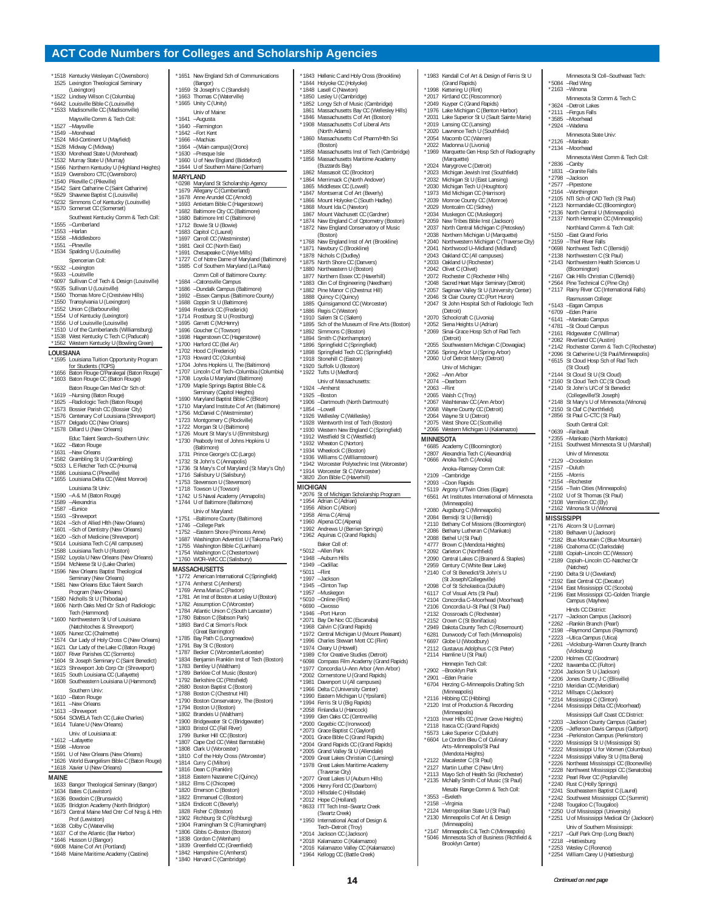# ACT Code Numbers for Colleges and Scholarship Agencies

*1518 Kentucky Wesleyan C (Owensboro)
1525 Lexington Theological Seminary (Lexington)
*1522 Lindsey Wilson C (Columbia)
*6442 Louisville Bible C (Louisville)
*1533 Madisonville CC (Madisonville)

Maysville Comm & Tech Coll:
*1527 –Maysville
*1549 –Morehead
*1524 Mid-Continent U (Mayfield)
*1528 Midway C (Midway)
*1530 Morehead State U (Morehead)
*1532 Murray State U (Murray)
*1566 Northern Kentucky U (Highland Heights)
*1519 Owensboro CTC (Owensboro)
*1540 Pikeville C (Pikeville)
*1542 Saint Catharine C (Saint Catharine)
*5529 Shawnee Baptist C (Louisville)
*6232 Simmons C of Kentucky (Louisville)
*1570 Somerset CC (Somerset)

Southeast Kentucky Comm & Tech Coll:
*1555 –Cumberland
*1553 –Harlan
*1558 –Middlesboro
*1551 –Pineville
*1534 Spalding U (Louisville)

Spencerian Coll:
*5532 –Lexington
*5533 –Louisville
*6097 Sullivan C of Tech & Design (Louisville)
*5535 Sullivan U (Louisville)
*1560 Thomas More C (Crestview Hills)
*1550 Transylvania U (Lexington)
*1552 Union C (Barbourville)
*1554 U of Kentucky (Lexington)
*1556 U of Louisville (Louisville)
*1510 U of the Cumberlands (Williamsburg)
*1538 West Kentucky C Tech C (Paducah)
*1562 Western Kentucky U (Bowling Green)

## LOUISIANA

*1595 Louisiana Tuition Opportunity Program for Students (TOPS)
*1656 Baton Rouge C/Paralegal (Baton Rouge)
*1603 Baton Rouge CC (Baton Rouge)

Baton Rouge Gen Med Ctr Sch of:
*1619 –Nursing (Baton Rouge)
*1625 –Radiologic Tech (Baton Rouge)
*1573 Bossier Parish CC (Bossier City)
*1576 Centenary C of Louisiana (Shreveport)
*1577 Delgado CC (New Orleans)
*1578 Dillard U (New Orleans)

Educ Talent Search–Southern Univ:
*1622 –Baton Rouge
*1631 –New Orleans
*1582 Grambling St U (Grambling)
*5033 L E Fletcher Tech CC (Houma)
*1586 Louisiana C (Pineville)
*1655 Louisiana Delta CC (West Monroe)

Louisiana St Univ:
*1590 –A & M (Baton Rouge)
*1589 –Alexandria
*1587 –Eunice
*1593 –Shreveport
*1624 –Sch of Allied Hlth (New Orleans)
*1601 –Sch of Dentistry (New Orleans)
*1620 –Sch of Medicine (Shreveport)
*5014 Louisiana Tech C (All campuses)
*1588 Louisiana Tech U (Ruston)
*1592 Loyola U New Orleans (New Orleans)
*1594 McNeese St U (Lake Charles)
*1596 New Orleans Baptist Theological Seminary (New Orleans)
*1581 New Orleans Educ Talent Search Program (New Orleans)
*1580 Nicholls St U (Thibodaux)
*1606 North Oaks Med Ctr Sch of Radiologic Tech (Hammond)
*1600 Northwestern St U of Louisiana (Natchitoches & Shreveport)
*1605 Nunez CC (Chalmette)
*1574 Our Lady of Holy Cross C (New Orleans)
*1621 Our Lady of the Lake C (Baton Rouge)
*1607 River Parishes CC (Sorrento)
*1604 St Joseph Seminary C (Saint Benedict)
*1623 Shreveport Job Corp Ctr (Shreveport)
*1615 South Louisiana CC (Lafayette)
*1608 Southeastern Louisiana U (Hammond)

Southern Univ:
*1610 –Baton Rouge
*1611 –New Orleans
*1613 –Shreveport
*5064 SOWELA Tech CC (Lake Charles)
*1614 Tulane U (New Orleans)

Univ. of Louisiana at:
*1612 –Lafayette
*1598 –Monroe
*1591 U of New Orleans (New Orleans)
*1626 World Evangelism Bible C (Baton Rouge)
*1618 Xavier U (New Orleans)

## MAINE

1633 Bangor Theological Seminary (Bangor)
*1634 Bates C (Lewiston)
*1636 Bowdoin C (Brunswick)
*1635 Bridgton Academy (North Bridgton)
*1673 Central Maine Med Cntr C of Nrsg & Hlth Prof (Lewiston)
*1638 Colby C (Waterville)
*1637 C of the Atlantic (Bar Harbor)
*1646 Husson U (Bangor)
*6908 Maine C of Art (Portland)
*1648 Maine Maritime Academy (Castine)
*1651 New England Sch of Communications (Bangor)
*1659 St Joseph's C (Standish)
*1663 Thomas C (Waterville)
*1665 Unity C (Unity)

Univ of Maine:
*1641 –Augusta
*1640 –Farmington
*1642 –Fort Kent
*1666 –Machias
*1664 –(Main campus)(Orono)
*1630 –Presque Isle
*1660 U of New England (Biddeford)
*1644 U of Southern Maine (Gorham)

## MARYLAND

*0298 Maryland St Scholarship Agency
*1679 Allegany C (Cumberland)
*1678 Anne Arundel CC (Arnold)
*1693 Antietam Bible C (Hagerstown)
*1682 Baltimore City CC (Baltimore)
*1680 Baltimore Int'l C (Baltimore)
*1712 Bowie St U (Bowie)
*1683 Capitol C (Laurel)
*1697 Carroll CC (Westminster)
*1681 Cecil CC (North East)
*1691 Chesapeake C (Wye Mills)
*1727 C of Notre Dame of Maryland (Baltimore)
*1685 C of Southern Maryland (La Plata)

Comm Coll of Baltimore County:
*1684 –Catonsville Campus
*1686 –Dundalk Campus (Baltimore)
*1692 –Essex Campus (Baltimore County)
*1688 Coppin St U (Baltimore)
*1694 Frederick CC (Frederick)
*1714 Frostburg St U (Frostburg)
*1695 Garrett C (McHenry)
*1696 Goucher C (Towson)
*1698 Hagerstown CC (Hagerstown)
*1700 Harford CC (Bel Air)
*1702 Hood C (Frederick)
*1703 Howard CC (Columbia)
*1704 Johns Hopkins U, The (Baltimore)
*1707 Lincoln C of Tech–Columbia (Columbia)
*1708 Loyola U Maryland (Baltimore)
*1709 Maple Springs Baptist Bible C & Seminary (Capitol Heights)
*1690 Maryland Baptist Bible C (Elkton)
*1710 Maryland Institute C of Art (Baltimore)
*1756 McDaniel C (Westminster)
*1723 Montgomery C (Rockville)
*1722 Morgan St U (Baltimore)
*1726 Mount St Mary's U (Emmitsburg)
*1730 Peabody Inst of Johns Hopkins U (Baltimore)
1731 Prince George's CC (Largo)
*1732 St John's C (Annapolis)
*1736 St Mary's C of Maryland (St Mary's City)
*1716 Salisbury U (Salisbury)
*1753 Stevenson U (Stevenson)
*1718 Towson U (Towson)
*1742 U S Naval Academy (Annapolis)
*1744 U of Baltimore (Baltimore)

Univ of Maryland:
*1751 –Baltimore County (Baltimore)
*1746 –College Park
*1752 –Eastern Shore (Princess Anne)
*1687 Washington Adventist U (Takoma Park)
*1755 Washington Bible C (Lanham)
*1754 Washington C (Chestertown)
*1760 WOR–WIC CC (Salisbury)

## MASSACHUSETTS

*1772 American International C (Springfield)
*1774 Amherst C (Amherst)
*1769 Anna Maria C (Paxton)
*1781 Art Inst of Boston at Lesley U (Boston)
*1782 Assumption C (Worcester)
*1784 Atlantic Union C (South Lancaster)
*1780 Babson C (Babson Park)
*1893 Bard C at Simon's Rock (Great Barrington)
*1785 Bay Path C (Longmeadow)
*1791 Bay St C (Boston)
*1787 Becker C (Worcester/Leicester)
*1834 Benjamin Franklin Inst of Tech (Boston)
*1783 Bentley U (Waltham)
*1789 Berklee C of Music (Boston)
*1792 Berkshire CC (Pittsfield)
*2680 Boston Baptist C (Boston)
*1788 Boston C (Chestnut Hill)
*1790 Boston Conservatory, The (Boston)
*1794 Boston U (Boston)
*1802 Brandeis U (Waltham)
*1900 Bridgewater St C (Bridgewater)
*1803 Bristol CC (Fall River)
1799 Bunker Hill CC (Boston)
*1807 Cape Cod CC (West Barnstable)
*1808 Clark U (Worcester)
*1810 C of the Holy Cross (Worcester)
*1814 Curry C (Milton)
*1816 Dean C (Franklin)
*1818 Eastern Nazarene C (Quincy)
*1812 Elms C (Chicopee)
*1820 Emerson C (Boston)
*1822 Emmanuel C (Boston)
*1824 Endicott C (Beverly)
1828 Fisher C (Boston)
*1902 Fitchburg St C (Fitchburg)
*1904 Framingham St C (Framingham)
*1906 Gibbs C–Boston (Boston)
*1838 Gordon C (Wenham)
*1839 Greenfield CC (Greenfield)
*1842 Hampshire C (Amherst)
*1840 Harvard C (Cambridge)
*1843 Hellenic C and Holy Cross (Brookline)
*1844 Holyoke CC (Holyoke)
*1848 Lasell C (Newton)
*1850 Lesley U (Cambridge)
*1852 Longy Sch of Music (Cambridge)
1861 Massachusetts Bay CC (Wellesley Hills)
*1846 Massachusetts C of Art (Boston)
*1908 Massachusetts C of Liberal Arts (North Adams)
*1860 Massachusetts C of Pharm/Hlth Sci (Boston)
*1858 Massachusetts Inst of Tech (Cambridge)
*1856 Massachusetts Maritime Academy (Buzzards Bay)
1862 Massasoit CC (Brockton)
*1864 Merrimack C (North Andover)
1865 Middlesex CC (Lowell)
*1847 Montserrat C of Art (Beverly)
*1866 Mount Holyoke C (South Hadley)
*1868 Mount Ida C (Newton)
1867 Mount Wachusett CC (Gardner)
*1874 New England C of Optometry (Boston)
*1872 New England Conservatory of Music (Boston)
*1768 New England Inst of Art (Brookline)
*1871 Newbury C (Brookline)
*1878 Nichols C (Dudley)
*1875 North Shore CC (Danvers)
*1880 Northeastern U (Boston)
1877 Northern Essex CC (Haverhill)
*1883 Olin C of Engineering (Needham)
*1882 Pine Manor C (Chestnut Hill)
1888 Quincy C (Quincy)
1885 Quinsigamond CC (Worcester)
*1886 Regis C (Weston)
*1910 Salem St C (Salem)
*1895 Sch of the Museum of Fine Arts (Boston)
*1892 Simmons C (Boston)
*1894 Smith C (Northampton)
*1896 Springfield C (Springfield)
*1898 Springfield Tech CC (Springfield)
*1918 Stonehill C (Easton)
*1920 Suffolk U (Boston)
*1922 Tufts U (Medford)

Univ of Massachusetts:
*1924 –Amherst
*1925 –Boston
*1906 –Dartmouth (North Dartmouth)
*1854 –Lowell
*1926 Wellesley C (Wellesley)
*1928 Wentworth Inst of Tech (Boston)
*1930 Western New England C (Springfield)
*1912 Westfield St C (Westfield)
*1932 Wheaton C (Norton)
*1934 Wheelock C (Boston)
*1936 Williams C (Williamstown)
*1942 Worcester Polytechnic Inst (Worcester)
*1914 Worcester St C (Worcester)
*3820 Zion Bible C (Haverhill)

## MICHIGAN

*2076 St of Michigan Scholarship Program
*1954 Adrian C (Adrian)
*1956 Albion C (Albion)
*1958 Alma C (Alma)
*1960 Alpena CC (Alpena)
*1992 Andrews U (Berrien Springs)
*1962 Aquinas C (Grand Rapids)

Baker Coll of:
*5012 –Allen Park
*1948 –Auburn Hills
*1949 –Cadillac
*5011 –Flint
*1997 –Jackson
*1945 –Clinton Twp
*1957 –Muskegon
*5010 –Online (Flint)
*6690 –Owosso
*1946 –Port Huron
*2071 Bay De Noc CC (Escanaba)
*1968 Calvin C (Grand Rapids)
*1972 Central Michigan U (Mount Pleasant)
*1996 Charles Stewart Mott CC (Flint)
*1974 Cleary U (Howell)
*1989 C for Creative Studies (Detroit)
*6098 Compass Film Academy (Grand Rapids)
*1977 Concordia U–Ann Arbor (Ann Arbor)
*2002 Cornerstone U (Grand Rapids)
*1981 Davenport U (All campuses)
*1966 Delta C (University Center)
*1990 Eastern Michigan U (Ypsilanti)
*1994 Ferris St U (Big Rapids)
*2058 Finlandia U (Hancock)
*1999 Glen Oaks CC (Centreville)
*2000 Gogebic CC (Ironwood)
*2073 Grace Baptist C (Gaylord)
*2001 Grace Bible C (Grand Rapids)
*2004 Grand Rapids CC (Grand Rapids)
*2005 Grand Valley St U (Allendale)
*2009 Great Lakes Christian C (Lansing)
*1978 Great Lakes Maritime Academy (Traverse City)
*2077 Great Lakes U (Auburn Hills)
*2006 Henry Ford CC (Dearborn)
*2010 Hillsdale C (Hillsdale)
*2012 Hope C (Holland)
*8633 ITT Tech Inst–Swartz Creek (Swartz Creek)
*1950 International Acad of Design & Tech–Detroit (Troy)
*2014 Jackson CC (Jackson)
*2018 Kalamazoo C (Kalamazoo)
*2016 Kalamazoo Valley CC (Kalamazoo)
*1964 Kellogg CC (Battle Creek)
*1983 Kendall C of Art & Design of Ferris St U (Grand Rapids)
*1998 Kettering U (Flint)
*2017 Kirtland CC (Roscommon)
*2049 Kuyper C (Grand Rapids)
*1976 Lake Michigan C (Benton Harbor)
*2031 Lake Superior St U (Sault Sainte Marie)
*2019 Lansing CC (Lansing)
*2020 Lawrence Tech U (Southfield)
*2054 Macomb CC (Warren)
*2022 Madonna U (Livonia)
*1969 Marquette Gen Hosp Sch of Radiography (Marquette)
*2024 Marygrove C (Detroit)
*2023 Michigan Jewish Inst (Southfield)
*2032 Michigan St U (East Lansing)
*2030 Michigan Tech U (Houghton)
*1973 Mid Michigan CC (Harrison)
*2039 Monroe County CC (Monroe)
*2029 Montcalm CC (Sidney)
*2034 Muskegon CC (Muskegon)
*2059 New Tribes Bible Inst (Jackson)
*2037 North Central Michigan C (Petoskey)
*2038 Northern Michigan U (Marquette)
*2040 Northwestern Michigan C (Traverse City)
*2041 Northwood U–Midland (Midland)
*2043 Oakland CC (All campuses)
*2033 Oakland U (Rochester)
*2042 Olivet C (Olivet)
*2072 Rochester C (Rochester Hills)
*2048 Sacred Heart Major Seminary (Detroit)
*2057 Saginaw Valley St U (University Center)
*2046 St Clair County CC (Port Huron)
*2047 St John Hospital Sch of Radiologic Tech (Detroit)
*2070 Schoolcraft C (Livonia)
*2052 Siena Heights U (Adrian)
*2069 Sinai-Grace Hosp Sch of Rad Tech (Detroit)
*2055 Southwestern Michigan C (Dowagiac)
*2056 Spring Arbor U (Spring Arbor)
*2060 U of Detroit Mercy (Detroit)

Univ of Michigan:
*2062 –Ann Arbor
*2074 –Dearborn
*2063 –Flint
*2065 Walsh C (Troy)
*2067 Washtenaw CC (Ann Arbor)
*2068 Wayne County CC (Detroit)
*2064 Wayne St U (Detroit)
*2075 West Shore CC (Scottville)
*2066 Western Michigan U (Kalamazoo)

## MINNESOTA

*6685 Academy C (Bloomington)
*2807 Alexandria Tech C (Alexandria)
*0666 Anoka Tech C (Anoka)

Anoka–Ramsey Comm Coll:
*2109 –Cambridge
*2093 –Coon Rapids
*5119 Argosy U/Twin Cities (Eagan)
*6561 Art Institutes International of Minnesota (Minneapolis)
*2080 Augsburg C (Minneapolis)
*2084 Bemidji St U (Bemidji)
*2110 Bethany C of Missions (Bloomington)
*2086 Bethany Lutheran C (Mankato)
*2088 Bethel U (St Paul)
*4777 Brown C (Mendota Heights)
*2092 Carleton C (Northfield)
*2090 Central Lakes C (Brainerd & Staples)
*2959 Century C (White Bear Lake)
*2140 C of St Benedict/St John's U (St Joseph/Collegeville)
*2098 C of St Scholastica (Duluth)
*6117 C of Visual Arts (St Paul)
*2104 Concordia C–Moorhead (Moorhead)
*2106 Concordia U–St Paul (St Paul)
*2132 Crossroads C (Rochester)
*2152 Crown C (St Bonifacius)
*2949 Dakota County Tech C (Rosemount)
*6281 Dunwoody C of Tech (Minneapolis)
*6697 Globe U (Woodbury)
*2112 Gustavus Adolphus C (St Peter)
*2114 Hamline U (St Paul)

Hennepin Tech Coll:
*2902 –Brooklyn Park
*2901 –Eden Prairie
*6704 Herzing C–Minneapolis Drafting Sch (Minneapolis)
*2116 Hibbing CC (Hibbing)
*2120 Inst of Production & Recording (Minneapolis)
*2103 Inver Hills CC (Inver Grove Heights)
*2118 Itasca CC (Grand Rapids)
*5573 Lake Superior C (Duluth)
*6604 Le Cordon Bleu C of Culinary Arts–Minneapolis/St Paul (Mendota Heights)
*2122 Macalester C (St Paul)
*2127 Martin Luther C (New Ulm)
*2113 Mayo Sch of Health Sci (Rochester)
*2135 McNally Smith C of Music (St Paul)

Mesabi Range Comm & Tech Coll:
*3553 –Eveleth
*2158 –Virginia
*2124 Metropolitan State U (St Paul)
*2130 Minneapolis C of Art & Design (Minneapolis)
*2147 Minneapolis C&Tech C (Minneapolis)
*5046 Minnesota Sch of Business (Richfield & Brooklyn Center)

Minnesota St Coll–Southeast Tech:
*5084 –Red Wing
*2163 –Winona

Minnesota St Comm & Tech C:
*3624 –Detroit Lakes
*2111 –Fergus Falls
*3585 –Moorhead
*2924 –Wadena

Minnesota State Univ:
*2126 –Mankato
*2134 –Moorhead

Minnesota West Comm & Tech Coll:
*2836 –Canby
*1831 –Granite Falls
*2798 –Jackson
*2577 –Pipestone
*2164 –Worthington
*2105 NTI Sch of CAD Tech (St Paul)
*2123 Normandale CC (Bloomington)
*2136 North Central U (Minneapolis)
*2137 North Hennepin CC (Minneapolis)

Northland Comm & Tech Coll:
*5150 –East Grand Forks
*2159 –Thief River Falls
*0698 Northwest Tech C (Bemidji)
*2138 Northwestern C (St Paul)
*2143 Northwestern Health Sciences U (Bloomington)
*2167 Oak Hills Christian C (Bemidji)
*2564 Pine Technical C (Pine City)
*2117 Rainy River CC (International Falls)

Rasmussen College:
*5143 –Eagan Campus
*6709 –Eden Prairie
*6141 –Mankato Campus
*4781 –St Cloud Campus
*2161 Ridgewater C (Willmar)
*2082 Riverland CC (Austin)
*2142 Rochester Comm & Tech C (Rochester)
*2096 St Catherine U (St Paul/Minneapolis)
*6515 St Cloud Hosp Sch of Rad Tech (St Cloud)
*2144 St Cloud St U (St Cloud)
*2160 St Cloud Tech CC (St Cloud)
*2140 St John's U/C of St Benedict (Collegeville/St Joseph)
*2148 St Mary's U of Minnesota (Winona)
*2150 St Olaf C (Northfield)
*2856 St Paul C–CTC (St Paul)

South Central Coll:
*0639 –Faribault
*2355 –Mankato (North Mankato)
*2151 Southwest Minnesota St U (Marshall)

Univ of Minnesota:
*2129 –Crookston
*2157 –Duluth
*2155 –Morris
*2154 –Rochester
*2156 –Twin Cities (Minneapolis)
*2102 U of St Thomas (St Paul)
*2108 Vermilion CC (Ely)
*2162 Winona St U (Winona)

## MISSISSIPPI

*2176 Alcorn St U (Lorman)
*2180 Belhaven U (Jackson)
*2182 Blue Mountain C (Blue Mountain)
*2186 Coahoma CC (Clarksdale)
*2188 Copiah–Lincoln CC (Wesson)
*2189 Copiah–Lincoln CC–Natchez Ctr (Natchez)
*2190 Delta St U (Cleveland)
*2192 East Central CC (Decatur)
*2194 East Mississippi CC (Scooba)
*2196 East Mississippi CC–Golden Triangle Campus (Mayhew)

Hinds CC District:
*2177 –Jackson Campus (Jackson)
*2262 –Rankin Branch (Pearl)
*2198 –Raymond Campus (Raymond)
*2223 –Utica Campus (Utica)
*2261 –Vicksburg–Warren County Branch (Vicksburg)
*2200 Holmes CC (Goodman)
*2202 Itawamba CC (Fulton)
*2204 Jackson St U (Jackson)
*2206 Jones County J C (Ellisville)
*2210 Meridian CC (Meridian)
*2212 Millsaps C (Jackson)
*2214 Mississippi C (Clinton)
*2244 Mississippi Delta CC (Moorhead)

Mississippi Gulf Coast CC District:
*2203 –Jackson County Campus (Gautier)
*2205 –Jefferson Davis Campus (Gulfport)
*2234 –Perkinston Campus (Perkinston)
*2220 Mississippi St U (Mississippi St)
*2222 Mississippi U for Women (Columbus)
*2224 Mississippi Valley St U (Itta Bena)
*2226 Northeast Mississippi CC (Booneville)
*2228 Northwest Mississippi CC (Senatobia)
*2232 Pearl River CC (Poplarville)
*2240 Rust C (Holly Springs)
*2241 Southeastern Baptist C (Laurel)
*2242 Southwest Mississippi CC (Summit)
*2248 Tougaloo C (Tougaloo)
*2250 U of Mississippi (University)
*2251 U of Mississippi Medical Ctr (Jackson)

Univ of Southern Mississippi:
*2217 –Gulf Park Cmp (Long Beach)
*2218 –Hattiesburg
*2253 Wesley C (Florence)
*2254 William Carey U (Hattiesburg)

*Continued on next page*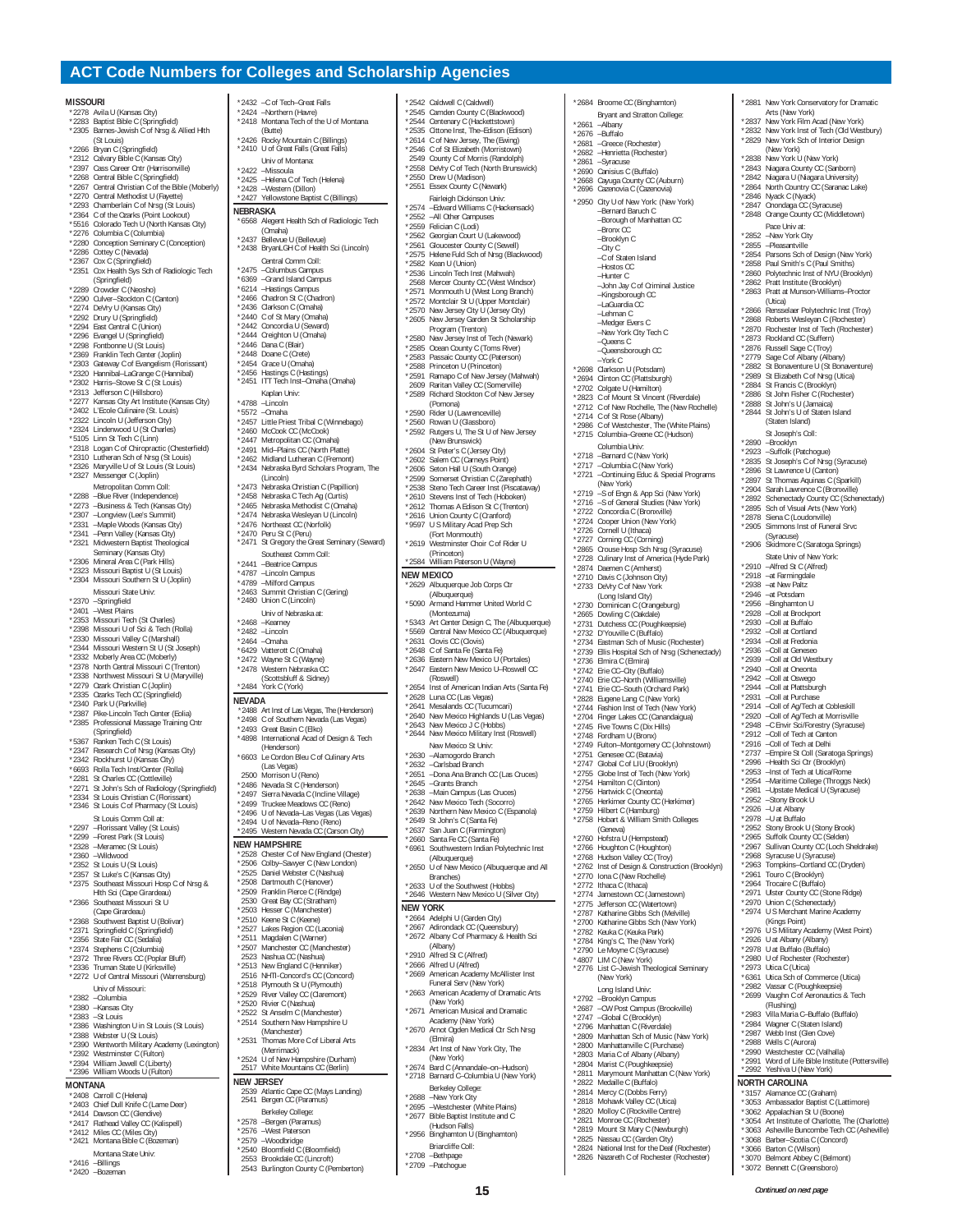# ACT Code Numbers for Colleges and Scholarship Agencies

## MISSOURI

*2278 Avila U (Kansas City)
*2283 Baptist Bible C (Springfield)
*2305 Barnes-Jewish C of Nrsg & Allied Hlth (St Louis)
*2266 Bryan C (Springfield)
*2312 Calvary Bible C (Kansas City)
*2397 Cass Career Cntr (Harrisonville)
*2268 Central Bible C (Springfield)
*2267 Central Christian C of the Bible (Moberly)
*2270 Central Methodist U (Fayette)
*2293 Chamberlain C of Nrsg (St Louis)
*2364 C of the Ozarks (Point Lookout)
*5516 Colorado Tech U (North Kansas City)
*2276 Columbia C (Columbia)
*2280 Conception Seminary C (Conception)
*2286 Cottey C (Nevada)
*2367 Cox C (Springfield)
*2351 Cox Health Sys Sch of Radiologic Tech (Springfield)
*2289 Crowder C (Neosho)
*2290 Culver–Stockton C (Canton)
*2274 DeVry U (Kansas City)
*2292 Drury U (Springfield)
*2294 East Central C (Union)
*2296 Evangel U (Springfield)
*2298 Fontbonne U (St Louis)
*2369 Franklin Tech Center (Joplin)
*2303 Gateway C of Evangelism (Florissant)
*2320 Hannibal–LaGrange C (Hannibal)
*2302 Harris–Stowe St C (St Louis)
*2313 Jefferson C (Hillsboro)
*2277 Kansas City Art Institute (Kansas City)
*2402 L'Ecole Culinaire (St. Louis)
*2322 Lincoln U (Jefferson City)
*2324 Lindenwood U (St Charles)
*5105 Linn St Tech C (Linn)
*2318 Logan C of Chiropractic (Chesterfield)
*2310 Lutheran Sch of Nrsg (St Louis)
*2326 Maryville U of St Louis (St Louis)
*2327 Messenger C (Joplin)

Metropolitan Comm Coll:
*2288 –Blue River (Independence)
*2273 –Business & Tech (Kansas City)
*2307 –Longview (Lee's Summit)
*2331 –Maple Woods (Kansas City)
*2341 –Penn Valley (Kansas City)
*2321 Midwestern Baptist Theological Seminary (Kansas City)
*2306 Mineral Area C (Park Hills)
*2323 Missouri Baptist U (St Louis)
*2304 Missouri Southern St U (Joplin)

Missouri State Univ:
*2370 –Springfield
*2401 –West Plains
*2353 Missouri Tech (St Charles)
*2398 Missouri U of Sci & Tech (Rolla)
*2330 Missouri Valley C (Marshall)
*2344 Missouri Western St U (St Joseph)
*2332 Moberly Area CC (Moberly)
*2378 North Central Missouri C (Trenton)
*2338 Northwest Missouri St U (Maryville)
*2279 Ozark Christian C (Joplin)
*2335 Ozarks Tech CC (Springfield)
*2340 Park U (Parkville)
*2387 Pike-Lincoln Tech Center (Eolia)
*2385 Professional Massage Training Cntr (Springfield)
*5367 Ranken Tech C (St Louis)
*2347 Research C of Nrsg (Kansas City)
*2342 Rockhurst U (Kansas City)
*6693 Rolla Tech Inst/Center (Rolla)
*2281 St Charles CC (Cottleville)
*2271 St John's Sch of Radiology (Springfield)
*2334 St Louis Christian C (Florissant)
*2346 St Louis C of Pharmacy (St Louis)

St Louis Comm Coll at:
*2297 –Florissant Valley (St Louis)
*2299 –Forest Park (St Louis)
*2328 –Meramec (St Louis)
*2360 –Wildwood
*2352 St Louis U (St Louis)
*2357 St Luke's C (Kansas City)
*2375 Southeast Missouri Hosp C of Nrsg & Hlth Sci (Cape Girardeau)
*2366 Southeast Missouri St U (Cape Girardeau)
*2368 Southwest Baptist U (Bolivar)
*2371 Springfield C (Springfield)
*2356 State Fair CC (Sedalia)
*2374 Stephens C (Columbia)
*2372 Three Rivers CC (Poplar Bluff)
*2336 Truman State U (Kirksville)
*2272 U of Central Missouri (Warrensburg)

Univ of Missouri:
*2382 –Columbia
*2380 –Kansas City
*2383 –St Louis
*2386 Washington U in St Louis (St Louis)
*2388 Webster U (St Louis)
*2390 Wentworth Military Academy (Lexington)
*2392 Westminster C (Fulton)
*2394 William Jewell C (Liberty)
*2396 William Woods U (Fulton)

## MONTANA

*2408 Carroll C (Helena)
*2403 Chief Dull Knife C (Lame Deer)
*2414 Dawson CC (Glendive)
*2417 Flathead Valley CC (Kalispell)
*2412 Miles CC (Miles City)
*2421 Montana Bible C (Bozeman)

Montana State Univ:
*2416 –Billings
*2420 –Bozeman
*2432 –C of Tech–Great Falls
*2424 –Northern (Havre)
*2418 Montana Tech of the U of Montana (Butte)
*2426 Rocky Mountain C (Billings)
*2410 U of Great Falls (Great Falls)

Univ of Montana:
*2422 –Missoula
*2425 –Helena C of Tech (Helena)
*2428 –Western (Dillon)
*2427 Yellowstone Baptist C (Billings)

## NEBRASKA

*6568 Alegent Health Sch of Radiologic Tech (Omaha)
*2437 Bellevue U (Bellevue)
*2438 BryanLGH C of Health Sci (Lincoln)

Central Comm Coll:
*2475 –Columbus Campus
*6369 –Grand Island Campus
*6214 –Hastings Campus
*2466 Chadron St C (Chadron)
*2436 Clarkson C (Omaha)
*2440 C of St Mary (Omaha)
*2442 Concordia U (Seward)
*2444 Creighton U (Omaha)
*2446 Dana C (Blair)
*2448 Doane C (Crete)
*2454 Grace U (Omaha)
*2456 Hastings C (Hastings)
*2451 ITT Tech Inst–Omaha (Omaha)

Kaplan Univ:
*4788 –Lincoln
*5572 –Omaha
*2457 Little Priest Tribal C (Winnebago)
*2460 McCook CC (McCook)
*2447 Metropolitan CC (Omaha)
*2491 Mid–Plains CC (North Platte)
*2462 Midland Lutheran C (Fremont)
*2434 Nebraska Byrd Scholars Program, The (Lincoln)
*2473 Nebraska Christian C (Papillion)
*2458 Nebraska C Tech Ag (Curtis)
*2465 Nebraska Methodist C (Omaha)
*2474 Nebraska Wesleyan U (Lincoln)
*2476 Northeast CC (Norfolk)
*2470 Peru St C (Peru)
*2471 St Gregory the Great Seminary (Seward)

Southeast Comm Coll:
*2441 –Beatrice Campus
*4787 –Lincoln Campus
*4789 –Milford Campus
*2463 Summit Christian C (Gering)
*2480 Union C (Lincoln)

Univ of Nebraska at:
*2468 –Kearney
*2482 –Lincoln
*2464 –Omaha
*6429 Vatterott C (Omaha)
*2472 Wayne St C (Wayne)
*2478 Western Nebraska CC (Scottsbluff & Sidney)
*2484 York C (York)

## NEVADA

*2488 Art Inst of Las Vegas, The (Henderson)
*2498 C of Southern Nevada (Las Vegas)
*2493 Great Basin C (Elko)
*4898 International Acad of Design & Tech (Henderson)
*6603 Le Cordon Bleu C of Culinary Arts (Las Vegas)
2500 Morrison U (Reno)
*2486 Nevada St C (Henderson)
*2497 Sierra Nevada C (Incline Village)
*2499 Truckee Meadows CC (Reno)
*2496 U of Nevada–Las Vegas (Las Vegas)
*2494 U of Nevada–Reno (Reno)
*2495 Western Nevada CC (Carson City)

## NEW HAMPSHIRE

*2528 Chester C of New England (Chester)
*2506 Colby–Sawyer C (New London)
*2525 Daniel Webster C (Nashua)
*2508 Dartmouth C (Hanover)
*2509 Franklin Pierce C (Rindge)
2530 Great Bay CC (Stratham)
*2503 Hesser C (Manchester)
*2510 Keene St C (Keene)
*2527 Lakes Region CC (Laconia)
*2511 Magdalen C (Warner)
*2507 Manchester CC (Manchester)
2523 Nashua CC (Nashua)
*2513 New England C (Henniker)
2516 NHTI–Concord's CC (Concord)
*2518 Plymouth St U (Plymouth)
*2529 River Valley CC (Claremont)
*2520 Rivier C (Nashua)
*2522 St Anselm C (Manchester)
*2514 Southern New Hampshire U (Manchester)
*2531 Thomas More C of Liberal Arts (Merrimack)
*2524 U of New Hampshire (Durham)
2517 White Mountains CC (Berlin)

## NEW JERSEY

2539 Atlantic Cape CC (Mays Landing)
2541 Bergen CC (Paramus)

Berkeley College:
*2578 –Bergen (Paramus)
*2576 –West Paterson
*2579 –Woodbridge
*2540 Bloomfield C (Bloomfield)
2553 Brookdale CC (Lincroft)
2543 Burlington County C (Pemberton)
*2542 Caldwell C (Caldwell)
*2545 Camden County C (Blackwood)
*2544 Centenary C (Hackettstown)
*2535 Cittone Inst, The–Edison (Edison)
*2614 C of New Jersey, The (Ewing)
*2546 C of St Elizabeth (Morristown)
2549 County C of Morris (Randolph)
*2558 DeVry C of Tech (North Brunswick)
*2550 Drew U (Madison)
*2551 Essex County C (Newark)

Fairleigh Dickinson Univ:
*2574 –Edward Williams C (Hackensack)
*2552 –All Other Campuses
*2559 Felician C (Lodi)
*2562 Georgian Court U (Lakewood)
*2561 Gloucester County C (Sewell)
*2575 Helene Fuld Sch of Nrsg (Blackwood)
*2582 Kean U (Union)
*2536 Lincoln Tech Inst (Mahwah)
2568 Mercer County CC (West Windsor)
*2571 Monmouth U (West Long Branch)
*2572 Montclair St U (Upper Montclair)
*2570 New Jersey City U (Jersey City)
*2605 New Jersey Garden St Scholarship Program (Trenton)
*2580 New Jersey Inst of Tech (Newark)
*2585 Ocean County C (Toms River)
*2583 Passaic County CC (Paterson)
*2588 Princeton U (Princeton)
*2591 Ramapo C of New Jersey (Mahwah)
2609 Raritan Valley CC (Somerville)
*2589 Richard Stockton C of New Jersey (Pomona)
*2590 Rider U (Lawrenceville)
*2560 Rowan U (Glassboro)
*2592 Rutgers U, The St U of New Jersey (New Brunswick)
*2604 St Peter's C (Jersey City)
*2602 Salem CC (Carneys Point)
*2606 Seton Hall U (South Orange)
*2599 Somerset Christian C (Zarephath)
*2538 Steno Tech Career Inst (Piscataway)
*2610 Stevens Inst of Tech (Hoboken)
*2612 Thomas A Edison St C (Trenton)
*2616 Union County C (Cranford)
*9597 U S Military Acad Prep Sch (Fort Monmouth)
*2619 Westminster Choir C of Rider U (Princeton)
*2584 William Paterson U (Wayne)

## NEW MEXICO

*2629 Albuquerque Job Corps Ctr (Albuquerque)
*5090 Armand Hammer United World C (Montezuma)
*5343 Art Center Design C, The (Albuquerque)
*5569 Central New Mexico CC (Albuquerque)
*2631 Clovis CC (Clovis)
*2648 C of Santa Fe (Santa Fe)
*2636 Eastern New Mexico U (Portales)
*2647 Eastern New Mexico U–Roswell CC (Roswell)
*2654 Inst of American Indian Arts (Santa Fe)
*2628 Luna CC (Las Vegas)
*2641 Mesalands CC (Tucumcari)
*2640 New Mexico Highlands U (Las Vegas)
*2643 New Mexico J C (Hobbs)
*2644 New Mexico Military Inst (Roswell)

New Mexico St Univ:
*2630 –Alamogordo Branch
*2632 –Carlsbad Branch
*2651 –Dona Ana Branch CC (Las Cruces)
*2645 –Grants Branch
*2638 –Main Campus (Las Cruces)
*2642 New Mexico Tech (Socorro)
*2639 Northern New Mexico C (Espanola)
*2649 St John's C (Santa Fe)
*2637 San Juan C (Farmington)
*2660 Santa Fe CC (Santa Fe)
*6961 Southwestern Indian Polytechnic Inst (Albuquerque)
*2650 U of New Mexico (Albuquerque and All Branches)
*2633 U of the Southwest (Hobbs)
*2646 Western New Mexico U (Silver City)

## NEW YORK

*2664 Adelphi U (Garden City)
*2667 Adirondack CC (Queensbury)
*2672 Albany C of Pharmacy & Health Sci (Albany)
*2910 Alfred St C (Alfred)
*2666 Alfred U (Alfred)
*2669 American Academy McAllister Inst Funeral Serv (New York)
*2663 American Academy of Dramatic Arts (New York)
*2671 American Musical and Dramatic Academy (New York)
*2670 Arnot Ogden Medical Ctr Sch Nrsg (Elmira)
*2834 Art Inst of New York City, The (New York)
*2674 Bard C (Annandale–on–Hudson)
*2718 Barnard C–Columbia U (New York)

Berkeley College:
*2688 –New York City
*2695 –Westchester (White Plains)
*2677 Bible Baptist Institute and C (Hudson Falls)
*2656 Binghamton U (Binghamton)

Briarcliffe Coll:
*2708 –Bethpage
*2709 –Patchogue
*2684 Broome CC (Binghamton)

Bryant and Stratton College:
*2661 –Albany
*2676 –Buffalo
*2681 –Greece (Rochester)
*2682 –Henrietta (Rochester)
*2861 –Syracuse
*2690 Canisius C (Buffalo)
*2668 Cayuga County CC (Auburn)
*2696 Cazenovia C (Cazenovia)

*2950 City U of New York: (New York)
–Bernard Baruch C
–Borough of Manhattan CC
–Bronx CC
–Brooklyn C
–City C
–C of Staten Island
–Hostos CC
–Hunter C
–John Jay C of Criminal Justice
–Kingsborough CC
–LaGuardia CC
–Lehman C
–Medgar Evers C
–New York City Tech C
–Queens C
–Queensborough CC
–York C
*2698 Clarkson U (Potsdam)
*2694 Clinton CC (Plattsburgh)
*2702 Colgate U (Hamilton)
*2823 C of Mount St Vincent (Riverdale)
*2712 C of New Rochelle, The (New Rochelle)
*2714 C of St Rose (Albany)
*2986 C of Westchester, The (White Plains)
*2715 Columbia–Greene CC (Hudson)

Columbia Univ:
*2718 –Barnard C (New York)
*2717 –Columbia C (New York)
*2721 –Continuing Educ & Special Programs (New York)
*2719 –S of Engn & App Sci (New York)
*2716 –S of General Studies (New York)
*2722 Concordia C (Bronxville)
*2724 Cooper Union (New York)
*2726 Cornell U (Ithaca)
*2727 Corning CC (Corning)
*2865 Crouse Hosp Sch Nrsg (Syracuse)
*2728 Culinary Inst of America (Hyde Park)
*2874 Daemen C (Amherst)
*2710 Davis C (Johnson City)
*2733 DeVry C of New York (Long Island City)
*2730 Dominican C (Orangeburg)
*2665 Dowling C (Oakdale)
*2731 Dutchess CC (Poughkeepsie)
*2732 D'Youville C (Buffalo)
*2734 Eastman Sch of Music (Rochester)
*2739 Ellis Hospital Sch of Nrsg (Schenectady)
*2736 Elmira C (Elmira)
*2742 Erie CC–City (Buffalo)
*2740 Erie CC–North (Williamsville)
*2741 Erie CC–South (Orchard Park)
*2828 Eugene Lang C (New York)
*2744 Fashion Inst of Tech (New York)
*2704 Finger Lakes CC (Canandaigua)
*2745 Five Towns C (Dix Hills)
*2748 Fordham U (Bronx)
*2749 Fulton–Montgomery CC (Johnstown)
*2751 Genesee CC (Batavia)
*2747 Global C of LIU (Brooklyn)
*2755 Globe Inst of Tech (New York)
*2754 Hamilton C (Clinton)
*2756 Hartwick C (Oneonta)
*2765 Herkimer County CC (Herkimer)
*2759 Hilbert C (Hamburg)
*2758 Hobart & William Smith Colleges (Geneva)
*2760 Hofstra U (Hempstead)
*2766 Houghton C (Houghton)
*2768 Hudson Valley CC (Troy)
*2762 Inst of Design & Construction (Brooklyn)
*2770 Iona C (New Rochelle)
*2772 Ithaca C (Ithaca)
*2774 Jamestown CC (Jamestown)
*2775 Jefferson CC (Watertown)
*2787 Katharine Gibbs Sch (Melville)
*2700 Katharine Gibbs Sch (New York)
*2782 Keuka C (Keuka Park)
*2784 King's C, The (New York)
*2790 Le Moyne C (Syracuse)
*4807 LIM C (New York)
*2776 List C–Jewish Theological Seminary (New York)

Long Island Univ:
*2792 –Brooklyn Campus
*2687 –CW Post Campus (Brookville)
*2747 –Global C (Brooklyn)
*2796 Manhattan C (Riverdale)
*2809 Manhattan Sch of Music (New York)
*2800 Manhattanville C (Purchase)
*2803 Maria C of Albany (Albany)
*2804 Marist C (Poughkeepsie)
*2811 Marymount Manhattan C (New York)
*2822 Medaille C (Buffalo)
*2814 Mercy C (Dobbs Ferry)
*2818 Mohawk Valley CC (Utica)
*2820 Molloy C (Rockville Centre)
*2821 Monroe CC (Rochester)
*2819 Mount St Mary C (Newburgh)
*2825 Nassau CC (Garden City)
*2824 National Inst for the Deaf (Rochester)
*2826 Nazareth C of Rochester (Rochester)
*2881 New York Conservatory for Dramatic Arts (New York)
*2837 New York Film Acad (New York)
*2832 New York Inst of Tech (Old Westbury)
*2829 New York Sch of Interior Design (New York)
*2838 New York U (New York)
*2843 Niagara County CC (Sanborn)
*2842 Niagara U (Niagara University)
*2864 North Country CC (Saranac Lake)
*2846 Nyack C (Nyack)
*2847 Onondaga CC (Syracuse)
*2848 Orange County CC (Middletown)

Pace Univ at:
*2852 –New York City
*2855 –Pleasantville
*2854 Parsons Sch of Design (New York)
*2858 Paul Smith's C (Paul Smiths)
*2860 Polytechnic Inst of NYU (Brooklyn)
*2862 Pratt Institute (Brooklyn)
*2863 Pratt at Munson-Williams–Proctor (Utica)
*2866 Rensselaer Polytechnic Inst (Troy)
*2868 Roberts Wesleyan C (Rochester)
*2870 Rochester Inst of Tech (Rochester)
*2873 Rockland CC (Suffern)
*2876 Russell Sage C (Troy)
*2779 Sage C of Albany (Albany)
*2882 St Bonaventure U (St Bonaventure)
*2989 St Elizabeth C of Nrsg (Utica)
*2884 St Francis C (Brooklyn)
*2886 St John Fisher C (Rochester)
*2888 St John's U (Jamaica)
*2844 St John's U of Staten Island (Staten Island)

St Joseph's Coll:
*2890 –Brooklyn
*2923 –Suffolk (Patchogue)
*2835 St Joseph's C of Nrsg (Syracuse)
*2896 St Lawrence U (Canton)
*2897 St Thomas Aquinas C (Sparkill)
*2904 Sarah Lawrence C (Bronxville)
*2892 Schenectady County CC (Schenectady)
*2895 Sch of Visual Arts (New York)
*2878 Siena C (Loudonville)
*2905 Simmons Inst of Funeral Srvc (Syracuse)
*2906 Skidmore C (Saratoga Springs)

State Univ of New York:
*2910 –Alfred St C (Alfred)
*2918 –at Farmingdale
*2938 –at New Paltz
*2946 –at Potsdam
*2956 –Binghamton U
*2928 –Coll at Brockport
*2930 –Coll at Buffalo
*2932 –Coll at Cortland
*2934 –Coll at Fredonia
*2936 –Coll at Geneseo
*2939 –Coll at Old Westbury
*2940 –Coll at Oneonta
*2942 –Coll at Oswego
*2944 –Coll at Plattsburgh
*2931 –Coll at Purchase
*2914 –Coll of Ag/Tech at Cobleskill
*2920 –Coll of Ag/Tech at Morrisville
*2948 –C Envir Sci/Forestry (Syracuse)
*2912 –Coll of Tech at Canton
*2916 –Coll of Tech at Delhi
*2737 –Empire St Coll (Saratoga Springs)
*2996 –Health Sci Ctr (Brooklyn)
*2953 –Inst of Tech at Utica/Rome
*2954 –Maritime College (Throggs Neck)
*2981 –Upstate Medical U (Syracuse)
*2952 –Stony Brook U
*2926 –U at Albany
*2978 –U at Buffalo
*2952 Stony Brook U (Stony Brook)
*2965 Suffolk County CC (Selden)
*2967 Sullivan County CC (Loch Sheldrake)
*2968 Syracuse U (Syracuse)
*2963 Tompkins–Cortland CC (Dryden)
*2961 Touro C (Brooklyn)
*2964 Trocaire C (Buffalo)
*2971 Ulster County CC (Stone Ridge)
*2970 Union C (Schenectady)
*2974 U S Merchant Marine Academy (Kings Point)
*2976 U S Military Academy (West Point)
*2926 U at Albany (Albany)
*2978 U at Buffalo (Buffalo)
*2980 U of Rochester (Rochester)
*2973 Utica C (Utica)
*6361 Utica Sch of Commerce (Utica)
*2982 Vassar C (Poughkeepsie)
*2699 Vaughn C of Aeronautics & Tech (Flushing)
*2983 Villa Maria C–Buffalo (Buffalo)
*2984 Wagner C (Staten Island)
*2987 Webb Inst (Glen Cove)
*2988 Wells C (Aurora)
*2990 Westchester CC (Valhalla)
*2991 Word of Life Bible Institute (Pottersville)
*2992 Yeshiva U (New York)

## NORTH CAROLINA

*3157 Alamance CC (Graham)
*3053 Ambassador Baptist C (Lattimore)
*3062 Appalachian St U (Boone)
*3054 Art Institute of Charlotte, The (Charlotte)
*3063 Asheville Buncombe Tech CC (Asheville)
*3068 Barber–Scotia C (Concord)
*3066 Barton C (Wilson)
*3070 Belmont Abbey C (Belmont)
*3072 Bennett C (Greensboro)

*Continued on next page*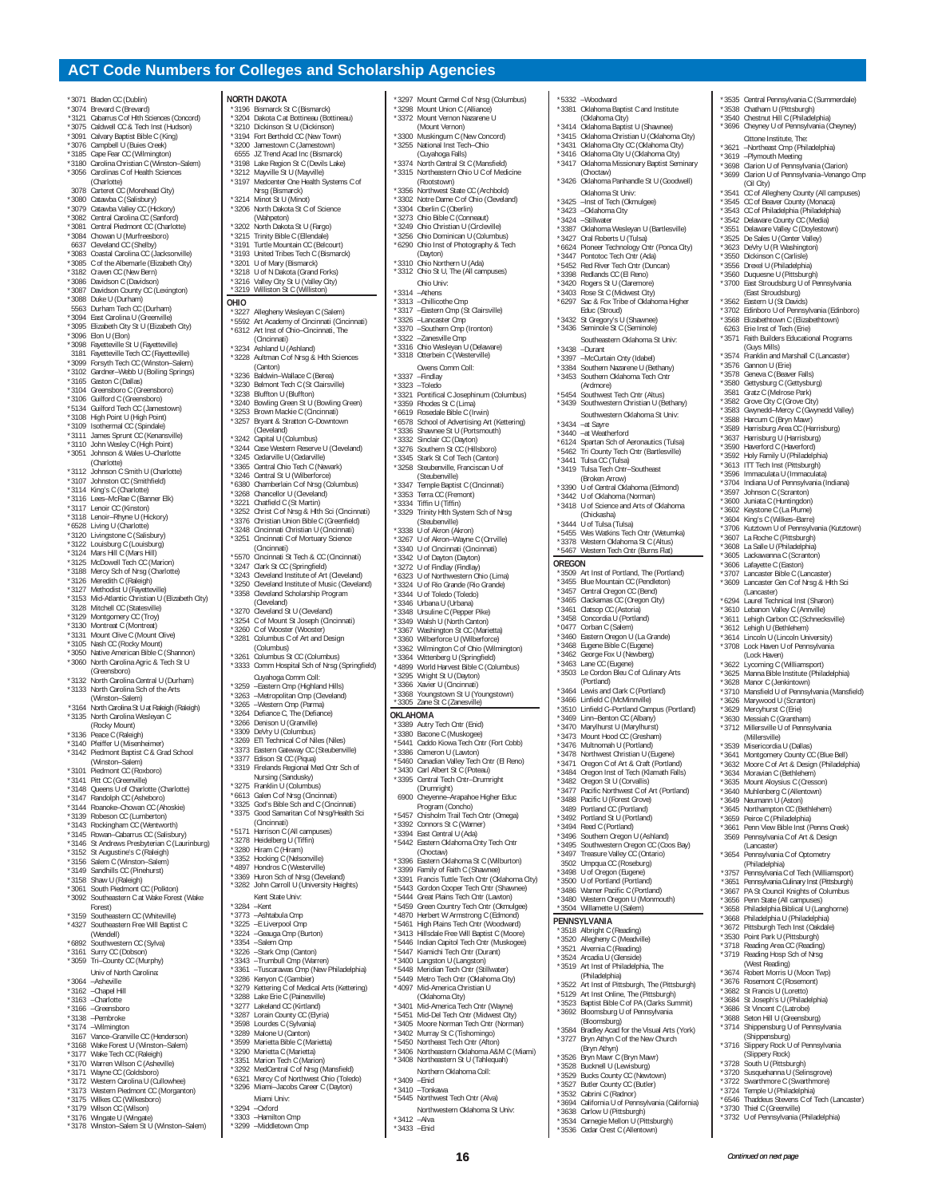# ACT Code Numbers for Colleges and Scholarship Agencies

*3071 Bladen CC (Dublin)
*3074 Brevard C (Brevard)
*3121 Cabarrus C of Hlth Sciences (Concord)
*3075 Caldwell CC & Tech Inst (Hudson)
*3091 Calvary Baptist Bible C (King)
*3076 Campbell U (Buies Creek)
*3185 Cape Fear CC (Wilmington)
*3180 Carolina Christian C (Winston–Salem)
*3056 Carolinas C of Health Sciences (Charlotte)
3078 Carteret CC (Morehead City)
*3080 Catawba C (Salisbury)
*3079 Catawba Valley CC (Hickory)
*3082 Central Carolina CC (Sanford)
*3081 Central Piedmont CC (Charlotte)
*3084 Chowan U (Murfreesboro)
6637 Cleveland CC (Shelby)
*3083 Coastal Carolina CC (Jacksonville)
*3085 C of the Albemarle (Elizabeth City)
*3182 Craven CC (New Bern)
*3086 Davidson C (Davidson)
*3087 Davidson County CC (Lexington)
*3088 Duke U (Durham)
5563 Durham Tech CC (Durham)
*3094 East Carolina U (Greenville)
*3095 Elizabeth City St U (Elizabeth City)
*3096 Elon U (Elon)
*3098 Fayetteville St U (Fayetteville)
3181 Fayetteville Tech CC (Fayetteville)
*3099 Forsyth Tech CC (Winston–Salem)
*3102 Gardner–Webb U (Boiling Springs)
*3165 Gaston C (Dallas)
*3104 Greensboro C (Greensboro)
*3106 Guilford C (Greensboro)
*5134 Guilford Tech CC (Jamestown)
*3108 High Point U (High Point)
*3109 Isothermal CC (Spindale)
*3111 James Sprunt CC (Kenansville)
*3110 John Wesley C (High Point)
*3051 Johnson & Wales U–Charlotte (Charlotte)
*3112 Johnson C Smith U (Charlotte)
*3107 Johnston CC (Smithfield)
*3114 King's C (Charlotte)
*3116 Lees–McRae C (Banner Elk)
*3117 Lenoir CC (Kinston)
*3118 Lenoir–Rhyne U (Hickory)
*6528 Living U (Charlotte)
*3120 Livingstone C (Salisbury)
*3122 Louisburg C (Louisburg)
*3124 Mars Hill C (Mars Hill)
*3125 McDowell Tech CC (Marion)
*3188 Mercy Sch of Nrsg (Charlotte)
*3126 Meredith C (Raleigh)
*3127 Methodist U (Fayetteville)
*3153 Mid-Atlantic Christian U (Elizabeth City)
3128 Mitchell CC (Statesville)
*3129 Montgomery CC (Troy)
*3130 Montreat C (Montreat)
*3131 Mount Olive C (Mount Olive)
*3105 Nash CC (Rocky Mount)
*3050 Native American Bible C (Shannon)
*3060 North Carolina Agric & Tech St U (Greensboro)
*3132 North Carolina Central U (Durham)
*3133 North Carolina Sch of the Arts (Winston–Salem)
*3164 North Carolina St U at Raleigh (Raleigh)
*3135 North Carolina Wesleyan C (Rocky Mount)
*3136 Peace C (Raleigh)
*3140 Pfeiffer U (Misenheimer)
*3142 Piedmont Baptist C & Grad School (Winston–Salem)
*3101 Piedmont CC (Roxboro)
*3141 Pitt CC (Greenville)
*3148 Queens U of Charlotte (Charlotte)
*3147 Randolph CC (Asheboro)
*3144 Roanoke–Chowan CC (Ahoskie)
*3139 Robeson CC (Lumberton)
*3143 Rockingham CC (Wentworth)
*3145 Rowan–Cabarrus CC (Salisbury)
*3146 St Andrews Presbyterian C (Laurinburg)
*3152 St Augustine's C (Raleigh)
*3156 Salem C (Winston–Salem)
*3149 Sandhills CC (Pinehurst)
*3158 Shaw U (Raleigh)
*3061 South Piedmont CC (Polkton)
*3092 Southeastern C at Wake Forest (Wake Forest)
*3159 Southeastern CC (Whiteville)
*4327 Southeastern Free Will Baptist C (Wendell)
*6892 Southwestern CC (Sylva)
*3161 Surry CC (Dobson)
*3059 Tri–County CC (Murphy)

Univ of North Carolina:
*3064 –Asheville
*3162 –Chapel Hill
*3163 –Charlotte
*3166 –Greensboro
*3138 –Pembroke
*3174 –Wilmington
3167 Vance–Granville CC (Henderson)
*3168 Wake Forest U (Winston–Salem)
*3177 Wake Tech CC (Raleigh)
*3170 Warren Wilson C (Asheville)
*3171 Wayne CC (Goldsboro)
*3172 Western Carolina U (Cullowhee)
*3173 Western Piedmont CC (Morganton)
*3175 Wilkes CC (Wilkesboro)
*3179 Wilson CC (Wilson)
*3176 Wingate U (Wingate)
*3178 Winston–Salem St U (Winston–Salem)

## NORTH DAKOTA

*3196 Bismarck St C (Bismarck)
*3204 Dakota Cat Bottineau (Bottineau)
*3210 Dickinson St U (Dickinson)
*3194 Fort Berthold CC (New Town)
*3200 Jamestown C (Jamestown)
6555 JZ Trend Acad Inc (Bismarck)
*3198 Lake Region St C (Devils Lake)
*3212 Mayville St U (Mayville)
*3197 Medcenter One Health Systems C of Nrsg (Bismarck)
*3214 Minot St U (Minot)
*3206 North Dakota St C of Science (Wahpeton)
*3202 North Dakota St U (Fargo)
*3215 Trinity Bible C (Ellendale)
*3191 Turtle Mountain CC (Belcourt)
*3193 United Tribes Tech C (Bismarck)
*3201 U of Mary (Bismarck)
*3218 U of N Dakota (Grand Forks)
*3216 Valley City St U (Valley City)
*3219 Williston St C (Williston)

## OHIO

*3227 Allegheny Wesleyan C (Salem)
*5592 Art Academy of Cincinnati (Cincinnati)
*6312 Art Inst of Ohio–Cincinnati, The (Cincinnati)
*3234 Ashland U (Ashland)
*3228 Aultman C of Nrsg & Hlth Sciences (Canton)
*3236 Baldwin–Wallace C (Berea)
*3230 Belmont Tech C (St Clairsville)
*3238 Bluffton U (Bluffton)
*3240 Bowling Green St U (Bowling Green)
*3253 Brown Mackie C (Cincinnati)
*3257 Bryant & Stratton C–Downtown (Cleveland)
*3242 Capital U (Columbus)
*3244 Case Western Reserve U (Cleveland)
*3245 Cedarville U (Cedarville)
*3365 Central Ohio Tech C (Newark)
*3246 Central St U (Wilberforce)
*6380 Chamberlain C of Nrsg (Columbus)
*3268 Chancellor U (Cleveland)
*3221 Chatfield C (St Martin)
*3252 Christ C of Nrsg & Hlth Sci (Cincinnati)
*3376 Christian Union Bible C (Greenfield)
*3248 Cincinnati Christian U (Cincinnati)
*3251 Cincinnati C of Mortuary Science (Cincinnati)
*5570 Cincinnati St Tech & CC (Cincinnati)
*3247 Clark St CC (Springfield)
*3243 Cleveland Institute of Art (Cleveland)
*3250 Cleveland Institute of Music (Cleveland)
*3358 Cleveland Scholarship Program (Cleveland)
*3270 Cleveland St U (Cleveland)
*3254 C of Mount St Joseph (Cincinnati)
*3260 C of Wooster (Wooster)
*3281 Columbus C of Art and Design (Columbus)
*3261 Columbus St CC (Columbus)
*3333 Comm Hospital Sch of Nrsg (Springfield)

Cuyahoga Comm Coll:
*3259 –Eastern Cmp (Highland Hills)
*3263 –Metropolitan Cmp (Cleveland)
*3265 –Western Cmp (Parma)
*3264 Defiance C, The (Defiance)
*3266 Denison U (Granville)
*3309 DeVry U (Columbus)
*3269 ETI Technical C of Niles (Niles)
*3373 Eastern Gateway CC (Steubenville)
*3377 Edison St CC (Piqua)
*3319 Firelands Regional Med Cntr Sch of Nursing (Sandusky)
*3275 Franklin U (Columbus)
*6613 Galen C of Nrsg (Cincinnati)
*3325 God's Bible Sch and C (Cincinnati)
*3375 Good Samaritan C of Nrsg/Health Sci (Cincinnati)
*5171 Harrison C (All campuses)
*3278 Heidelberg U (Tiffin)
*3280 Hiram C (Hiram)
*3352 Hocking C (Nelsonville)
*4897 Hondros C (Westerville)
*3369 Huron Sch of Nrsg (Cleveland)
*3282 John Carroll U (University Heights)

Kent State Univ:
*3284 –Kent
*3773 –Ashtabula Cmp
*3225 –E Liverpool Cmp
*3224 –Geauga Cmp (Burton)
*3354 –Salem Cmp
*3226 –Stark Cmp (Canton)
*3343 –Trumbull Cmp (Warren)
*3361 –Tuscarawas Cmp (New Philadelphia)
*3286 Kenyon C (Gambier)
*3279 Kettering C of Medical Arts (Kettering)
*3288 Lake Erie C (Painesville)
*3277 Lakeland CC (Kirtland)
*3287 Lorain County CC (Elyria)
*3598 Lourdes C (Sylvania)
*3289 Malone U (Canton)
*3599 Marietta Bible C (Marietta)
*3290 Marietta C (Marietta)
*3351 Marion Tech C (Marion)
*3292 MedCentral C of Nrsg (Mansfield)
*6321 Mercy C of Northwest Ohio (Toledo)
*3296 Miami–Jacobs Career C (Dayton)

Miami Univ:
*3294 –Oxford
*3303 –Hamilton Cmp
*3299 –Middletown Cmp
*3297 Mount Carmel C of Nrsg (Columbus)
*3298 Mount Union C (Alliance)
*3372 Mount Vernon Nazarene U (Mount Vernon)
*3300 Muskingum C (New Concord)
*3255 National Inst Tech–Ohio (Cuyahoga Falls)
*3374 North Central St C (Mansfield)
*3315 Northeastern Ohio U C of Medicine (Rootstown)
*3356 Northwest State CC (Archbold)
*3302 Notre Dame C of Ohio (Cleveland)
*3304 Oberlin C (Oberlin)
*3273 Ohio Bible C (Conneaut)
*3249 Ohio Christian U (Circleville)
*3256 Ohio Dominican U (Columbus)
*6290 Ohio Inst of Photography & Tech (Dayton)
*3310 Ohio Northern U (Ada)
*3312 Ohio St U, The (All campuses)

Ohio Univ:
*3314 –Athens
*3313 –Chillicothe Cmp
*3317 –Eastern Cmp (St Clairsville)
*3326 –Lancaster Cmp
*3370 –Southern Cmp (Ironton)
*3322 –Zanesville Cmp
*3316 Ohio Wesleyan U (Delaware)
*3318 Otterbein C (Westerville)

Owens Comm Coll:
*3337 –Findlay
*3323 –Toledo
*3321 Pontifical C Josephinum (Columbus)
*3359 Rhodes St C (Lima)
*6619 Rosedale Bible C (Irwin)
*6578 School of Advertising Art (Kettering)
*3336 Shawnee St U (Portsmouth)
*3332 Sinclair CC (Dayton)
*3276 Southern St CC (Hillsboro)
*3345 Stark St C of Tech (Canton)
*3258 Steubenville, Franciscan U of (Steubenville)
*3347 Temple Baptist C (Cincinnati)
*3353 Terra CC (Fremont)
*3334 Tiffin U (Tiffin)
*3329 Trinity Hlth System Sch of Nrsg (Steubenville)
*3338 U of Akron (Akron)
*3267 U of Akron–Wayne C (Orrville)
*3340 U of Cincinnati (Cincinnati)
*3342 U of Dayton (Dayton)
*3272 U of Findlay (Findlay)
*6323 U of Northwestern Ohio (Lima)
*3324 U of Rio Grande (Rio Grande)
*3344 U of Toledo (Toledo)
*3346 Urbana U (Urbana)
*3348 Ursuline C (Pepper Pike)
*3349 Walsh U (North Canton)
*3367 Washington St CC (Marietta)
*3360 Wilberforce U (Wilberforce)
*3362 Wilmington C of Ohio (Wilmington)
*3364 Wittenberg U (Springfield)
*4899 World Harvest Bible C (Columbus)
*3295 Wright St U (Dayton)
*3366 Xavier U (Cincinnati)
*3368 Youngstown St U (Youngstown)
*3305 Zane St C (Zanesville)

## OKLAHOMA

*3389 Autry Tech Cntr (Enid)
*3380 Bacone C (Muskogee)
*5441 Caddo Kiowa Tech Cntr (Fort Cobb)
*3386 Cameron U (Lawton)
*5460 Canadian Valley Tech Cntr (El Reno)
*3430 Carl Albert St C (Poteau)
*3395 Central Tech Cntr–Drumright (Drumright)
6900 Cheyenne–Arapahoe Higher Educ Program (Concho)
*5457 Chisholm Trail Tech Cntr (Omega)
*3392 Connors St C (Warner)
*3394 East Central U (Ada)
*5442 Eastern Oklahoma Cnty Tech Cntr (Choctaw)
*3396 Eastern Oklahoma St C (Wilburton)
*3399 Family of Faith C (Shawnee)
*3391 Francis Tuttle Tech Cntr (Oklahoma City)
*5443 Gordon Cooper Tech Cntr (Shawnee)
*5444 Great Plains Tech Cntr (Lawton)
*5459 Green Country Tech Cntr (Okmulgee)
*4870 Herbert W Armstrong C (Edmond)
*5461 High Plains Tech Cntr (Woodward)
*3413 Hillsdale Free Will Baptist C (Moore)
*5446 Indian Capitol Tech Cntr (Muskogee)
*5447 Kiamichi Tech Cntr (Durant)
*3400 Langston U (Langston)
*5448 Meridian Tech Cntr (Stillwater)
*5449 Metro Tech Cntr (Oklahoma City)
*4097 Mid-America Christian U (Oklahoma City)
*3401 Mid-America Tech Cntr (Wayne)
*5451 Mid-Del Tech Cntr (Midwest City)
*3405 Moore Norman Tech Cntr (Norman)
*3402 Murray St C (Tishomingo)
*5450 Northeast Tech Cntr (Afton)
*3406 Northeastern Oklahoma A&M C (Miami)
*3408 Northeastern St U (Tahlequah)

Northern Oklahoma Coll:
*3409 –Enid
*3410 –Tonkawa
*5445 Northwest Tech Cntr (Alva)

Northwestern Oklahoma St Univ:
*3412 –Alva
*3433 –Enid
*5332 –Woodward
*3381 Oklahoma Baptist C and Institute (Oklahoma City)
*3414 Oklahoma Baptist U (Shawnee)
*3415 Oklahoma Christian U (Oklahoma City)
*3431 Oklahoma City CC (Oklahoma City)
*3416 Oklahoma City U (Oklahoma City)
*3417 Oklahoma Missionary Baptist Seminary (Choctaw)
*3426 Oklahoma Panhandle St U (Goodwell)

Oklahoma St Univ:
*3425 –Inst of Tech (Okmulgee)
*3423 –Oklahoma City
*3424 –Stillwater
*3387 Oklahoma Wesleyan U (Bartlesville)
*3427 Oral Roberts U (Tulsa)
*6624 Pioneer Technology Cntr (Ponca City)
*3447 Pontotoc Tech Cntr (Ada)
*5452 Red River Tech Cntr (Duncan)
*3398 Redlands CC (El Reno)
*3420 Rogers St U (Claremore)
*3403 Rose St C (Midwest City)
*6297 Sac & Fox Tribe of Oklahoma Higher Educ (Stroud)
*3432 St Gregory's U (Shawnee)
*3436 Seminole St C (Seminole)

Southeastern Oklahoma St Univ:
*3438 –Durant
*3397 –McCurtain Cnty (Idabel)
*3384 Southern Nazarene U (Bethany)
*3453 Southern Oklahoma Tech Cntr (Ardmore)
*5454 Southwest Tech Cntr (Altus)
*3439 Southwestern Christian U (Bethany)

Southwestern Oklahoma St Univ:
*3434 –at Sayre
*3440 –at Weatherford
*6124 Spartan Sch of Aeronautics (Tulsa)
*5462 Tri County Tech Cntr (Bartlesville)
*3441 Tulsa CC (Tulsa)
*3419 Tulsa Tech Cntr–Southeast (Broken Arrow)
*3390 U of Central Oklahoma (Edmond)
*3442 U of Oklahoma (Norman)
*3418 U of Science and Arts of Oklahoma (Chickasha)
*3444 U of Tulsa (Tulsa)
*5455 Wes Watkins Tech Cntr (Wetumka)
*3378 Western Oklahoma St C (Altus)
*5467 Western Tech Cntr (Burns Flat)

## OREGON

*3509 Art Inst of Portland, The (Portland)
*3455 Blue Mountain CC (Pendleton)
*3457 Central Oregon CC (Bend)
*3465 Clackamas CC (Oregon City)
*3461 Clatsop CC (Astoria)
*3458 Concordia U (Portland)
*0477 Corban C (Salem)
*3460 Eastern Oregon U (La Grande)
*3468 Eugene Bible C (Eugene)
*3462 George Fox U (Newberg)
*3463 Lane CC (Eugene)
*3503 Le Cordon Bleu C of Culinary Arts (Portland)
*3464 Lewis and Clark C (Portland)
*3466 Linfield C (McMinnville)
*3510 Linfield C–Portland Campus (Portland)
*3469 Linn–Benton CC (Albany)
*3470 Marylhurst U (Marylhurst)
*3473 Mount Hood CC (Gresham)
*3476 Multnomah U (Portland)
*3478 Northwest Christian U (Eugene)
*3471 Oregon C of Art & Craft (Portland)
*3484 Oregon Inst of Tech (Klamath Falls)
*3482 Oregon St U (Corvallis)
*3477 Pacific Northwest C of Art (Portland)
*3488 Pacific U (Forest Grove)
3489 Portland CC (Portland)
*3492 Portland St U (Portland)
*3494 Reed C (Portland)
*3496 Southern Oregon U (Ashland)
*3495 Southwestern Oregon CC (Coos Bay)
*3497 Treasure Valley CC (Ontario)
3502 Umpqua CC (Roseburg)
*3498 U of Oregon (Eugene)
*3500 U of Portland (Portland)
*3486 Warner Pacific C (Portland)
*3480 Western Oregon U (Monmouth)
*3504 Willamette U (Salem)

## PENNSYLVANIA

*3518 Albright C (Reading)
*3520 Allegheny C (Meadville)
*3521 Alvernia C (Reading)
*3524 Arcadia U (Glenside)
*3519 Art Inst of Philadelphia, The (Philadelphia)
*3522 Art Inst of Pittsburgh, The (Pittsburgh)
*5129 Art Inst Online, The (Pittsburgh)
*3523 Baptist Bible C of PA (Clarks Summit)
*3692 Bloomsburg U of Pennsylvania (Bloomsburg)
*3584 Bradley Acad for the Visual Arts (York)
*3727 Bryn Athyn C of the New Church (Bryn Athyn)
*3526 Bryn Mawr C (Bryn Mawr)
*3528 Bucknell U (Lewisburg)
*3529 Bucks County CC (Newtown)
*3527 Butler County CC (Butler)
*3532 Cabrini C (Radnor)
*3694 California U of Pennsylvania (California)
*3638 Carlow U (Pittsburgh)
*3534 Carnegie Mellon U (Pittsburgh)
*3536 Cedar Crest C (Allentown)
*3535 Central Pennsylvania C (Summerdale)
*3538 Chatham U (Pittsburgh)
*3540 Chestnut Hill C (Philadelphia)
*3696 Cheyney U of Pennsylvania (Cheyney)

Cittone Institute, The:
*3621 –Northeast Cmp (Philadelphia)
*3619 –Plymouth Meeting
*3698 Clarion U of Pennsylvania (Clarion)
*3699 Clarion U of Pennsylvania–Venango Cmp (Oil City)
*3541 CC of Allegheny County (All campuses)
*3545 CC of Beaver County (Monaca)
*3543 CC of Philadelphia (Philadelphia)
*3542 Delaware County CC (Media)
*3551 Delaware Valley C (Doylestown)
*3525 De Sales U (Center Valley)
*3623 DeVry U (Ft Washington)
*3550 Dickinson C (Carlisle)
*3556 Drexel U (Philadelphia)
*3560 Duquesne U (Pittsburgh)
*3700 East Stroudsburg U of Pennsylvania (East Stroudsburg)
*3562 Eastern U (St Davids)
*3702 Edinboro U of Pennsylvania (Edinboro)
*3568 Elizabethtown C (Elizabethtown)
6263 Erie Inst of Tech (Erie)
*3571 Faith Builders Educational Programs (Guys Mills)
*3574 Franklin and Marshall C (Lancaster)
*3576 Gannon U (Erie)
*3578 Geneva C (Beaver Falls)
*3580 Gettysburg C (Gettysburg)
3581 Gratz C (Melrose Park)
*3582 Grove City C (Grove City)
*3583 Gwynedd–Mercy C (Gwynedd Valley)
*3588 Harcum C (Bryn Mawr)
*3589 Harrisburg Area CC (Harrisburg)
*3637 Harrisburg U (Harrisburg)
*3590 Haverford C (Haverford)
*3592 Holy Family U (Philadelphia)
*3613 ITT Tech Inst (Pittsburgh)
*3596 Immaculata U (Immaculata)
*3704 Indiana U of Pennsylvania (Indiana)
*3597 Johnson C (Scranton)
*3600 Juniata C (Huntingdon)
*3602 Keystone C (La Plume)
*3604 King's C (Wilkes–Barre)
*3706 Kutztown U of Pennsylvania (Kutztown)
*3607 La Roche C (Pittsburgh)
*3608 La Salle U (Philadelphia)
*3605 Lackawanna C (Scranton)
*3606 Lafayette C (Easton)
*3707 Lancaster Bible C (Lancaster)
*3609 Lancaster Gen C of Nrsg & Hlth Sci (Lancaster)
*6294 Laurel Technical Inst (Sharon)
*3610 Lebanon Valley C (Annville)
*3611 Lehigh Carbon CC (Schnecksville)
*3612 Lehigh U (Bethlehem)
*3614 Lincoln U (Lincoln University)
*3708 Lock Haven U of Pennsylvania (Lock Haven)
*3622 Lycoming C (Williamsport)
*3625 Manna Bible Institute (Philadelphia)
*3628 Manor C (Jenkintown)
*3710 Mansfield U of Pennsylvania (Mansfield)
*3626 Marywood U (Scranton)
*3629 Mercyhurst C (Erie)
*3630 Messiah C (Grantham)
*3712 Millersville U of Pennsylvania (Millersville)
*3539 Misericordia U (Dallas)
*3641 Montgomery County CC (Blue Bell)
*3632 Moore C of Art & Design (Philadelphia)
*3634 Moravian C (Bethlehem)
*3635 Mount Aloysius C (Cresson)
*3640 Muhlenberg C (Allentown)
*3649 Neumann U (Aston)
*3645 Northampton CC (Bethlehem)
*3659 Peirce C (Philadelphia)
*3661 Penn View Bible Inst (Penns Creek)
3569 Pennsylvania C of Art & Design (Lancaster)
*3654 Pennsylvania C of Optometry (Philadelphia)
*3757 Pennsylvania C of Tech (Williamsport)
*3651 Pennsylvania Culinary Inst (Pittsburgh)
*3667 PA St Council Knights of Columbus
*3656 Penn State (All campuses)
*3658 Philadelphia Biblical U (Langhorne)
*3668 Philadelphia U (Philadelphia)
*3672 Pittsburgh Tech Inst (Oakdale)
*3530 Point Park U (Pittsburgh)
*3718 Reading Area CC (Reading)
*3719 Reading Hosp Sch of Nrsg (West Reading)
*3674 Robert Morris U (Moon Twp)
*3676 Rosemont C (Rosemont)
*3682 St Francis U (Loretto)
*3684 St Joseph's U (Philadelphia)
*3686 St Vincent C (Latrobe)
*3688 Seton Hill U (Greensburg)
*3714 Shippensburg U of Pennsylvania (Shippensburg)
*3716 Slippery Rock U of Pennsylvania (Slippery Rock)
*3728 South U (Pittsburgh)
*3720 Susquehanna U (Selinsgrove)
*3722 Swarthmore C (Swarthmore)
*3724 Temple U (Philadelphia)
*6546 Thaddeus Stevens C of Tech (Lancaster)
*3730 Thiel C (Greenville)
*3732 U of Pennsylvania (Philadelphia)

*Continued on next page*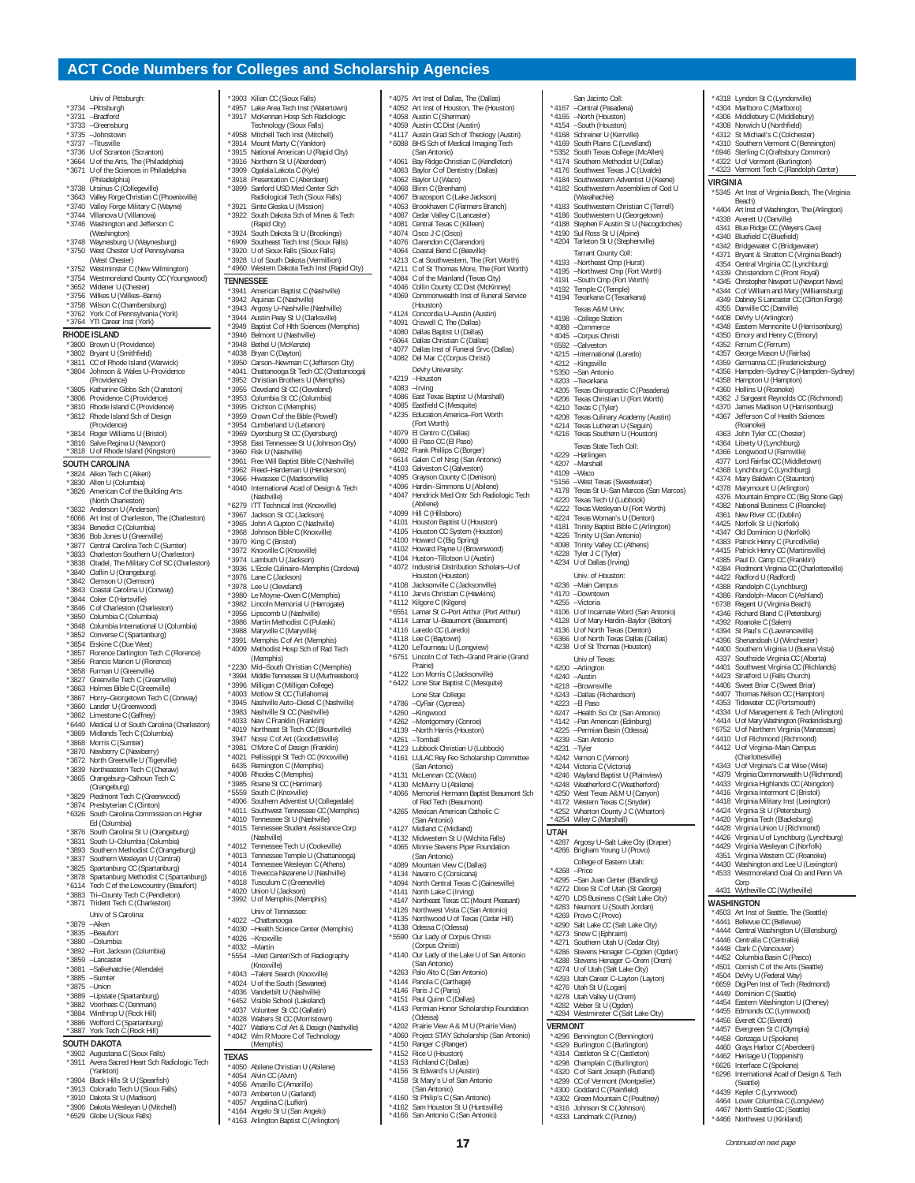# ACT Code Numbers for Colleges and Scholarship Agencies

Univ of Pittsburgh:
*3734 –Pittsburgh
*3731 –Bradford
*3733 –Greensburg
*3735 –Johnstown
*3737 –Titusville
*3736 U of Scranton (Scranton)
*3664 U of the Arts, The (Philadelphia)
*3671 U of the Sciences in Philadelphia (Philadelphia)
*3738 Ursinus C (Collegeville)
*3643 Valley Forge Christian C (Phoenixville)
*3740 Valley Forge Military C (Wayne)
*3744 Villanova U (Villanova)
*3746 Washington and Jefferson C (Washington)
*3748 Waynesburg U (Waynesburg)
*3750 West Chester U of Pennsylvania (West Chester)
*3752 Westminster C (New Wilmington)
*3754 Westmoreland County CC (Youngwood)
*3652 Widener U (Chester)
*3756 Wilkes U (Wilkes–Barre)
*3758 Wilson C (Chambersburg)
*3762 York C of Pennsylvania (York)
*3764 YTI Career Inst (York)

## RHODE ISLAND
*3800 Brown U (Providence)
*3802 Bryant U (Smithfield)
*3811 CC of Rhode Island (Warwick)
*3804 Johnson & Wales U–Providence (Providence)
*3805 Katharine Gibbs Sch (Cranston)
*3806 Providence C (Providence)
*3810 Rhode Island C (Providence)
*3812 Rhode Island Sch of Design (Providence)
*3814 Roger Williams U (Bristol)
*3816 Salve Regina U (Newport)
*3818 U of Rhode Island (Kingston)

## SOUTH CAROLINA
*3824 Aiken Tech C (Aiken)
*3830 Allen U (Columbia)
*3826 American C of the Building Arts (North Charleston)
*3832 Anderson U (Anderson)
*6066 Art Inst of Charleston, The (Charleston)
*3834 Benedict C (Columbia)
*3836 Bob Jones U (Greenville)
*3877 Central Carolina Tech C (Sumter)
*3833 Charleston Southern U (Charleston)
*3838 Citadel, The Military C of SC (Charleston)
*3840 Claflin U (Orangeburg)
*3842 Clemson U (Clemson)
*3843 Coastal Carolina U (Conway)
*3844 Coker C (Hartsville)
*3846 C of Charleston (Charleston)
*3850 Columbia C (Columbia)
*3848 Columbia International U (Columbia)
*3852 Converse C (Spartanburg)
*3854 Erskine C (Due West)
*3857 Florence Darlington Tech C (Florence)
*3856 Francis Marion U (Florence)
*3858 Furman U (Greenville)
*3827 Greenville Tech C (Greenville)
*3863 Holmes Bible C (Greenville)
*3867 Horry–Georgetown Tech C (Conway)
*3860 Lander U (Greenwood)
*3862 Limestone C (Gaffney)
*6440 Medical U of South Carolina (Charleston)
*3869 Midlands Tech C (Columbia)
*3868 Morris C (Sumter)
*3870 Newberry C (Newberry)
*3872 North Greenville U (Tigerville)
*3839 Northeastern Tech C (Cheraw)
*3865 Orangeburg–Calhoun Tech C (Orangeburg)
*3829 Piedmont Tech C (Greenwood)
*3874 Presbyterian C (Clinton)
*6326 South Carolina Commission on Higher Ed (Columbia)
*3876 South Carolina St U (Orangeburg)
*3831 South U–Columbia (Columbia)
*3893 Southern Methodist C (Orangeburg)
*3837 Southern Wesleyan U (Central)
*3825 Spartanburg CC (Spartanburg)
*3878 Spartanburg Methodist C (Spartanburg)
*6114 Tech C of the Lowcountry (Beaufort)
*3883 Tri–County Tech C (Pendleton)
*3871 Trident Tech C (Charleston)

Univ of S Carolina:
*3879 –Aiken
*3835 –Beaufort
*3880 –Columbia
*3892 –Fort Jackson (Columbia)
*3859 –Lancaster
*3881 –Salkehatchie (Allendale)
*3885 –Sumter
*3875 –Union
*3889 –Upstate (Spartanburg)
*3882 Voorhees C (Denmark)
*3884 Winthrop U (Rock Hill)
*3886 Wofford C (Spartanburg)
*3887 York Tech C (Rock Hill)

## SOUTH DAKOTA
*3902 Augustana C (Sioux Falls)
*3911 Avera Sacred Heart Sch Radiologic Tech (Yankton)
*3904 Black Hills St U (Spearfish)
*3913 Colorado Tech U (Sioux Falls)
*3910 Dakota St U (Madison)
*3906 Dakota Wesleyan U (Mitchell)
*6529 Globe U (Sioux Falls)
*3903 Kilian CC (Sioux Falls)
*4957 Lake Area Tech Inst (Watertown)
*3917 McKennan Hosp Sch Radiologic Technology (Sioux Falls)
*4958 Mitchell Tech Inst (Mitchell)
*3914 Mount Marty C (Yankton)
*3915 National American U (Rapid City)
*3916 Northern St U (Aberdeen)
*3909 Oglala Lakota C (Kyle)
*3918 Presentation C (Aberdeen)
*3899 Sanford USD Med Center Sch Radiological Tech (Sioux Falls)
*3921 Sinte Gleska U (Mission)
*3922 South Dakota Sch of Mines & Tech (Rapid City)
*3924 South Dakota St U (Brookings)
*6909 Southeast Tech Inst (Sioux Falls)
*3920 U of Sioux Falls (Sioux Falls)
*3928 U of South Dakota (Vermillion)
*4960 Western Dakota Tech Inst (Rapid City)

## TENNESSEE
*3941 American Baptist C (Nashville)
*3942 Aquinas C (Nashville)
*3943 Argosy U–Nashville (Nashville)
*3944 Austin Peay St U (Clarksville)
*3949 Baptist C of Hlth Sciences (Memphis)
*3946 Belmont U (Nashville)
*3948 Bethel U (McKenzie)
*4038 Bryan C (Dayton)
*3950 Carson–Newman C (Jefferson City)
*4041 Chattanooga St Tech CC (Chattanooga)
*3952 Christian Brothers U (Memphis)
*3955 Cleveland St CC (Cleveland)
*3953 Columbia St CC (Columbia)
*3995 Crichton C (Memphis)
*3959 Crown C of the Bible (Powell)
*3954 Cumberland U (Lebanon)
*3969 Dyersburg St CC (Dyersburg)
*3958 East Tennessee St U (Johnson City)
*3960 Fisk U (Nashville)
*3961 Free Will Baptist Bible C (Nashville)
*3962 Freed–Hardeman U (Henderson)
*3966 Hiwassee C (Madisonville)
*4040 International Acad of Design & Tech (Nashville)
*6279 ITT Technical Inst (Knoxville)
*3967 Jackson St CC (Jackson)
*3965 John A Gupton C (Nashville)
*3968 Johnson Bible C (Knoxville)
*3970 King C (Bristol)
*3972 Knoxville C (Knoxville)
*3974 Lambuth U (Jackson)
*3936 L'Ecole Culinaire–Memphis (Cordova)
*3976 Lane C (Jackson)
*3978 Lee U (Cleveland)
*3980 LeMoyne–Owen C (Memphis)
*3982 Lincoln Memorial U (Harrogate)
*3956 Lipscomb U (Nashville)
*3986 Martin Methodist C (Pulaski)
*3988 Maryville C (Maryville)
*3991 Memphis C of Art (Memphis)
*4009 Methodist Hosp Sch of Rad Tech (Memphis)
*2230 Mid–South Christian C (Memphis)
*3994 Middle Tennessee St U (Murfreesboro)
*3996 Milligan C (Milligan College)
*4003 Motlow St CC (Tullahoma)
*3945 Nashville Auto–Diesel C (Nashville)
*3983 Nashville St CC (Nashville)
*4033 New C Franklin (Franklin)
*4019 Northeast St Tech CC (Blountville)
3947 Nossi C of Art (Goodlettsville)
*3981 O'More C of Design (Franklin)
*4021 Pellissippi St Tech CC (Knoxville)
6435 Remington C (Memphis)
*4008 Rhodes C (Memphis)
*3985 Roane St CC (Harriman)
*5559 South C (Knoxville)
*4006 Southern Adventist U (Collegedale)
*4011 Southwest Tennessee CC (Memphis)
*4010 Tennessee St U (Nashville)
*4015 Tennessee Student Assistance Corp (Nashville)
*4012 Tennessee Tech U (Cookeville)
*4013 Tennessee Temple U (Chattanooga)
*4014 Tennessee Wesleyan C (Athens)
*4016 Trevecca Nazarene U (Nashville)
*4018 Tusculum C (Greeneville)
*4020 Union U (Jackson)
*3992 U of Memphis (Memphis)

Univ of Tennessee:
*4022 –Chattanooga
*4030 –Health Science Center (Memphis)
*4026 –Knoxville
*4032 –Martin
*5554 –Med Center/Sch of Radiography (Knoxville)
*4043 –Talent Search (Knoxville)
*4024 U of the South (Sewanee)
*4036 Vanderbilt U (Nashville)
*6452 Visible School (Lakeland)
*4037 Volunteer St CC (Gallatin)
*4028 Walters St CC (Morristown)
*4027 Watkins C of Art & Design (Nashville)
*4042 Wm R Moore C of Technology (Memphis)

## TEXAS
*4050 Abilene Christian U (Abilene)
*4054 Alvin CC (Alvin)
*4056 Amarillo C (Amarillo)
*4073 Amberton U (Garland)
*4057 Angelina C (Lufkin)
*4164 Angelo St U (San Angelo)
*4163 Arlington Baptist C (Arlington)
*4075 Art Inst of Dallas, The (Dallas)
*4052 Art Inst of Houston, The (Houston)
*4058 Austin C (Sherman)
*4059 Austin CC Dist (Austin)
*4117 Austin Grad Sch of Theology (Austin)
*6088 BHS Sch of Medical Imaging Tech (San Antonio)
*4061 Bay Ridge Christian C (Kendleton)
*4063 Baylor C of Dentistry (Dallas)
*4062 Baylor U (Waco)
*4068 Blinn C (Brenham)
*4067 Brazosport C (Lake Jackson)
*4053 Brookhaven C (Farmers Branch)
*4087 Cedar Valley C (Lancaster)
*4081 Central Texas C (Killeen)
*4074 Cisco J C (Cisco)
*4076 Clarendon C (Clarendon)
*4064 Coastal Bend C (Beeville)
*4213 C at Southwestern, The (Fort Worth)
*4211 C of St Thomas More, The (Fort Worth)
*4084 C of the Mainland (Texas City)
*4046 Collin County CC Dist (McKinney)
*4069 Commonwealth Inst of Funeral Service (Houston)
*4124 Concordia U–Austin (Austin)
*4091 Criswell C, The (Dallas)
*4080 Dallas Baptist U (Dallas)
*6064 Dallas Christian C (Dallas)
*4077 Dallas Inst of Funeral Srvc (Dallas)
*4082 Del Mar C (Corpus Christi)

DeVry University:
*4219 –Houston
*4083 –Irving
*4086 East Texas Baptist U (Marshall)
*4085 Eastfield C (Mesquite)
*4235 Education America–Fort Worth (Fort Worth)
*4079 El Centro C (Dallas)
*4090 El Paso CC (El Paso)
*4092 Frank Phillips C (Borger)
*6614 Galen C of Nrsg (San Antonio)
*4103 Galveston C (Galveston)
*4095 Grayson County C (Denison)
*4096 Hardin–Simmons U (Abilene)
*4047 Hendrick Med Cntr Sch Radiologic Tech (Abilene)
*4099 Hill C (Hillsboro)
*4101 Houston Baptist U (Houston)
*4105 Houston CC System (Houston)
*4100 Howard C (Big Spring)
*4102 Howard Payne U (Brownwood)
*4104 Huston–Tillotson U (Austin)
*4072 Industrial Distribution Scholars–U of Houston (Houston)
*4108 Jacksonville C (Jacksonville)
*4110 Jarvis Christian C (Hawkins)
*4112 Kilgore C (Kilgore)
*6551 Lamar St C–Port Arthur (Port Arthur)
*4114 Lamar U–Beaumont (Beaumont)
*4116 Laredo CC (Laredo)
*4118 Lee C (Baytown)
*4120 LeTourneau U (Longview)
*6751 Lincoln C of Tech–Grand Prairie (Grand Prairie)
*4122 Lon Morris C (Jacksonville)
*6422 Lone Star Baptist C (Mesquite)

Lone Star College:
*4786 –CyFair (Cypress)
*4260 –Kingwood
*4262 –Montgomery (Conroe)
*4139 –North Harris (Houston)
*4261 –Tomball
*4123 Lubbock Christian U (Lubbock)
*4161 LULAC Rey Feo Scholarship Committee (San Antonio)
*4131 McLennan CC (Waco)
*4130 McMurry U (Abilene)
*4066 Memorial Hermann Baptist Beaumont Sch of Rad Tech (Beaumont)
*4265 Mexican American Catholic C (San Antonio)
*4127 Midland C (Midland)
*4132 Midwestern St U (Wichita Falls)
*4065 Minnie Stevens Piper Foundation (San Antonio)
*4089 Mountain View C (Dallas)
*4134 Navarro C (Corsicana)
*4094 North Central Texas C (Gainesville)
*4141 North Lake C (Irving)
*4147 Northeast Texas CC (Mount Pleasant)
*4126 Northwest Vista C (San Antonio)
*4135 Northwood U of Texas (Cedar Hill)
*4138 Odessa C (Odessa)
*5590 Our Lady of Corpus Christi (Corpus Christi)
*4140 Our Lady of the Lake U of San Antonio (San Antonio)
*4263 Palo Alto C (San Antonio)
*4144 Panola C (Carthage)
*4146 Paris J C (Paris)
*4151 Paul Quinn C (Dallas)
*4143 Permian Honor Scholarship Foundation (Odessa)
*4202 Prairie View A & M U (Prairie View)
*4060 Project STAY Scholarship (San Antonio)
*4150 Ranger C (Ranger)
*4152 Rice U (Houston)
*4153 Richland C (Dallas)
*4156 St Edward's U (Austin)
*4158 St Mary's U of San Antonio (San Antonio)
*4160 St Philip's C (San Antonio)
*4162 Sam Houston St U (Huntsville)
*4166 San Antonio C (San Antonio)

San Jacinto Coll:
*4167 –Central (Pasadena)
*4165 –North (Houston)
*4154 –South (Houston)
*4168 Schreiner U (Kerrville)
*4169 South Plains C (Levelland)
*5352 South Texas College (McAllen)
*4174 Southern Methodist U (Dallas)
*4176 Southwest Texas J C (Uvalde)
*4184 Southwestern Adventist U (Keene)
*4182 Southwestern Assemblies of God U (Waxahachie)
*4183 Southwestern Christian C (Terrell)
*4186 Southwestern U (Georgetown)
*4188 Stephen F Austin St U (Nacogdoches)
*4190 Sul Ross St U (Alpine)
*4204 Tarleton St U (Stephenville)

Tarrant County Coll:
*4193 –Northeast Cmp (Hurst)
*4195 –Northwest Cmp (Fort Worth)
*4191 –South Cmp (Fort Worth)
*4192 Temple C (Temple)
*4194 Texarkana C (Texarkana)

Texas A&M Univ:
*4198 –College Station
*4088 –Commerce
*4045 –Corpus Christi
*6592 –Galveston
*4215 –International (Laredo)
*4212 –Kingsville
*5350 –San Antonio
*4203 –Texarkana
*4205 Texas Chiropractic C (Pasadena)
*4206 Texas Christian U (Fort Worth)
*4210 Texas C (Tyler)
*4208 Texas Culinary Academy (Austin)
*4214 Texas Lutheran U (Seguin)
*4216 Texas Southern U (Houston)

Texas State Tech Coll:
*4229 –Harlingen
*4207 –Marshall
*4109 –Waco
*5156 –West Texas (Sweetwater)
*4178 Texas St U–San Marcos (San Marcos)
*4220 Texas Tech U (Lubbock)
*4222 Texas Wesleyan U (Fort Worth)
*4224 Texas Woman's U (Denton)
*4181 Trinity Baptist Bible C (Arlington)
*4226 Trinity U (San Antonio)
*4098 Trinity Valley CC (Athens)
*4228 Tyler J C (Tyler)
*4234 U of Dallas (Irving)

Univ. of Houston:
*4236 –Main Campus
*4170 –Downtown
*4255 –Victoria
*4106 U of Incarnate Word (San Antonio)
*4128 U of Mary Hardin–Baylor (Belton)
*4136 U of North Texas (Denton)
*6366 U of North Texas Dallas (Dallas)
*4238 U of St Thomas (Houston)

Univ of Texas:
*4200 –Arlington
*4240 –Austin
*4218 –Brownsville
*4243 –Dallas (Richardson)
*4223 –El Paso
*4247 –Health Sci Ctr (San Antonio)
*4142 –Pan American (Edinburg)
*4225 –Permian Basin (Odessa)
*4239 –San Antonio
*4231 –Tyler
*4242 Vernon C (Vernon)
*4244 Victoria C (Victoria)
*4246 Wayland Baptist U (Plainview)
*4248 Weatherford C (Weatherford)
*4250 West Texas A&M U (Canyon)
*4172 Western Texas C (Snyder)
*4252 Wharton County J C (Wharton)
*4254 Wiley C (Marshall)

## UTAH
*4287 Argosy U–Salt Lake City (Draper)
*4266 Brigham Young U (Provo)

College of Eastern Utah:
*4268 –Price
*4295 –San Juan Center (Blanding)
*4272 Dixie St C of Utah (St George)
*4270 LDS Business C (Salt Lake City)
*4283 Neumont U (South Jordan)
*4269 Provo C (Provo)
*4290 Salt Lake CC (Salt Lake City)
*4273 Snow C (Ephraim)
*4271 Southern Utah U (Cedar City)
*4286 Stevens Henager C–Ogden (Ogden)
*4288 Stevens Henager C–Orem (Orem)
*4274 U of Utah (Salt Lake City)
*4293 Utah Career C–Layton (Layton)
*4276 Utah St U (Logan)
*4278 Utah Valley U (Orem)
*4282 Weber St U (Ogden)
*4284 Westminster C (Salt Lake City)

## VERMONT
*4296 Bennington C (Bennington)
*4329 Burlington C (Burlington)
*4314 Castleton St C (Castleton)
*4298 Champlain C (Burlington)
*4320 C of Saint Joseph (Rutland)
*4299 CC of Vermont (Montpelier)
*4300 Goddard C (Plainfield)
*4302 Green Mountain C (Poultney)
*4316 Johnson St C (Johnson)
*4333 Landmark C (Putney)
*4318 Lyndon St C (Lyndonville)
*4304 Marlboro C (Marlboro)
*4306 Middlebury C (Middlebury)
*4308 Norwich U (Northfield)
*4312 St Michael's C (Colchester)
*4310 Southern Vermont C (Bennington)
*6946 Sterling C (Craftsbury Common)
*4322 U of Vermont (Burlington)
*4323 Vermont Tech C (Randolph Center)

## VIRGINIA
*5345 Art Inst of Virginia Beach, The (Virginia Beach)
*4404 Art Inst of Washington, The (Arlington)
*4338 Averett U (Danville)
4341 Blue Ridge CC (Weyers Cave)
*4340 Bluefield C (Bluefield)
*4342 Bridgewater C (Bridgewater)
*4371 Bryant & Stratton C (Virginia Beach)
4354 Central Virginia CC (Lynchburg)
*4339 Christendom C (Front Royal)
*4345 Christopher Newport U (Newport News)
*4344 C of William and Mary (Williamsburg)
4349 Dabney S Lancaster CC (Clifton Forge)
4355 Danville CC (Danville)
*4408 DeVry U (Arlington)
*4348 Eastern Mennonite U (Harrisonburg)
*4350 Emory and Henry C (Emory)
*4352 Ferrum C (Ferrum)
*4357 George Mason U (Fairfax)
*4359 Germanna CC (Fredericksburg)
*4356 Hampden–Sydney C (Hampden–Sydney)
*4358 Hampton U (Hampton)
*4360 Hollins U (Roanoke)
*4362 J Sargeant Reynolds CC (Richmond)
*4370 James Madison U (Harrisonburg)
*4367 Jefferson C of Health Sciences (Roanoke)
4363 John Tyler CC (Chester)
*4364 Liberty U (Lynchburg)
*4366 Longwood U (Farmville)
4377 Lord Fairfax CC (Middletown)
*4368 Lynchburg C (Lynchburg)
*4374 Mary Baldwin C (Staunton)
*4378 Marymount U (Arlington)
4376 Mountain Empire CC (Big Stone Gap)
*4382 National Business C (Roanoke)
4361 New River CC (Dublin)
*4425 Norfolk St U (Norfolk)
*4347 Old Dominion U (Norfolk)
*4383 Patrick Henry C (Purcellville)
*4415 Patrick Henry CC (Martinsville)
*4385 Paul D. Camp CC (Franklin)
*4384 Piedmont Virginia CC (Charlottesville)
*4422 Radford U (Radford)
*4388 Randolph C (Lynchburg)
*4386 Randolph–Macon C (Ashland)
*6738 Regent U (Virginia Beach)
*4346 Richard Bland C (Petersburg)
*4392 Roanoke C (Salem)
*4394 St Paul's C (Lawrenceville)
*4396 Shenandoah U (Winchester)
*4400 Southern Virginia U (Buena Vista)
4337 Southside Virginia CC (Alberta)
*4401 Southwest Virginia CC (Richlands)
*4423 Stratford U (Falls Church)
*4406 Sweet Briar C (Sweet Briar)
*4407 Thomas Nelson CC (Hampton)
*4353 Tidewater CC (Portsmouth)
*4334 U of Management & Tech (Arlington)
*4414 U of Mary Washington (Fredericksburg)
*6752 U of Northern Virginia (Manassas)
*4410 U of Richmond (Richmond)
*4412 U of Virginia–Main Campus (Charlottesville)
*4343 U of Virginia's C at Wise (Wise)
*4379 Virginia Commonwealth U (Richmond)
*4433 Virginia Highlands CC (Abingdon)
*4416 Virginia Intermont C (Bristol)
*4418 Virginia Military Inst (Lexington)
*4424 Virginia St U (Petersburg)
*4420 Virginia Tech (Blacksburg)
*4428 Virginia Union U (Richmond)
*4426 Virginia U of Lynchburg (Lynchburg)
*4429 Virginia Wesleyan C (Norfolk)
4351 Virginia Western CC (Roanoke)
*4430 Washington and Lee U (Lexington)
*4533 Westmoreland Coal Co and Penn VA Corp
4431 Wytheville CC (Wytheville)

## WASHINGTON
*4503 Art Inst of Seattle, The (Seattle)
*4441 Bellevue CC (Bellevue)
*4444 Central Washington U (Ellensburg)
*4446 Centralia C (Centralia)
*4448 Clark C (Vancouver)
*4452 Columbia Basin C (Pasco)
*4501 Cornish C of the Arts (Seattle)
*4504 DeVry U (Federal Way)
*6659 DigiPen Inst of Tech (Redmond)
*4449 Dominion C (Seattle)
*4454 Eastern Washington U (Cheney)
*4455 Edmonds CC (Lynnwood)
*4456 Everett CC (Everett)
*4457 Evergreen St C (Olympia)
*4458 Gonzaga U (Spokane)
4460 Grays Harbor C (Aberdeen)
*4462 Heritage U (Toppenish)
*6626 Interface C (Spokane)
*6296 International Acad of Design & Tech (Seattle)
*4439 Kepler C (Lynnwood)
4464 Lower Columbia C (Longview)
4467 North Seattle CC (Seattle)
*4466 Northwest U (Kirkland)

*Continued on next page*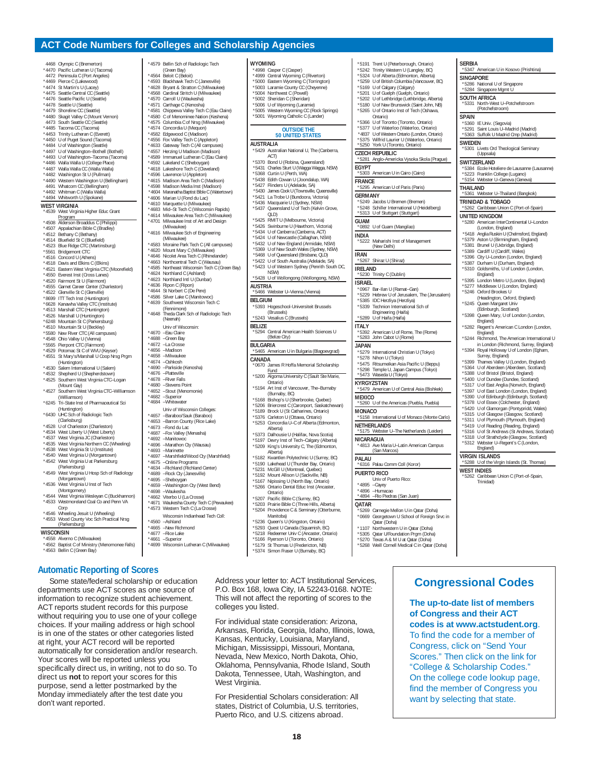## ACT Code Numbers for Colleges and Scholarship Agencies

4468 Olympic C (Bremerton)
*4470 Pacific Lutheran U (Tacoma)
4472 Peninsula C (Port Angeles)
*4469 Pierce C (Lakewood)
*4474 St Martin's U (Lacey)
*4475 Seattle Central CC (Seattle)
*4476 Seattle Pacific U (Seattle)
*4478 Seattle U (Seattle)
*4479 Shoreline CC (Seattle)
*4480 Skagit Valley C (Mount Vernon)
4473 South Seattle CC (Seattle)
*4485 Tacoma CC (Tacoma)
*4453 Trinity Lutheran C (Everett)
*4450 U of Puget Sound (Tacoma)
*4484 U of Washington (Seattle)
*4497 U of Washington–Bothell (Bothell)
*4493 U of Washington–Tacoma (Tacoma)
*4486 Walla Walla U (College Place)
*4487 Walla Walla CC (Walla Walla)
*4482 Washington St U (Pullman)
*4490 Western Washington U (Bellingham)
4491 Whatcom CC (Bellingham)
*4492 Whitman C (Walla Walla)
*4494 Whitworth U (Spokane)

**WEST VIRGINIA**
*4539 West Virginia Higher Educ Grant Program
*4508 Alderson Broaddus C (Philippi)
*4507 Appalachian Bible C (Bradley)
*4512 Bethany C (Bethany)
*4514 Bluefield St C (Bluefield)
*4523 Blue Ridge CTC (Martinsburg)
*5561 Bridgemont CTC
*4516 Concord U (Athens)
*4518 Davis and Elkins C (Elkins)
*4521 Eastern West Virginia CTC (Moorefield)
*4550 Everest Inst (Cross Lanes)
*4520 Fairmont St U (Fairmont)
*4555 Garnet Career Center (Charleston)
*4522 Glenville St C (Glenville)
*8699 ITT Tech Inst (Huntington)
*6628 Kanawha Valley CTC (Institute)
*4513 Marshall CTC (Huntington)
*4526 Marshall U (Huntington)
*6248 Mountain St C (Parkersburg)
*4510 Mountain St U (Beckley)
*5580 New River CTC (All campuses)
*4548 Ohio Valley U (Vienna)
*5565 Pierpont CTC (Fairmont)
*4529 Potomac St C of WVU (Keyser)
*4551 St Mary's/Marshall U Coop Nrsg Prgm (Huntington)
*4530 Salem International U (Salem)
*4532 Shepherd U (Shepherdstown)
*4525 Southern West Virginia CTC–Logan (Mount Gay)
*4527 Southern West Virginia CTC–Williamson (Williamson)
*6245 Tri-State Inst of Pharmaceutical Sci (Huntington)
*6430 UHC Sch of Radiologic Tech (Clarksburg)
*4528 U of Charleston (Charleston)
*4534 West Liberty U (West Liberty)
*4537 West Virginia JC (Charleston)
*4535 West Virginia Northern CC (Wheeling)
*4538 West Virginia St U (Institute)
*4540 West Virginia U (Morgantown)
*4542 West Virginia U at Parkersburg (Parkersburg)
*4549 West Virginia U Hosp Sch of Radiology (Morgantown)
*4536 West Virginia U Inst of Tech (Montgomery)
*4544 West Virginia Wesleyan C (Buckhannon)
*4533 Westmoreland Coal Co and Penn VA Corp
*4546 Wheeling Jesuit U (Wheeling)
*4553 Wood County Voc Sch Practical Nrsg (Parkersburg)

**WISCONSIN**
*4558 Alverno C (Milwaukee)
*4562 Baptist C of Ministry (Menomonee Falls)
*4563 Bellin C (Green Bay)
*4579 Bellin Sch of Radiologic Tech (Green Bay)
*4564 Beloit C (Beloit)
*4593 Blackhawk Tech C (Janesville)
*4628 Bryant & Stratton C (Milwaukee)
*4568 Cardinal Stritch U (Milwaukee)
*4570 Carroll U (Waukesha)
*4571 Carthage C (Kenosha)
*4581 Chippewa Valley Tech C (Eau Claire)
*4580 C of Menominee Nation (Keshena)
*4575 Columbia C of Nrsg (Milwaukee)
*4574 Concordia U (Mequon)
*4582 Edgewood C (Madison)
*4556 Fox Valley Tech C (Appleton)
*4633 Gateway Tech C (All campuses)
*4557 Herzing U Madison (Madison)
*4589 Immanuel Lutheran C (Eau Claire)
*4592 Lakeland C (Sheboygan)
*4618 Lakeshore Tech C (Cleveland)
*4596 Lawrence U (Appleton)
*4615 Madison Area Tech C (Madison)
*4598 Madison Media Inst (Madison)
*4604 Maranatha Baptist Bible C (Watertown)
*4606 Marian U (Fond du Lac)
*4610 Marquette U (Milwaukee)
*4683 Mid–St Tech C (Wisconsin Rapids)
*4614 Milwaukee Area Tech C (Milwaukee)
*4701 Milwaukee Inst of Art and Design (Milwaukee)
*4616 Milwaukee Sch of Engineering (Milwaukee)
*4583 Moraine Park Tech C (All campuses)
*4620 Mount Mary C (Milwaukee)
*4646 Nicolet Area Tech C (Rhinelander)
*4663 Northcentral Tech C (Wausau)
*4585 Northeast Wisconsin Tech C (Green Bay)
*4624 Northland C (Ashland)
*4623 Northland Intl U (Dunbar)
*4636 Ripon C (Ripon)
*4644 St Norbert C (De Pere)
*4586 Silver Lake C (Manitowoc)
*4639 Southwest Wisconsin Tech C (Fennimore)
*4648 Theda Clark Sch of Radiologic Tech (Neenah)

Univ of Wisconsin:
*4670 –Eau Claire
*4688 –Green Bay
*4672 –La Crosse
*4656 –Madison
*4658 –Milwaukee
*4674 –Oshkosh
*4690 –Parkside (Kenosha)
*4676 –Platteville
*4678 –River Falls
*4680 –Stevens Point
*4652 –Stout (Menomonie)
*4682 –Superior
*4684 –Whitewater

Univ of Wisconsin Colleges:
*4657 –Baraboo/Sauk (Baraboo)
*4653 –Barron County (Rice Lake)
*4673 –Fond du Lac
*4687 –Fox Valley (Menasha)
*4692 –Manitowoc
*4696 –Marathon Cty (Wausau)
*4693 –Marinette
*4697 –Marshfield/Wood Cty (Marshfield)
*4675 –Online Programs
*4634 –Richland (Richland Center)
*4689 –Rock Cty (Janesville)
*4695 –Sheboygan
*4659 –Washington Cty (West Bend)
*4698 –Waukesha
*4662 Viterbo U (La Crosse)
*4671 Waukesha County Tech C (Pewaukee)
*4573 Western Tech C (La Crosse)

Wisconsin Indianhead Tech Coll:
*4560 –Ashland
*4665 –New Richmond
*4677 –Rice Lake
*4661 –Superior
*4699 Wisconsin Lutheran C (Milwaukee)

**WYOMING**
*4998 Casper C (Casper)
*4999 Central Wyoming C (Riverton)
*5000 Eastern Wyoming C (Torrington)
*5003 Laramie County CC (Cheyenne)
*5004 Northwest C (Powell)
*5002 Sheridan C (Sheridan)
*5006 U of Wyoming (Laramie)
*5005 Western Wyoming CC (Rock Springs)
*5001 Wyoming Catholic C (Lander)

**OUTSIDE THE 50 UNITED STATES**

**AUSTRALIA**
*5429 Australian National U, The (Canberra, ACT)
*5370 Bond U (Robina, Queensland)
*5431 Charles Sturt U (Wagga Wagga, NSW)
*5368 Curtin U (Perth, WA)
*5438 Edith Cowan U (Joondalup, WA)
*5427 Flinders U (Adelaide, SA)
*5430 James Cook U (Townsville, Queensville)
*5421 La Trobe U (Bundoora, Victoria)
*5436 Macquarie U (Sydney, NSW)
*5437 Queensland U of Tech (Kelvin Grove, QLD)
*5425 RMIT U (Melbourne, Victoria)
*5426 Swinburne U (Hawthorn, Victoria)
*5434 U of Canberra (Canberra, ACT)
*5424 U of Newcastle (Callaghan, NSW)
*5432 U of New England (Armidale, NSW)
*5369 U of New South Wales (Sydney, NSW)
*5468 U of Queensland (Brisbane, QLD)
*5422 U of South Australia (Adelaide, SA)
*5423 U of Western Sydney (Penrith South DC, NSW)
*5428 U of Wollongong (Wollongong, NSW)

**AUSTRIA**
*5466 Webster U–Vienna (Vienna)

**BELGIUM**
*5393 Hogeschool-Universiteit Brussels (Brussels)
*5243 Vesalius C (Brussels)

**BELIZE**
*5294 Central America Health Sciences U (Belize City)

**BULGARIA**
*5465 American U in Bulgaria (Blagoevgrad)

**CANADA**
*0670 James R Hoffa Memorial Scholarship Fund
*5200 Algoma University C (Sault Ste Marie, Ontario)
*5194 Art Inst of Vancouver, The–Burnaby (Burnaby, BC)
*5168 Bishop's U (Sherbrooke, Quebec)
*5206 Briercrest C (Caronport, Saskatchewan)
*5189 Brock U (St Catharines, Ontario)
*5376 Carleton U (Ottawa, Ontario)
*5253 Concordia U–C of Alberta (Edmonton, Alberta)
*5373 Dalhousie U (Halifax, Nova Scotia)
*5197 Devry Inst of Tech–Calgary (Alberta)
*5209 King's University C, The (Edmonton, Alberta)
*5182 Kwantlen Polytechnic U (Surrey, BC)
*5190 Lakehead U (Thunder Bay, Ontario)
*5231 McGill U (Montreal, Quebec)
*5192 Mount Allison U (Sackville, NB)
*5167 Nipissing U (North Bay, Ontario)
*5266 Ontario Dental Educ Inst (Ancaster, Ontario)
*5207 Pacific Bible C (Surrey, BC)
*5203 Prairie Bible C (Three Hills, Alberta)
*5204 Providence C & Seminary (Otterburne, Manitoba)
*5236 Queen's U (Kingston, Ontario)
*5293 Quest U Canada (Squamish, BC)
*5218 Redeemer Univ C (Ancaster, Ontario)
*5166 Ryerson U (Toronto, Ontario)
*5179 St Thomas U (Fredericton, NB)
*5374 Simon Fraser U (Burnaby, BC)
*5191 Trent U (Peterborough, Ontario)
*5242 Trinity Western U (Langley, BC)
*5324 U of Alberta (Edmonton, Alberta)
*5259 U of British Columbia (Vancouver, BC)
*5169 U of Calgary (Calgary)
*5201 U of Guelph (Guelph, Ontario)
*5202 U of Lethbridge (Lethbridge, Alberta)
*5180 U of New Brunswick (Saint John, NB)
*5265 U of Ontario Inst of Tech (Oshawa, Ontario)
*5366 U of Toronto (Toronto, Ontario)
*5377 U of Waterloo (Waterloo, Ontario)
*4837 U of Western Ontario (London, Ontario)
*5375 Wilfrid Laurier U (Waterloo, Ontario)
*5250 York U (Toronto, Ontario)

**CZECH REPUBLIC**
*5281 Anglo-Americka Vysoka Skola (Prague)

**EGYPT**
*5303 American U in Cairo (Cairo)

**FRANCE**
*5295 American U of Paris (Paris)

**GERMANY**
*5249 Jacobs U Bremen (Bremen)
*5248 Schiller International U (Heidelberg)
*5313 U of Stuttgart (Stuttgart)

**GUAM**
*0892 U of Guam (Mangilao)

**INDIA**
*5222 Maharishi Inst of Management (New Delhi)

**IRAN**
*5267 Shiraz U (Shiraz)

**IRELAND**
*5230 Trinity C (Dublin)

**ISRAEL**
*0967 Bar-Ilan U (Ramat–Gan)
*5229 Hebrew U of Jerusalem, The (Jerusalem)
*5385 IDC Herzliya (Herzliya)
*5339 Technion International Sch of Engineering (Haifa)
*5289 U of Haifa (Haifa)

**ITALY**
*5392 American U of Rome, The (Rome)
*5283 John Cabot U (Rome)

**JAPAN**
*5279 International Christian U (Tokyo)
*5278 Nihon U (Tokyo)
*5475 Ritsumeikan Asia Pacific U (Beppu)
*5298 Temple U, Japan Campus (Tokyo)
*5473 Waseda U (Tokyo)

**KYRGYZSTAN**
*5479 American U of Central Asia (Bishkek)

**MEXICO**
*5260 U of the Americas (Puebla, Puebla)

**MONACO**
*5158 International U of Monaco (Monte Carlo)

**NETHERLANDS**
*5175 Webster U–The Netherlands (Leiden)

**NICARAGUA**
*4813 Ave Maria U–Latin American Campus (San Marcos)

**PALAU**
*6316 Palau Comm Coll (Koror)

**PUERTO RICO**
Univ of Puerto Rico:
*4895 –Cayey
*4896 –Humacao
*4894 –Rio Piedras (San Juan)

**QATAR**
*5269 Carnegie Mellon U in Qatar (Doha)
*0669 Georgetown U School of Foreign Srvc in Qatar (Doha)
*1107 Northwestern U in Qatar (Doha)
*5305 Qatar U/Foundation Prgm (Doha)
*5270 Texas A & M U at Qatar (Doha)
*5268 Weill Cornell Medical C in Qatar (Doha)

**SERBIA**
*5347 American U in Kosovo (Prishtina)

**SINGAPORE**
*5286 National U of Singapore
*5284 Singapore Mgmt U

**SOUTH AFRICA**
*5331 North-West U–Potchefstroom (Potchefstroom)

**SPAIN**
*5360 IE Univ. (Segovia)
*5291 Saint Louis U–Madrid (Madrid)
*5363 Suffolk U Madrid Cmp (Madrid)

**SWEDEN**
*5301 Livets Ord Theological Seminary (Uppsala)

**SWITZERLAND**
*5384 Ecole Hoteliere de Lausanne (Lausanne)
*5223 Franklin College (Lugano)
*5154 Webster U–Geneva (Geneva)

**THAILAND**
*5361 Webster U–Thailand (Bangkok)

**TRINIDAD & TOBAGO**
*5262 Caribbean Union C (Port-of-Spain)

**UNITED KINGDOM**
*5280 American InterContinental U–London (London, England)
*5418 Anglia Ruskin U (Chelmsford, England)
*5379 Aston U (Birmingham, England)
*5381 Brunel U (Uxbridge, England)
*5389 Cardiff U (Cardiff, Wales)
*5396 City U–London (London, England)
*5387 Durham U (Durham, England)
*5310 Goldsmiths, U of London (London, England)
*5395 London Metro U (London, England)
*5277 Middlesex U (London, England)
*5246 Oxford Brookes U (Headington, Oxford, England)
*5245 Queen Margaret Univ (Edinburgh, Scotland)
*5398 Queen Mary, U of London (London, England)
*5282 Regent's American C London (London, England)
*5244 Richmond, The American International U in London (Richmond, Surrey, England)
*5394 Royal Holloway U of London (Egham, Surrey, England)
*5399 Thames Valley U (London, England)
*5364 U of Aberdeen (Aberdeen, Scotland)
*5388 U of Bristol (Bristol, England)
*5400 U of Dundee (Dundee, Scotland)
*5317 U of East Anglia (Norwich, England)
*5397 U of East London (London, England)
*5390 U of Edinburgh (Edinburgh, Scotland)
*5378 U of Essex (Colchester, England)
*5420 U of Glamorgan (Pontypridd, Wales)
*5315 U of Glasgow (Glasgow, Scotland)
*5311 U of Plymouth (Plymouth, England)
*5419 U of Reading (Reading, England)
*5316 U of St Andrews (St Andrews, Scotland)
*5318 U of Strathclyde (Glasgow, Scotland)
*5312 Webster U–Regent's C (London, England)

**VIRGIN ISLANDS**
*5288 U of the Virgin Islands (St. Thomas)

**WEST INDIES**
*5262 Caribbean Union C (Port-of-Spain, Trinidad)

### Automatic Reporting of Scores

Some state/federal scholarship or education departments use ACT scores as one source of information to recognize student achievement. ACT reports student records for this purpose without requiring you to use one of your college choices. If your mailing address or high school is in one of the states or other categories listed at right, your ACT record will be reported automatically for consideration and/or research. Your scores will be reported unless you specifically direct us, in writing, not to do so. To direct us **not** to report your scores for this purpose, send a letter postmarked by the Monday immediately after the test date you don't want reported.

Address your letter to: ACT Institutional Services, P.O. Box 168, Iowa City, IA 52243-0168. NOTE: This will not affect the reporting of scores to the colleges you listed.

For individual state consideration: Arizona, Arkansas, Florida, Georgia, Idaho, Illinois, Iowa, Kansas, Kentucky, Louisiana, Maryland, Michigan, Mississippi, Missouri, Montana, Nevada, New Mexico, North Dakota, Ohio, Oklahoma, Pennsylvania, Rhode Island, South Dakota, Tennessee, Utah, Washington, and West Virginia.

For Presidential Scholars consideration: All states, District of Columbia, U.S. territories, Puerto Rico, and U.S. citizens abroad.

### Congressional Codes

**The up-to-date list of members of Congress and their ACT codes is at www.actstudent.org.** To find the code for a member of Congress, click on "Send Your Scores." Then click on the link for "College & Scholarship Codes." On the college code lookup page, find the member of Congress you want by selecting that state.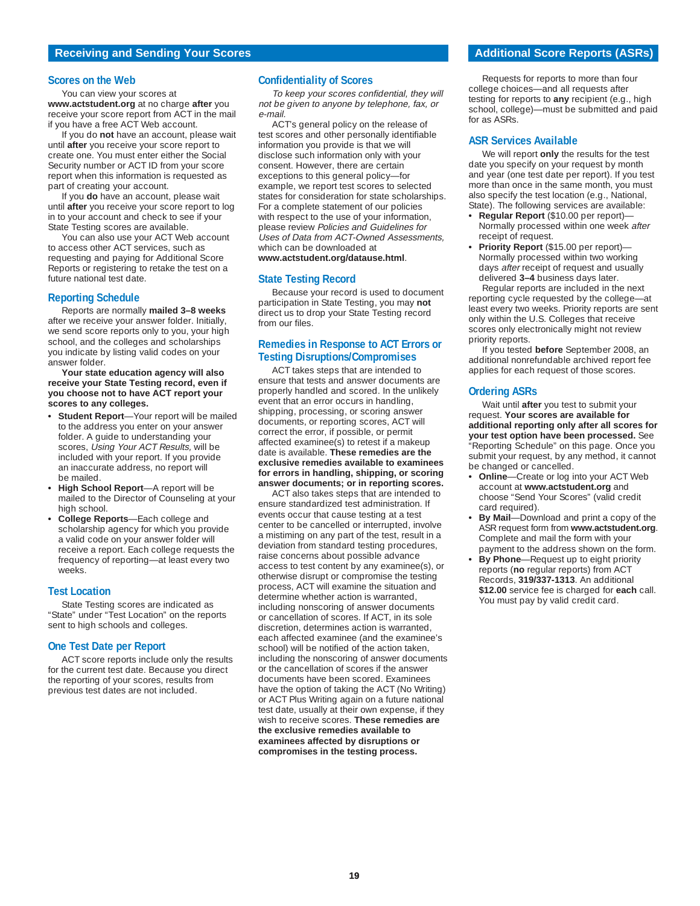## Receiving and Sending Your Scores

### Scores on the Web

You can view your scores at **www.actstudent.org** at no charge **after** you receive your score report from ACT in the mail if you have a free ACT Web account.

If you do **not** have an account, please wait until **after** you receive your score report to create one. You must enter either the Social Security number or ACT ID from your score report when this information is requested as part of creating your account.

If you **do** have an account, please wait until **after** you receive your score report to log in to your account and check to see if your State Testing scores are available.

You can also use your ACT Web account to access other ACT services, such as requesting and paying for Additional Score Reports or registering to retake the test on a future national test date.

### Reporting Schedule

Reports are normally **mailed 3–8 weeks** after we receive your answer folder. Initially, we send score reports only to you, your high school, and the colleges and scholarships you indicate by listing valid codes on your answer folder.

**Your state education agency will also receive your State Testing record, even if you choose not to have ACT report your scores to any colleges.**

- **Student Report**—Your report will be mailed to the address you enter on your answer folder. A guide to understanding your scores, *Using Your ACT Results,* will be included with your report. If you provide an inaccurate address, no report will be mailed.
- **High School Report**—A report will be mailed to the Director of Counseling at your high school.
- **College Reports**—Each college and scholarship agency for which you provide a valid code on your answer folder will receive a report. Each college requests the frequency of reporting—at least every two weeks.

### Test Location

State Testing scores are indicated as "State" under "Test Location" on the reports sent to high schools and colleges.

### One Test Date per Report

ACT score reports include only the results for the current test date. Because you direct the reporting of your scores, results from previous test dates are not included.

### Confidentiality of Scores

*To keep your scores confidential, they will not be given to anyone by telephone, fax, or e-mail.*

ACT's general policy on the release of test scores and other personally identifiable information you provide is that we will disclose such information only with your consent. However, there are certain exceptions to this general policy—for example, we report test scores to selected states for consideration for state scholarships. For a complete statement of our policies with respect to the use of your information, please review *Policies and Guidelines for Uses of Data from ACT-Owned Assessments,* which can be downloaded at **www.actstudent.org/datause.html**.

### State Testing Record

Because your record is used to document participation in State Testing, you may **not** direct us to drop your State Testing record from our files.

### Remedies in Response to ACT Errors or Testing Disruptions/Compromises

ACT takes steps that are intended to ensure that tests and answer documents are properly handled and scored. In the unlikely event that an error occurs in handling, shipping, processing, or scoring answer documents, or reporting scores, ACT will correct the error, if possible, or permit affected examinee(s) to retest if a makeup date is available. **These remedies are the exclusive remedies available to examinees for errors in handling, shipping, or scoring answer documents; or in reporting scores.**

ACT also takes steps that are intended to ensure standardized test administration. If events occur that cause testing at a test center to be cancelled or interrupted, involve a mistiming on any part of the test, result in a deviation from standard testing procedures, raise concerns about possible advance access to test content by any examinee(s), or otherwise disrupt or compromise the testing process, ACT will examine the situation and determine whether action is warranted, including nonscoring of answer documents or cancellation of scores. If ACT, in its sole discretion, determines action is warranted, each affected examinee (and the examinee's school) will be notified of the action taken, including the nonscoring of answer documents or the cancellation of scores if the answer documents have been scored. Examinees have the option of taking the ACT (No Writing) or ACT Plus Writing again on a future national test date, usually at their own expense, if they wish to receive scores. **These remedies are the exclusive remedies available to examinees affected by disruptions or compromises in the testing process.**

## Additional Score Reports (ASRs)

Requests for reports to more than four college choices—and all requests after testing for reports to **any** recipient (e.g., high school, college)—must be submitted and paid for as ASRs.

### ASR Services Available

We will report **only** the results for the test date you specify on your request by month and year (one test date per report). If you test more than once in the same month, you must also specify the test location (e.g., National, State). The following services are available:

- **Regular Report** ($10.00 per report)—Normally processed within one week *after* receipt of request.
- **Priority Report** ($15.00 per report)—Normally processed within two working days *after* receipt of request and usually delivered **3–4** business days later.

Regular reports are included in the next reporting cycle requested by the college—at least every two weeks. Priority reports are sent only within the U.S. Colleges that receive scores only electronically might not review priority reports.

If you tested **before** September 2008, an additional nonrefundable archived report fee applies for each request of those scores.

### Ordering ASRs

Wait until **after** you test to submit your request. **Your scores are available for additional reporting only after all scores for your test option have been processed.** See "Reporting Schedule" on this page. Once you submit your request, by any method, it cannot be changed or cancelled.

- **Online**—Create or log into your ACT Web account at **www.actstudent.org** and choose "Send Your Scores" (valid credit card required).
- **By Mail**—Download and print a copy of the ASR request form from **www.actstudent.org**. Complete and mail the form with your payment to the address shown on the form.
- **By Phone**—Request up to eight priority reports (**no** regular reports) from ACT Records, **319/337-1313**. An additional **$12.00** service fee is charged for **each** call. You must pay by valid credit card.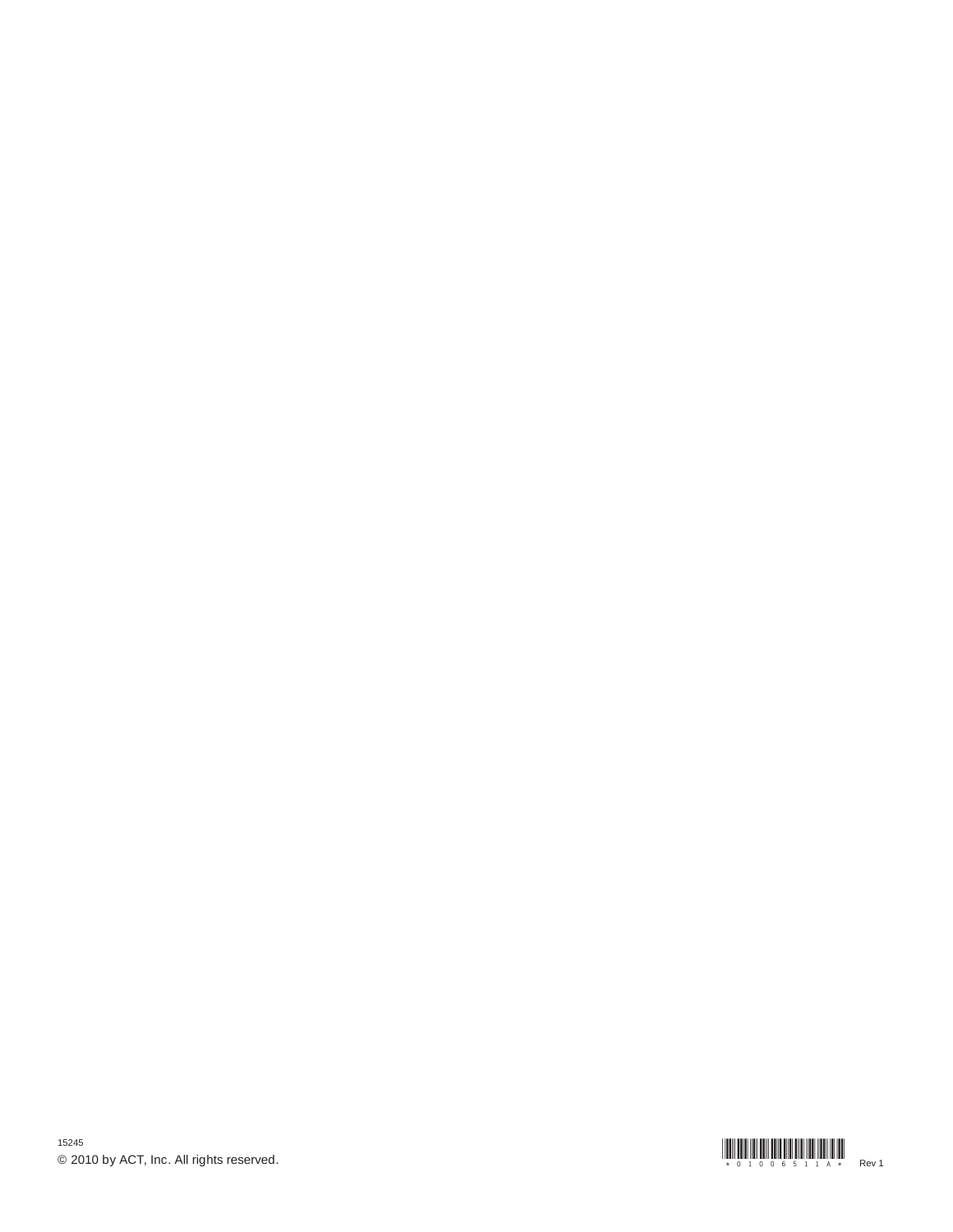15245

© 2010 by ACT, Inc. All rights reserved.

*01006511A*

Rev 1